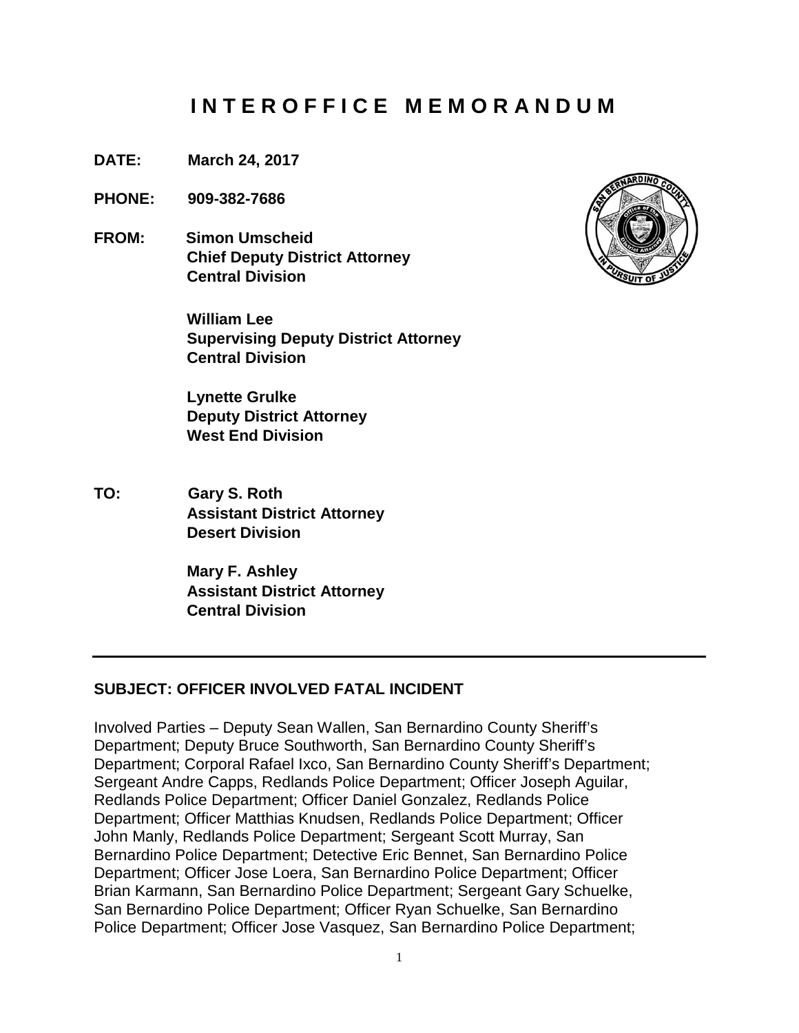# I N T E R O F F I C E   M E M O R A N D U M

**DATE:** March 24, 2017

**PHONE:** 909-382-7686

**FROM:** Simon Umscheid
Chief Deputy District Attorney
Central Division

William Lee
Supervising Deputy District Attorney
Central Division

Lynette Grulke
Deputy District Attorney
West End Division

**TO:** Gary S. Roth
Assistant District Attorney
Desert Division

Mary F. Ashley
Assistant District Attorney
Central Division

---

## SUBJECT: OFFICER INVOLVED FATAL INCIDENT

Involved Parties – Deputy Sean Wallen, San Bernardino County Sheriff's Department; Deputy Bruce Southworth, San Bernardino County Sheriff's Department; Corporal Rafael Ixco, San Bernardino County Sheriff's Department; Sergeant Andre Capps, Redlands Police Department; Officer Joseph Aguilar, Redlands Police Department; Officer Daniel Gonzalez, Redlands Police Department; Officer Matthias Knudsen, Redlands Police Department; Officer John Manly, Redlands Police Department; Sergeant Scott Murray, San Bernardino Police Department; Detective Eric Bennet, San Bernardino Police Department; Officer Jose Loera, San Bernardino Police Department; Officer Brian Karmann, San Bernardino Police Department; Sergeant Gary Schuelke, San Bernardino Police Department; Officer Ryan Schuelke, San Bernardino Police Department; Officer Jose Vasquez, San Bernardino Police Department;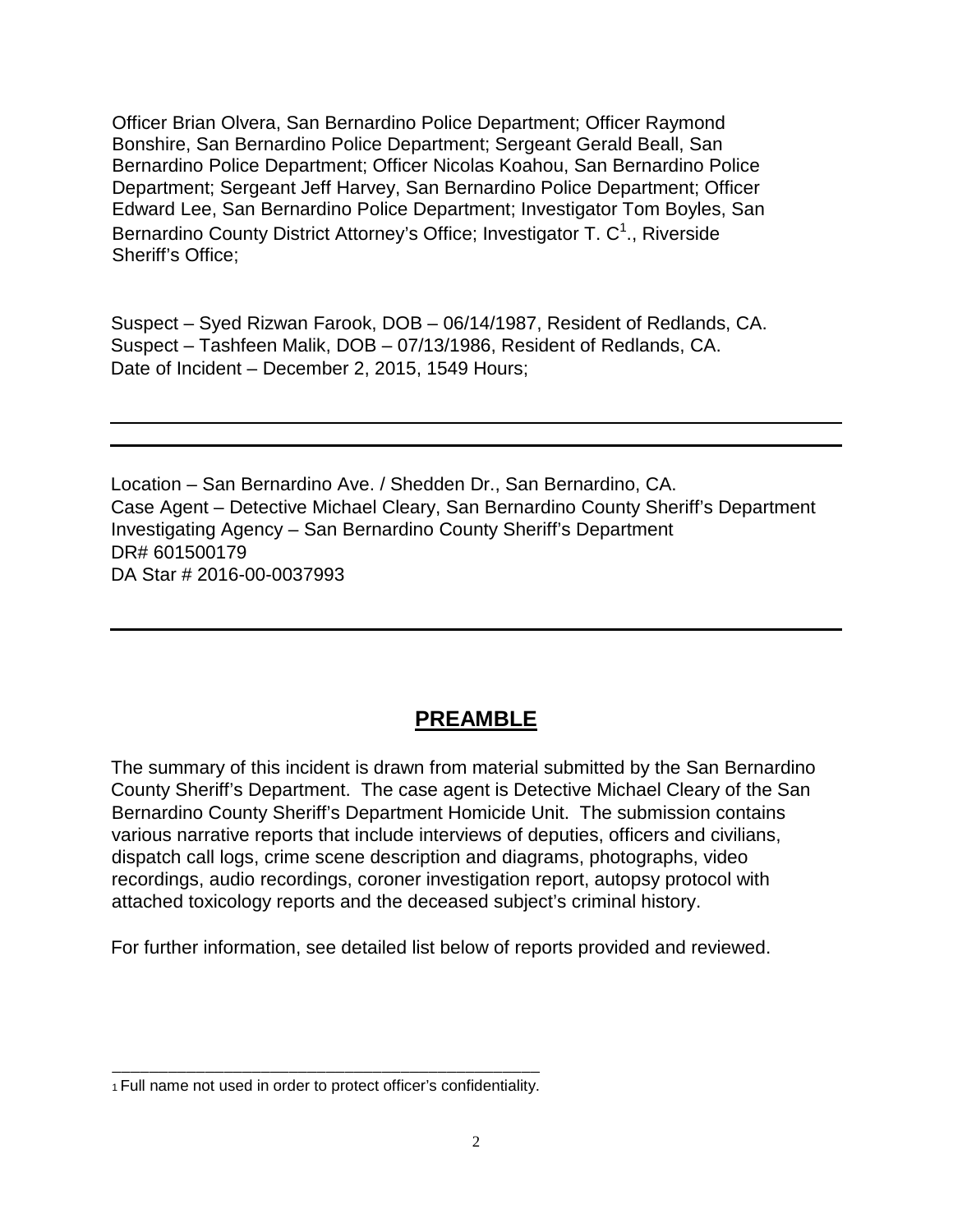Officer Brian Olvera, San Bernardino Police Department; Officer Raymond Bonshire, San Bernardino Police Department; Sergeant Gerald Beall, San Bernardino Police Department; Officer Nicolas Koahou, San Bernardino Police Department; Sergeant Jeff Harvey, San Bernardino Police Department; Officer Edward Lee, San Bernardino Police Department; Investigator Tom Boyles, San Bernardino County District Attorney's Office; Investigator T. C[1]., Riverside Sheriff's Office;

Suspect – Syed Rizwan Farook, DOB – 06/14/1987, Resident of Redlands, CA.
Suspect – Tashfeen Malik, DOB – 07/13/1986, Resident of Redlands, CA.
Date of Incident – December 2, 2015, 1549 Hours;

---

Location – San Bernardino Ave. / Shedden Dr., San Bernardino, CA.
Case Agent – Detective Michael Cleary, San Bernardino County Sheriff's Department
Investigating Agency – San Bernardino County Sheriff's Department
DR# 601500179
DA Star # 2016-00-0037993

---

## PREAMBLE

The summary of this incident is drawn from material submitted by the San Bernardino County Sheriff's Department. The case agent is Detective Michael Cleary of the San Bernardino County Sheriff's Department Homicide Unit. The submission contains various narrative reports that include interviews of deputies, officers and civilians, dispatch call logs, crime scene description and diagrams, photographs, video recordings, audio recordings, coroner investigation report, autopsy protocol with attached toxicology reports and the deceased subject's criminal history.

For further information, see detailed list below of reports provided and reviewed.

---

[1] Full name not used in order to protect officer's confidentiality.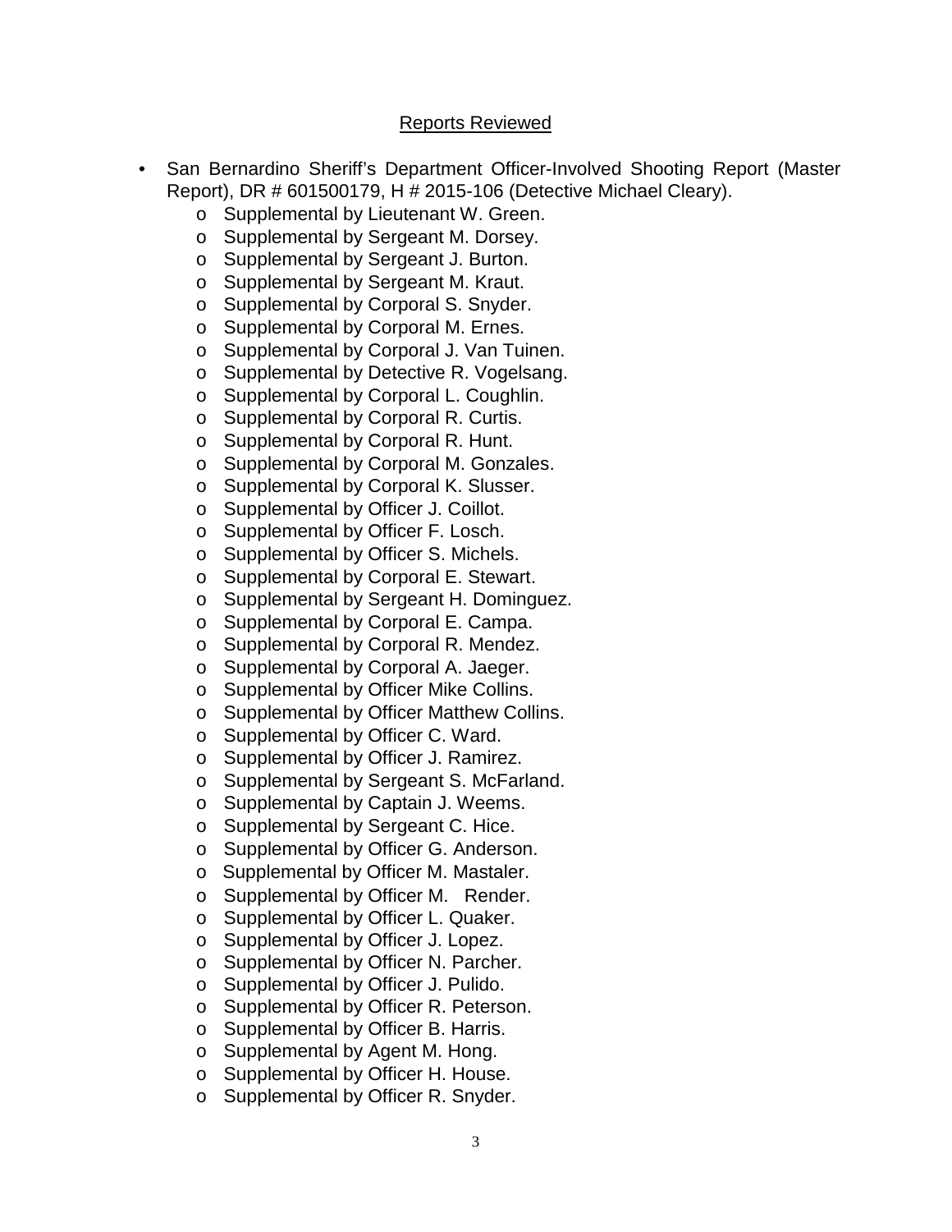## Reports Reviewed

- San Bernardino Sheriff's Department Officer-Involved Shooting Report (Master Report), DR # 601500179, H # 2015-106 (Detective Michael Cleary).
    - Supplemental by Lieutenant W. Green.
    - Supplemental by Sergeant M. Dorsey.
    - Supplemental by Sergeant J. Burton.
    - Supplemental by Sergeant M. Kraut.
    - Supplemental by Corporal S. Snyder.
    - Supplemental by Corporal M. Ernes.
    - Supplemental by Corporal J. Van Tuinen.
    - Supplemental by Detective R. Vogelsang.
    - Supplemental by Corporal L. Coughlin.
    - Supplemental by Corporal R. Curtis.
    - Supplemental by Corporal R. Hunt.
    - Supplemental by Corporal M. Gonzales.
    - Supplemental by Corporal K. Slusser.
    - Supplemental by Officer J. Coillot.
    - Supplemental by Officer F. Losch.
    - Supplemental by Officer S. Michels.
    - Supplemental by Corporal E. Stewart.
    - Supplemental by Sergeant H. Dominguez.
    - Supplemental by Corporal E. Campa.
    - Supplemental by Corporal R. Mendez.
    - Supplemental by Corporal A. Jaeger.
    - Supplemental by Officer Mike Collins.
    - Supplemental by Officer Matthew Collins.
    - Supplemental by Officer C. Ward.
    - Supplemental by Officer J. Ramirez.
    - Supplemental by Sergeant S. McFarland.
    - Supplemental by Captain J. Weems.
    - Supplemental by Sergeant C. Hice.
    - Supplemental by Officer G. Anderson.
    - Supplemental by Officer M. Mastaler.
    - Supplemental by Officer M. Render.
    - Supplemental by Officer L. Quaker.
    - Supplemental by Officer J. Lopez.
    - Supplemental by Officer N. Parcher.
    - Supplemental by Officer J. Pulido.
    - Supplemental by Officer R. Peterson.
    - Supplemental by Officer B. Harris.
    - Supplemental by Agent M. Hong.
    - Supplemental by Officer H. House.
    - Supplemental by Officer R. Snyder.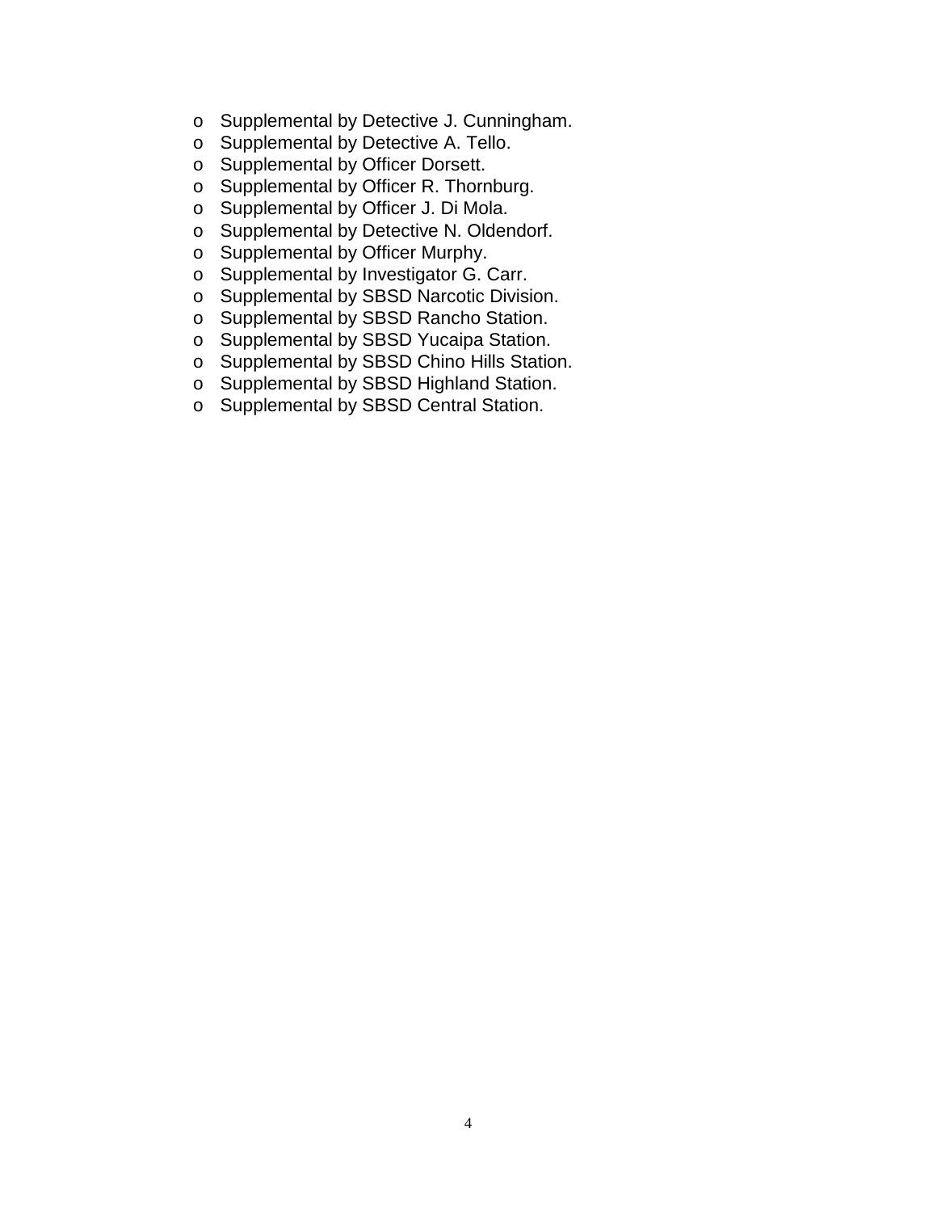- Supplemental by Detective J. Cunningham.
- Supplemental by Detective A. Tello.
- Supplemental by Officer Dorsett.
- Supplemental by Officer R. Thornburg.
- Supplemental by Officer J. Di Mola.
- Supplemental by Detective N. Oldendorf.
- Supplemental by Officer Murphy.
- Supplemental by Investigator G. Carr.
- Supplemental by SBSD Narcotic Division.
- Supplemental by SBSD Rancho Station.
- Supplemental by SBSD Yucaipa Station.
- Supplemental by SBSD Chino Hills Station.
- Supplemental by SBSD Highland Station.
- Supplemental by SBSD Central Station.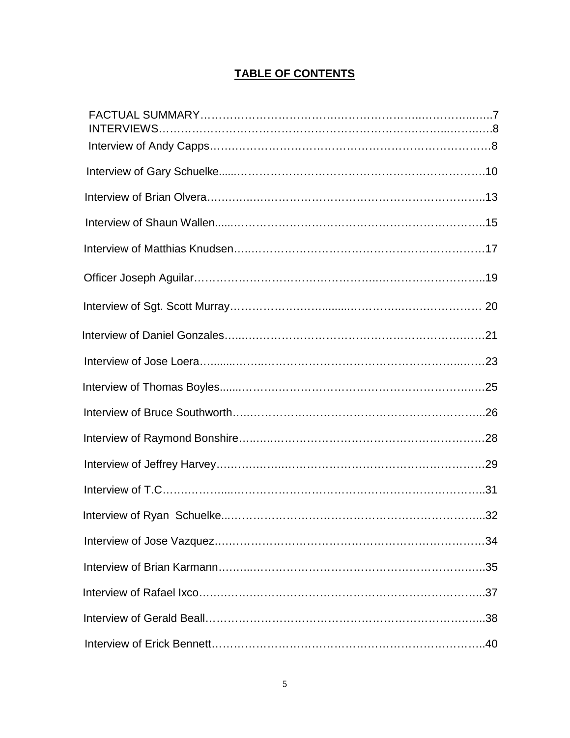# TABLE OF CONTENTS

FACTUAL SUMMARY……………………………………………………………………7
INTERVIEWS………………………………………………………………………..8
Interview of Andy Capps……………………………………………………………8
Interview of Gary Schuelke……………………………………………………………10
Interview of Brian Olvera……………………………………………………………13
Interview of Shaun Wallen……………………………………………………………15
Interview of Matthias Knudsen………………………………………………………17
Officer Joseph Aguilar……………………………………………………………19
Interview of Sgt. Scott Murray…………………………………………………… 20
Interview of Daniel Gonzales…………………………………………………………21
Interview of Jose Loera……………………………………………………………23
Interview of Thomas Boyles……………………………………………………………25
Interview of Bruce Southworth…………………………………………………………26
Interview of Raymond Bonshire…………………………………………………………28
Interview of Jeffrey Harvey……………………………………………………………29
Interview of T.C……………………………………………………………………31
Interview of Ryan Schuelke……………………………………………………………32
Interview of Jose Vazquez……………………………………………………………34
Interview of Brian Karmann……………………………………………………………35
Interview of Rafael Ixco……………………………………………………………37
Interview of Gerald Beall……………………………………………………………38
Interview of Erick Bennett……………………………………………………………40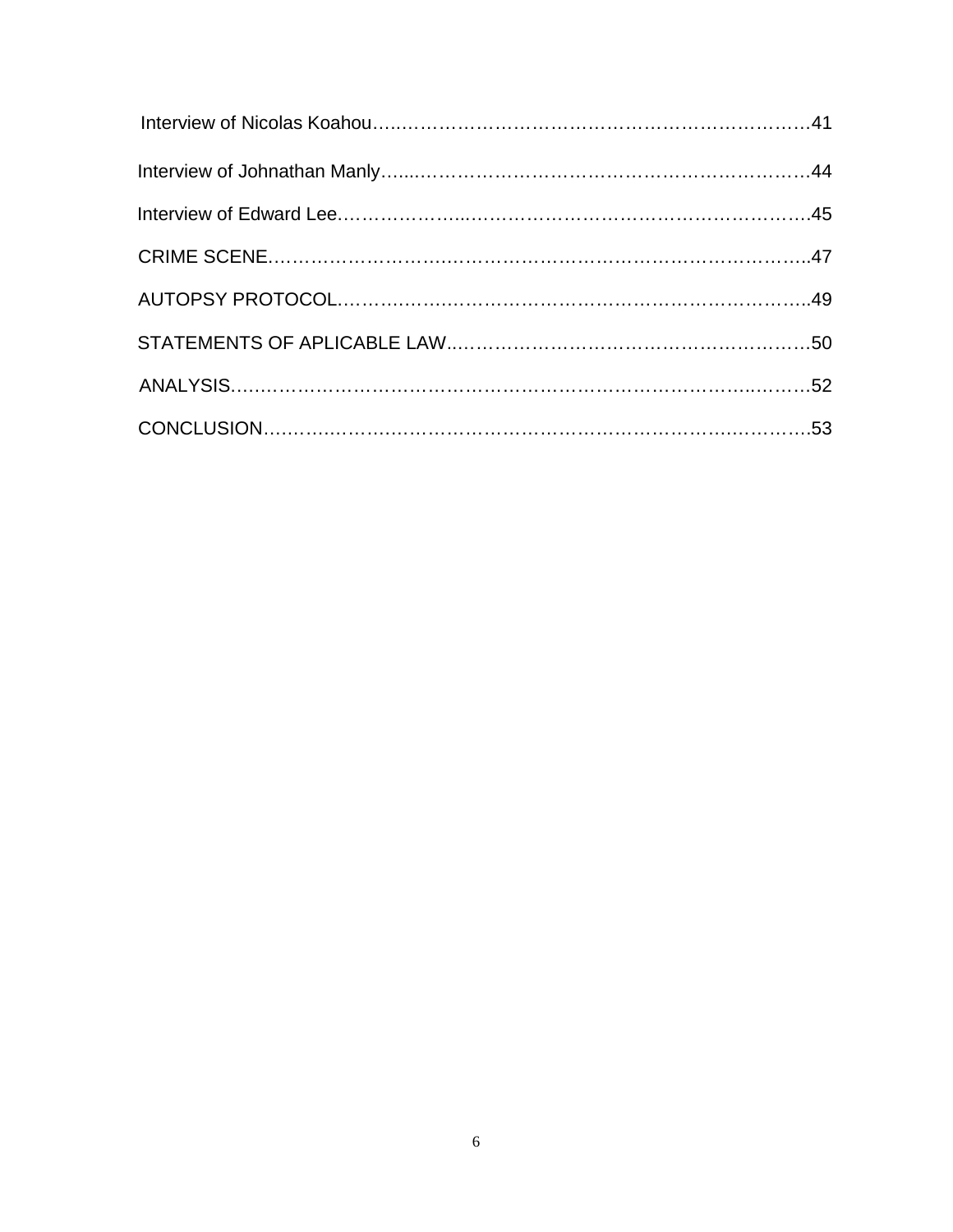Interview of Nicolas Koahou……………………………………………………………………41

Interview of Johnathan Manly……………………………………………………………………44

Interview of Edward Lee……………………………………………………………………………45

CRIME SCENE……………………………………………………………………………………47

AUTOPSY PROTOCOL…………………………………………………………………………49

STATEMENTS OF APLICABLE LAW……………………………………………………………50

ANALYSIS…………………………………………………………………………………………52

CONCLUSION……………………………………………………………………………………53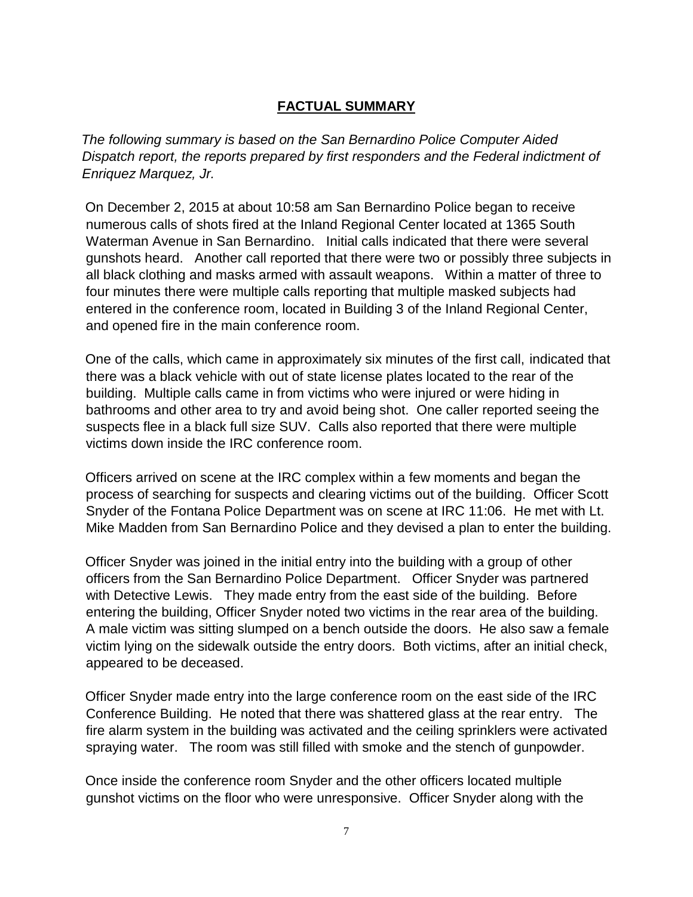## FACTUAL SUMMARY

*The following summary is based on the San Bernardino Police Computer Aided Dispatch report, the reports prepared by first responders and the Federal indictment of Enriquez Marquez, Jr.*

On December 2, 2015 at about 10:58 am San Bernardino Police began to receive numerous calls of shots fired at the Inland Regional Center located at 1365 South Waterman Avenue in San Bernardino. Initial calls indicated that there were several gunshots heard. Another call reported that there were two or possibly three subjects in all black clothing and masks armed with assault weapons. Within a matter of three to four minutes there were multiple calls reporting that multiple masked subjects had entered in the conference room, located in Building 3 of the Inland Regional Center, and opened fire in the main conference room.

One of the calls, which came in approximately six minutes of the first call, indicated that there was a black vehicle with out of state license plates located to the rear of the building. Multiple calls came in from victims who were injured or were hiding in bathrooms and other area to try and avoid being shot. One caller reported seeing the suspects flee in a black full size SUV. Calls also reported that there were multiple victims down inside the IRC conference room.

Officers arrived on scene at the IRC complex within a few moments and began the process of searching for suspects and clearing victims out of the building. Officer Scott Snyder of the Fontana Police Department was on scene at IRC 11:06. He met with Lt. Mike Madden from San Bernardino Police and they devised a plan to enter the building.

Officer Snyder was joined in the initial entry into the building with a group of other officers from the San Bernardino Police Department. Officer Snyder was partnered with Detective Lewis. They made entry from the east side of the building. Before entering the building, Officer Snyder noted two victims in the rear area of the building. A male victim was sitting slumped on a bench outside the doors. He also saw a female victim lying on the sidewalk outside the entry doors. Both victims, after an initial check, appeared to be deceased.

Officer Snyder made entry into the large conference room on the east side of the IRC Conference Building. He noted that there was shattered glass at the rear entry. The fire alarm system in the building was activated and the ceiling sprinklers were activated spraying water. The room was still filled with smoke and the stench of gunpowder.

Once inside the conference room Snyder and the other officers located multiple gunshot victims on the floor who were unresponsive. Officer Snyder along with the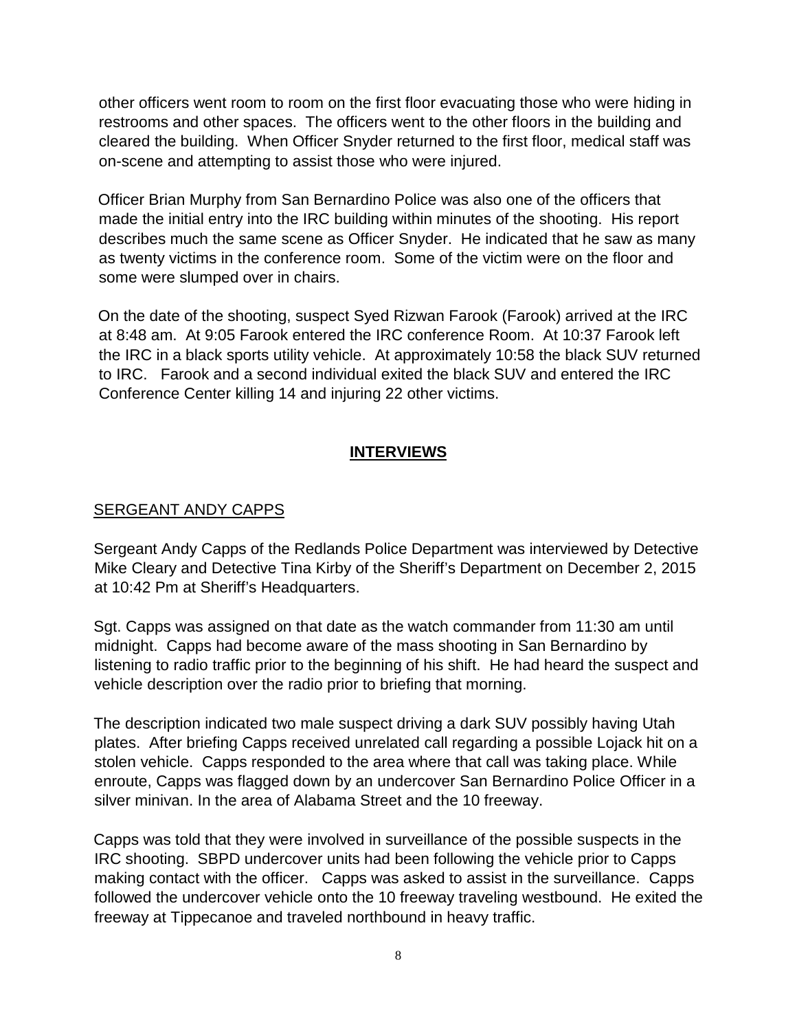other officers went room to room on the first floor evacuating those who were hiding in restrooms and other spaces. The officers went to the other floors in the building and cleared the building. When Officer Snyder returned to the first floor, medical staff was on-scene and attempting to assist those who were injured.

Officer Brian Murphy from San Bernardino Police was also one of the officers that made the initial entry into the IRC building within minutes of the shooting. His report describes much the same scene as Officer Snyder. He indicated that he saw as many as twenty victims in the conference room. Some of the victim were on the floor and some were slumped over in chairs.

On the date of the shooting, suspect Syed Rizwan Farook (Farook) arrived at the IRC at 8:48 am. At 9:05 Farook entered the IRC conference Room. At 10:37 Farook left the IRC in a black sports utility vehicle. At approximately 10:58 the black SUV returned to IRC. Farook and a second individual exited the black SUV and entered the IRC Conference Center killing 14 and injuring 22 other victims.

## INTERVIEWS

### SERGEANT ANDY CAPPS

Sergeant Andy Capps of the Redlands Police Department was interviewed by Detective Mike Cleary and Detective Tina Kirby of the Sheriff's Department on December 2, 2015 at 10:42 Pm at Sheriff's Headquarters.

Sgt. Capps was assigned on that date as the watch commander from 11:30 am until midnight. Capps had become aware of the mass shooting in San Bernardino by listening to radio traffic prior to the beginning of his shift. He had heard the suspect and vehicle description over the radio prior to briefing that morning.

The description indicated two male suspect driving a dark SUV possibly having Utah plates. After briefing Capps received unrelated call regarding a possible Lojack hit on a stolen vehicle. Capps responded to the area where that call was taking place. While enroute, Capps was flagged down by an undercover San Bernardino Police Officer in a silver minivan. In the area of Alabama Street and the 10 freeway.

Capps was told that they were involved in surveillance of the possible suspects in the IRC shooting. SBPD undercover units had been following the vehicle prior to Capps making contact with the officer. Capps was asked to assist in the surveillance. Capps followed the undercover vehicle onto the 10 freeway traveling westbound. He exited the freeway at Tippecanoe and traveled northbound in heavy traffic.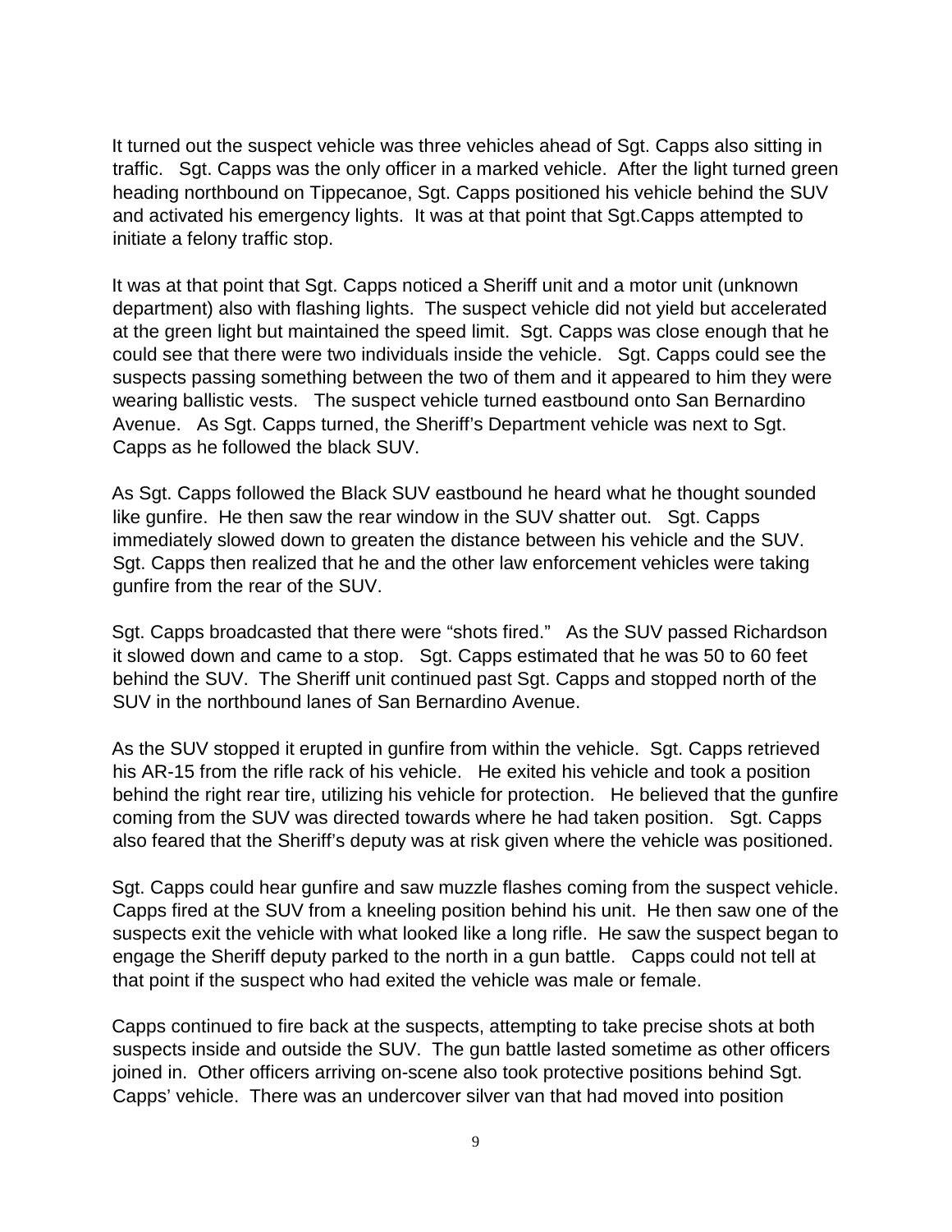It turned out the suspect vehicle was three vehicles ahead of Sgt. Capps also sitting in traffic. Sgt. Capps was the only officer in a marked vehicle. After the light turned green heading northbound on Tippecanoe, Sgt. Capps positioned his vehicle behind the SUV and activated his emergency lights. It was at that point that Sgt.Capps attempted to initiate a felony traffic stop.

It was at that point that Sgt. Capps noticed a Sheriff unit and a motor unit (unknown department) also with flashing lights. The suspect vehicle did not yield but accelerated at the green light but maintained the speed limit. Sgt. Capps was close enough that he could see that there were two individuals inside the vehicle. Sgt. Capps could see the suspects passing something between the two of them and it appeared to him they were wearing ballistic vests. The suspect vehicle turned eastbound onto San Bernardino Avenue. As Sgt. Capps turned, the Sheriff's Department vehicle was next to Sgt. Capps as he followed the black SUV.

As Sgt. Capps followed the Black SUV eastbound he heard what he thought sounded like gunfire. He then saw the rear window in the SUV shatter out. Sgt. Capps immediately slowed down to greaten the distance between his vehicle and the SUV. Sgt. Capps then realized that he and the other law enforcement vehicles were taking gunfire from the rear of the SUV.

Sgt. Capps broadcasted that there were "shots fired." As the SUV passed Richardson it slowed down and came to a stop. Sgt. Capps estimated that he was 50 to 60 feet behind the SUV. The Sheriff unit continued past Sgt. Capps and stopped north of the SUV in the northbound lanes of San Bernardino Avenue.

As the SUV stopped it erupted in gunfire from within the vehicle. Sgt. Capps retrieved his AR-15 from the rifle rack of his vehicle. He exited his vehicle and took a position behind the right rear tire, utilizing his vehicle for protection. He believed that the gunfire coming from the SUV was directed towards where he had taken position. Sgt. Capps also feared that the Sheriff's deputy was at risk given where the vehicle was positioned.

Sgt. Capps could hear gunfire and saw muzzle flashes coming from the suspect vehicle. Capps fired at the SUV from a kneeling position behind his unit. He then saw one of the suspects exit the vehicle with what looked like a long rifle. He saw the suspect began to engage the Sheriff deputy parked to the north in a gun battle. Capps could not tell at that point if the suspect who had exited the vehicle was male or female.

Capps continued to fire back at the suspects, attempting to take precise shots at both suspects inside and outside the SUV. The gun battle lasted sometime as other officers joined in. Other officers arriving on-scene also took protective positions behind Sgt. Capps' vehicle. There was an undercover silver van that had moved into position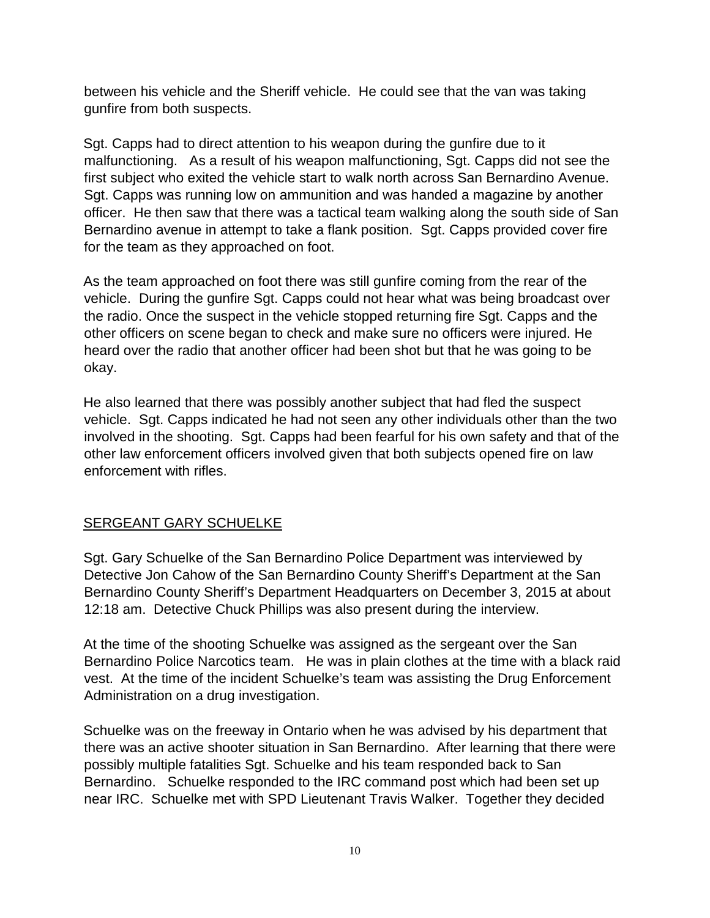between his vehicle and the Sheriff vehicle. He could see that the van was taking gunfire from both suspects.

Sgt. Capps had to direct attention to his weapon during the gunfire due to it malfunctioning. As a result of his weapon malfunctioning, Sgt. Capps did not see the first subject who exited the vehicle start to walk north across San Bernardino Avenue. Sgt. Capps was running low on ammunition and was handed a magazine by another officer. He then saw that there was a tactical team walking along the south side of San Bernardino avenue in attempt to take a flank position. Sgt. Capps provided cover fire for the team as they approached on foot.

As the team approached on foot there was still gunfire coming from the rear of the vehicle. During the gunfire Sgt. Capps could not hear what was being broadcast over the radio. Once the suspect in the vehicle stopped returning fire Sgt. Capps and the other officers on scene began to check and make sure no officers were injured. He heard over the radio that another officer had been shot but that he was going to be okay.

He also learned that there was possibly another subject that had fled the suspect vehicle. Sgt. Capps indicated he had not seen any other individuals other than the two involved in the shooting. Sgt. Capps had been fearful for his own safety and that of the other law enforcement officers involved given that both subjects opened fire on law enforcement with rifles.

## SERGEANT GARY SCHUELKE

Sgt. Gary Schuelke of the San Bernardino Police Department was interviewed by Detective Jon Cahow of the San Bernardino County Sheriff's Department at the San Bernardino County Sheriff's Department Headquarters on December 3, 2015 at about 12:18 am. Detective Chuck Phillips was also present during the interview.

At the time of the shooting Schuelke was assigned as the sergeant over the San Bernardino Police Narcotics team. He was in plain clothes at the time with a black raid vest. At the time of the incident Schuelke's team was assisting the Drug Enforcement Administration on a drug investigation.

Schuelke was on the freeway in Ontario when he was advised by his department that there was an active shooter situation in San Bernardino. After learning that there were possibly multiple fatalities Sgt. Schuelke and his team responded back to San Bernardino. Schuelke responded to the IRC command post which had been set up near IRC. Schuelke met with SPD Lieutenant Travis Walker. Together they decided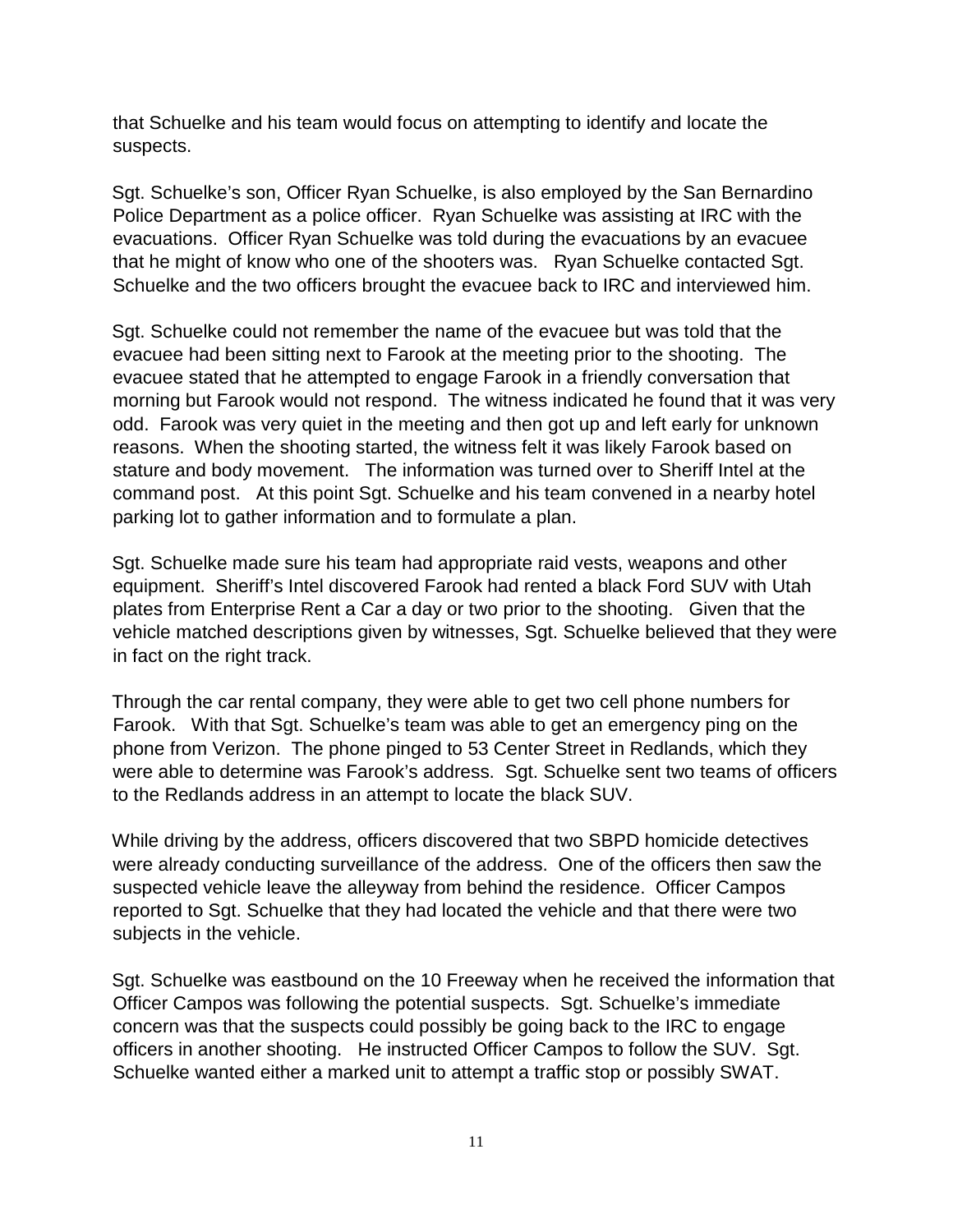that Schuelke and his team would focus on attempting to identify and locate the suspects.

Sgt. Schuelke's son, Officer Ryan Schuelke, is also employed by the San Bernardino Police Department as a police officer. Ryan Schuelke was assisting at IRC with the evacuations. Officer Ryan Schuelke was told during the evacuations by an evacuee that he might of know who one of the shooters was. Ryan Schuelke contacted Sgt. Schuelke and the two officers brought the evacuee back to IRC and interviewed him.

Sgt. Schuelke could not remember the name of the evacuee but was told that the evacuee had been sitting next to Farook at the meeting prior to the shooting. The evacuee stated that he attempted to engage Farook in a friendly conversation that morning but Farook would not respond. The witness indicated he found that it was very odd. Farook was very quiet in the meeting and then got up and left early for unknown reasons. When the shooting started, the witness felt it was likely Farook based on stature and body movement. The information was turned over to Sheriff Intel at the command post. At this point Sgt. Schuelke and his team convened in a nearby hotel parking lot to gather information and to formulate a plan.

Sgt. Schuelke made sure his team had appropriate raid vests, weapons and other equipment. Sheriff's Intel discovered Farook had rented a black Ford SUV with Utah plates from Enterprise Rent a Car a day or two prior to the shooting. Given that the vehicle matched descriptions given by witnesses, Sgt. Schuelke believed that they were in fact on the right track.

Through the car rental company, they were able to get two cell phone numbers for Farook. With that Sgt. Schuelke's team was able to get an emergency ping on the phone from Verizon. The phone pinged to 53 Center Street in Redlands, which they were able to determine was Farook's address. Sgt. Schuelke sent two teams of officers to the Redlands address in an attempt to locate the black SUV.

While driving by the address, officers discovered that two SBPD homicide detectives were already conducting surveillance of the address. One of the officers then saw the suspected vehicle leave the alleyway from behind the residence. Officer Campos reported to Sgt. Schuelke that they had located the vehicle and that there were two subjects in the vehicle.

Sgt. Schuelke was eastbound on the 10 Freeway when he received the information that Officer Campos was following the potential suspects. Sgt. Schuelke's immediate concern was that the suspects could possibly be going back to the IRC to engage officers in another shooting. He instructed Officer Campos to follow the SUV. Sgt. Schuelke wanted either a marked unit to attempt a traffic stop or possibly SWAT.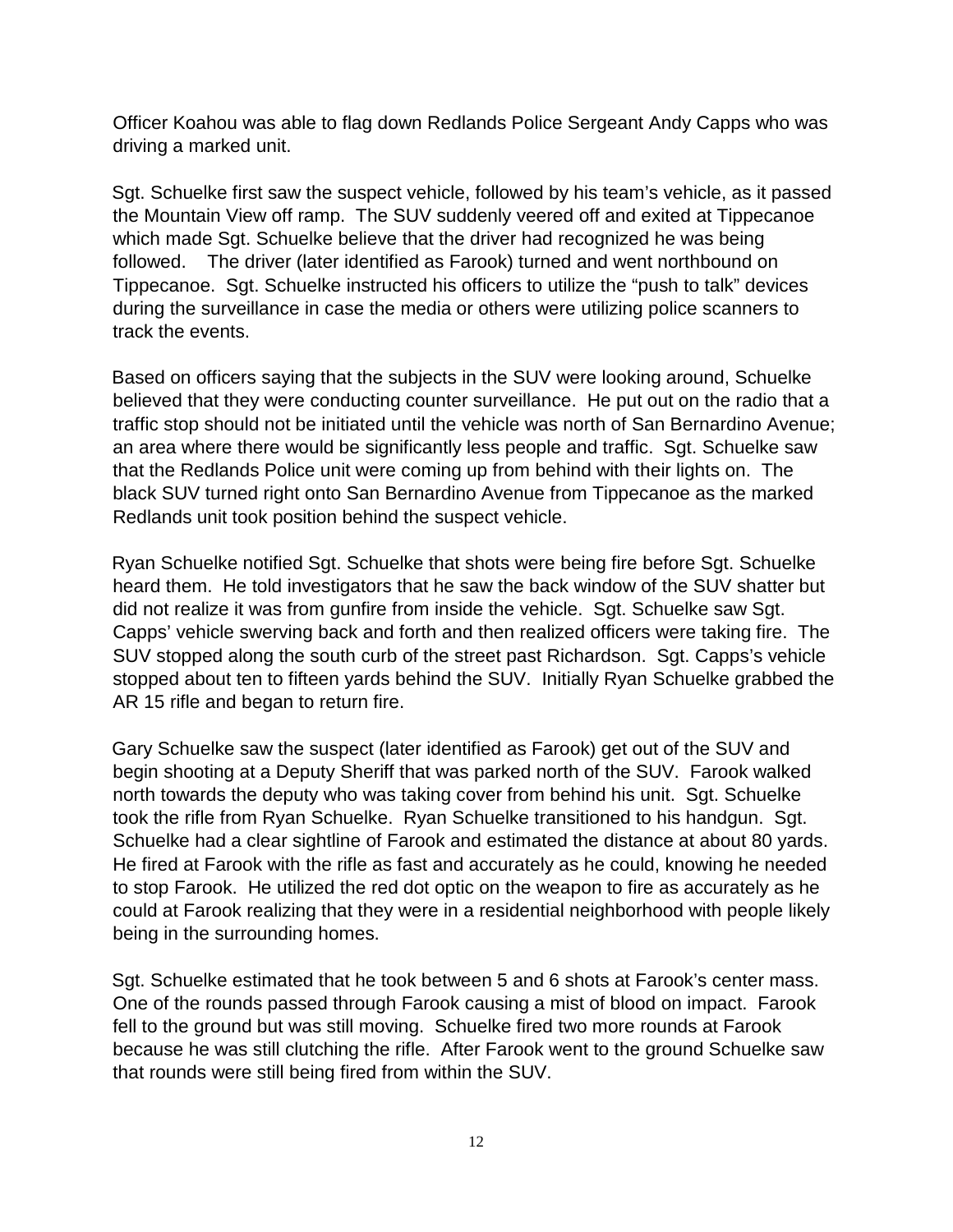Officer Koahou was able to flag down Redlands Police Sergeant Andy Capps who was driving a marked unit.

Sgt. Schuelke first saw the suspect vehicle, followed by his team's vehicle, as it passed the Mountain View off ramp. The SUV suddenly veered off and exited at Tippecanoe which made Sgt. Schuelke believe that the driver had recognized he was being followed. The driver (later identified as Farook) turned and went northbound on Tippecanoe. Sgt. Schuelke instructed his officers to utilize the "push to talk" devices during the surveillance in case the media or others were utilizing police scanners to track the events.

Based on officers saying that the subjects in the SUV were looking around, Schuelke believed that they were conducting counter surveillance. He put out on the radio that a traffic stop should not be initiated until the vehicle was north of San Bernardino Avenue; an area where there would be significantly less people and traffic. Sgt. Schuelke saw that the Redlands Police unit were coming up from behind with their lights on. The black SUV turned right onto San Bernardino Avenue from Tippecanoe as the marked Redlands unit took position behind the suspect vehicle.

Ryan Schuelke notified Sgt. Schuelke that shots were being fire before Sgt. Schuelke heard them. He told investigators that he saw the back window of the SUV shatter but did not realize it was from gunfire from inside the vehicle. Sgt. Schuelke saw Sgt. Capps' vehicle swerving back and forth and then realized officers were taking fire. The SUV stopped along the south curb of the street past Richardson. Sgt. Capps's vehicle stopped about ten to fifteen yards behind the SUV. Initially Ryan Schuelke grabbed the AR 15 rifle and began to return fire.

Gary Schuelke saw the suspect (later identified as Farook) get out of the SUV and begin shooting at a Deputy Sheriff that was parked north of the SUV. Farook walked north towards the deputy who was taking cover from behind his unit. Sgt. Schuelke took the rifle from Ryan Schuelke. Ryan Schuelke transitioned to his handgun. Sgt. Schuelke had a clear sightline of Farook and estimated the distance at about 80 yards. He fired at Farook with the rifle as fast and accurately as he could, knowing he needed to stop Farook. He utilized the red dot optic on the weapon to fire as accurately as he could at Farook realizing that they were in a residential neighborhood with people likely being in the surrounding homes.

Sgt. Schuelke estimated that he took between 5 and 6 shots at Farook's center mass. One of the rounds passed through Farook causing a mist of blood on impact. Farook fell to the ground but was still moving. Schuelke fired two more rounds at Farook because he was still clutching the rifle. After Farook went to the ground Schuelke saw that rounds were still being fired from within the SUV.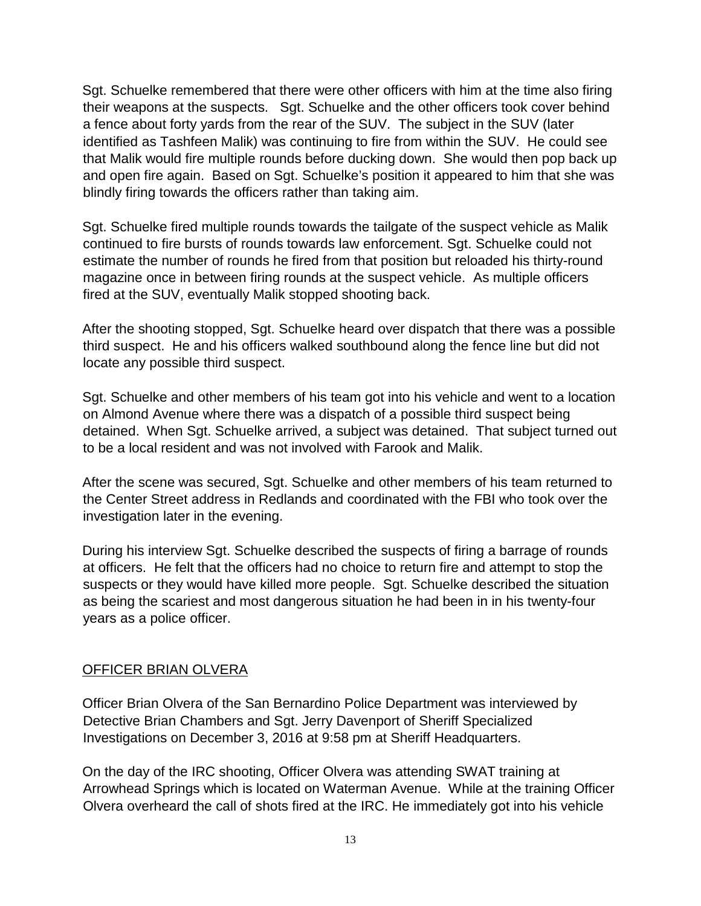Sgt. Schuelke remembered that there were other officers with him at the time also firing their weapons at the suspects. Sgt. Schuelke and the other officers took cover behind a fence about forty yards from the rear of the SUV. The subject in the SUV (later identified as Tashfeen Malik) was continuing to fire from within the SUV. He could see that Malik would fire multiple rounds before ducking down. She would then pop back up and open fire again. Based on Sgt. Schuelke's position it appeared to him that she was blindly firing towards the officers rather than taking aim.

Sgt. Schuelke fired multiple rounds towards the tailgate of the suspect vehicle as Malik continued to fire bursts of rounds towards law enforcement. Sgt. Schuelke could not estimate the number of rounds he fired from that position but reloaded his thirty-round magazine once in between firing rounds at the suspect vehicle. As multiple officers fired at the SUV, eventually Malik stopped shooting back.

After the shooting stopped, Sgt. Schuelke heard over dispatch that there was a possible third suspect. He and his officers walked southbound along the fence line but did not locate any possible third suspect.

Sgt. Schuelke and other members of his team got into his vehicle and went to a location on Almond Avenue where there was a dispatch of a possible third suspect being detained. When Sgt. Schuelke arrived, a subject was detained. That subject turned out to be a local resident and was not involved with Farook and Malik.

After the scene was secured, Sgt. Schuelke and other members of his team returned to the Center Street address in Redlands and coordinated with the FBI who took over the investigation later in the evening.

During his interview Sgt. Schuelke described the suspects of firing a barrage of rounds at officers. He felt that the officers had no choice to return fire and attempt to stop the suspects or they would have killed more people. Sgt. Schuelke described the situation as being the scariest and most dangerous situation he had been in in his twenty-four years as a police officer.

## OFFICER BRIAN OLVERA

Officer Brian Olvera of the San Bernardino Police Department was interviewed by Detective Brian Chambers and Sgt. Jerry Davenport of Sheriff Specialized Investigations on December 3, 2016 at 9:58 pm at Sheriff Headquarters.

On the day of the IRC shooting, Officer Olvera was attending SWAT training at Arrowhead Springs which is located on Waterman Avenue. While at the training Officer Olvera overheard the call of shots fired at the IRC. He immediately got into his vehicle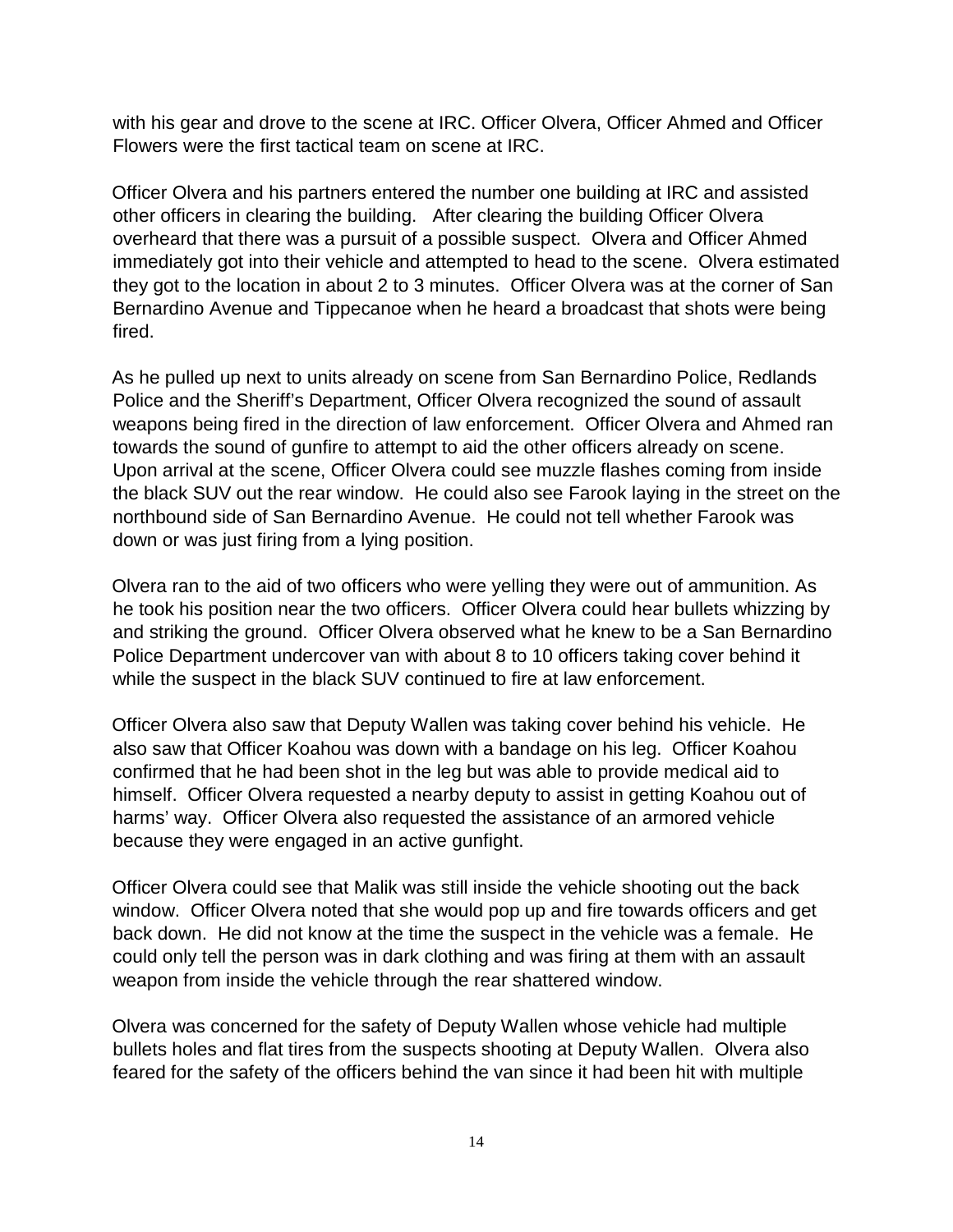with his gear and drove to the scene at IRC. Officer Olvera, Officer Ahmed and Officer Flowers were the first tactical team on scene at IRC.

Officer Olvera and his partners entered the number one building at IRC and assisted other officers in clearing the building. After clearing the building Officer Olvera overheard that there was a pursuit of a possible suspect. Olvera and Officer Ahmed immediately got into their vehicle and attempted to head to the scene. Olvera estimated they got to the location in about 2 to 3 minutes. Officer Olvera was at the corner of San Bernardino Avenue and Tippecanoe when he heard a broadcast that shots were being fired.

As he pulled up next to units already on scene from San Bernardino Police, Redlands Police and the Sheriff's Department, Officer Olvera recognized the sound of assault weapons being fired in the direction of law enforcement. Officer Olvera and Ahmed ran towards the sound of gunfire to attempt to aid the other officers already on scene. Upon arrival at the scene, Officer Olvera could see muzzle flashes coming from inside the black SUV out the rear window. He could also see Farook laying in the street on the northbound side of San Bernardino Avenue. He could not tell whether Farook was down or was just firing from a lying position.

Olvera ran to the aid of two officers who were yelling they were out of ammunition. As he took his position near the two officers. Officer Olvera could hear bullets whizzing by and striking the ground. Officer Olvera observed what he knew to be a San Bernardino Police Department undercover van with about 8 to 10 officers taking cover behind it while the suspect in the black SUV continued to fire at law enforcement.

Officer Olvera also saw that Deputy Wallen was taking cover behind his vehicle. He also saw that Officer Koahou was down with a bandage on his leg. Officer Koahou confirmed that he had been shot in the leg but was able to provide medical aid to himself. Officer Olvera requested a nearby deputy to assist in getting Koahou out of harms' way. Officer Olvera also requested the assistance of an armored vehicle because they were engaged in an active gunfight.

Officer Olvera could see that Malik was still inside the vehicle shooting out the back window. Officer Olvera noted that she would pop up and fire towards officers and get back down. He did not know at the time the suspect in the vehicle was a female. He could only tell the person was in dark clothing and was firing at them with an assault weapon from inside the vehicle through the rear shattered window.

Olvera was concerned for the safety of Deputy Wallen whose vehicle had multiple bullets holes and flat tires from the suspects shooting at Deputy Wallen. Olvera also feared for the safety of the officers behind the van since it had been hit with multiple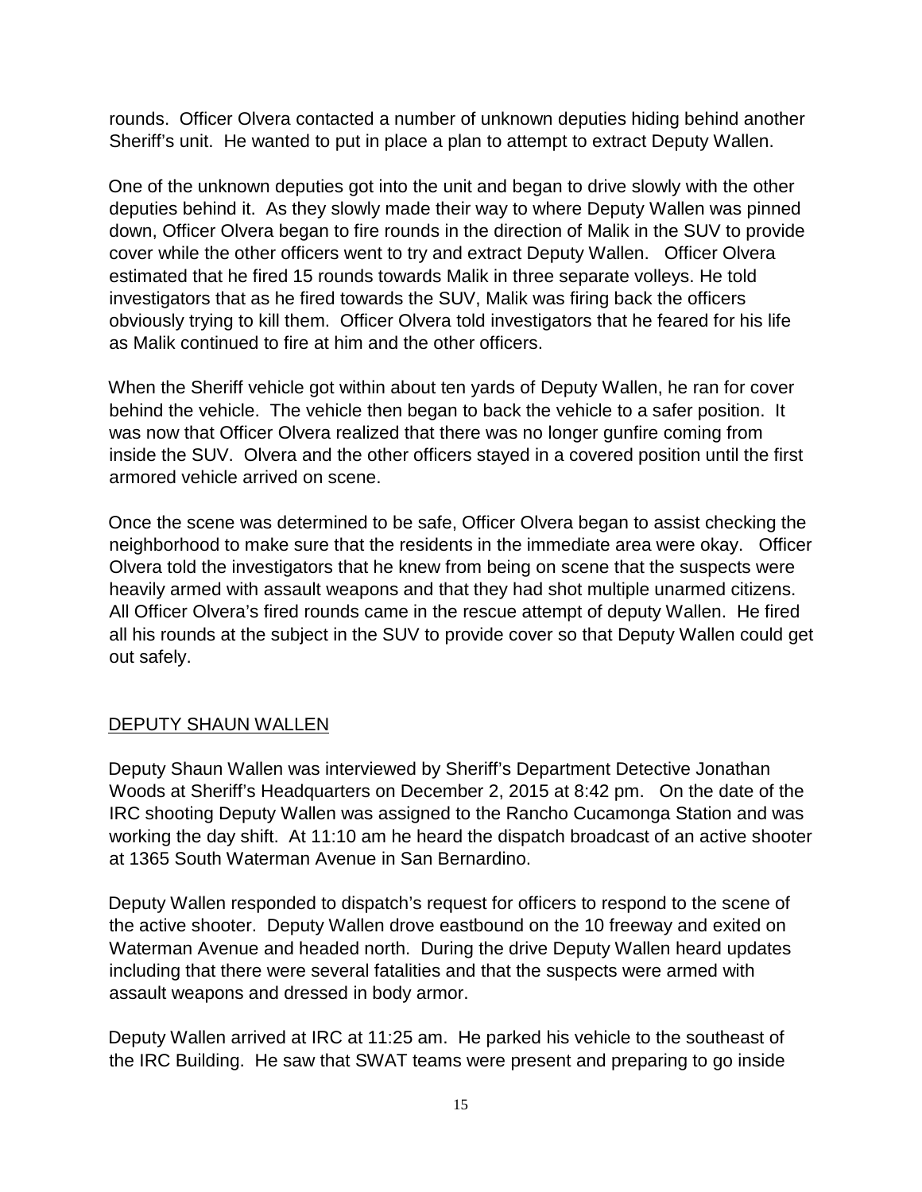rounds. Officer Olvera contacted a number of unknown deputies hiding behind another Sheriff's unit. He wanted to put in place a plan to attempt to extract Deputy Wallen.

One of the unknown deputies got into the unit and began to drive slowly with the other deputies behind it. As they slowly made their way to where Deputy Wallen was pinned down, Officer Olvera began to fire rounds in the direction of Malik in the SUV to provide cover while the other officers went to try and extract Deputy Wallen. Officer Olvera estimated that he fired 15 rounds towards Malik in three separate volleys. He told investigators that as he fired towards the SUV, Malik was firing back the officers obviously trying to kill them. Officer Olvera told investigators that he feared for his life as Malik continued to fire at him and the other officers.

When the Sheriff vehicle got within about ten yards of Deputy Wallen, he ran for cover behind the vehicle. The vehicle then began to back the vehicle to a safer position. It was now that Officer Olvera realized that there was no longer gunfire coming from inside the SUV. Olvera and the other officers stayed in a covered position until the first armored vehicle arrived on scene.

Once the scene was determined to be safe, Officer Olvera began to assist checking the neighborhood to make sure that the residents in the immediate area were okay. Officer Olvera told the investigators that he knew from being on scene that the suspects were heavily armed with assault weapons and that they had shot multiple unarmed citizens. All Officer Olvera's fired rounds came in the rescue attempt of deputy Wallen. He fired all his rounds at the subject in the SUV to provide cover so that Deputy Wallen could get out safely.

## DEPUTY SHAUN WALLEN

Deputy Shaun Wallen was interviewed by Sheriff's Department Detective Jonathan Woods at Sheriff's Headquarters on December 2, 2015 at 8:42 pm. On the date of the IRC shooting Deputy Wallen was assigned to the Rancho Cucamonga Station and was working the day shift. At 11:10 am he heard the dispatch broadcast of an active shooter at 1365 South Waterman Avenue in San Bernardino.

Deputy Wallen responded to dispatch's request for officers to respond to the scene of the active shooter. Deputy Wallen drove eastbound on the 10 freeway and exited on Waterman Avenue and headed north. During the drive Deputy Wallen heard updates including that there were several fatalities and that the suspects were armed with assault weapons and dressed in body armor.

Deputy Wallen arrived at IRC at 11:25 am. He parked his vehicle to the southeast of the IRC Building. He saw that SWAT teams were present and preparing to go inside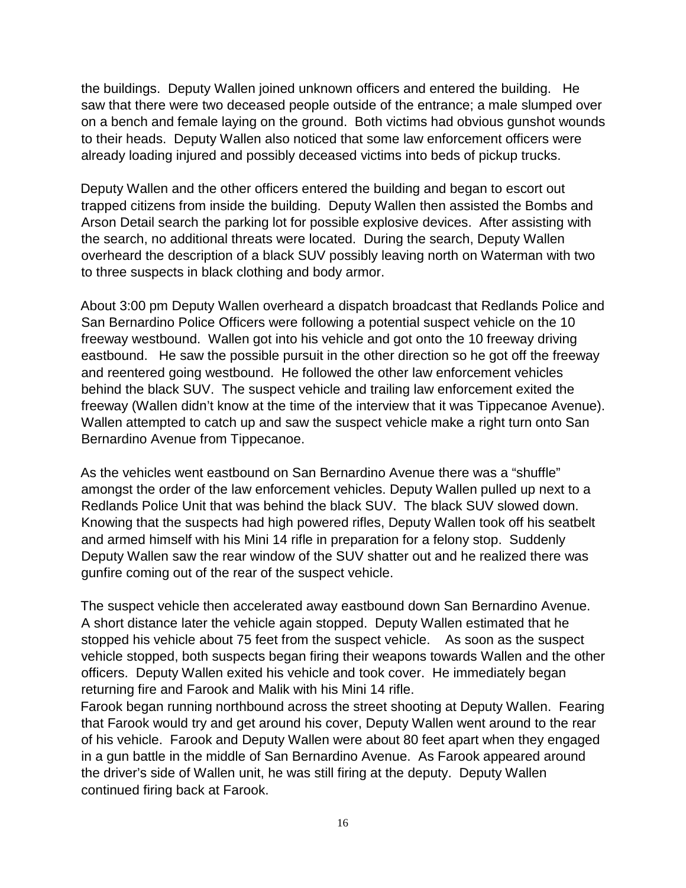the buildings. Deputy Wallen joined unknown officers and entered the building. He saw that there were two deceased people outside of the entrance; a male slumped over on a bench and female laying on the ground. Both victims had obvious gunshot wounds to their heads. Deputy Wallen also noticed that some law enforcement officers were already loading injured and possibly deceased victims into beds of pickup trucks.

Deputy Wallen and the other officers entered the building and began to escort out trapped citizens from inside the building. Deputy Wallen then assisted the Bombs and Arson Detail search the parking lot for possible explosive devices. After assisting with the search, no additional threats were located. During the search, Deputy Wallen overheard the description of a black SUV possibly leaving north on Waterman with two to three suspects in black clothing and body armor.

About 3:00 pm Deputy Wallen overheard a dispatch broadcast that Redlands Police and San Bernardino Police Officers were following a potential suspect vehicle on the 10 freeway westbound. Wallen got into his vehicle and got onto the 10 freeway driving eastbound. He saw the possible pursuit in the other direction so he got off the freeway and reentered going westbound. He followed the other law enforcement vehicles behind the black SUV. The suspect vehicle and trailing law enforcement exited the freeway (Wallen didn't know at the time of the interview that it was Tippecanoe Avenue). Wallen attempted to catch up and saw the suspect vehicle make a right turn onto San Bernardino Avenue from Tippecanoe.

As the vehicles went eastbound on San Bernardino Avenue there was a "shuffle" amongst the order of the law enforcement vehicles. Deputy Wallen pulled up next to a Redlands Police Unit that was behind the black SUV. The black SUV slowed down. Knowing that the suspects had high powered rifles, Deputy Wallen took off his seatbelt and armed himself with his Mini 14 rifle in preparation for a felony stop. Suddenly Deputy Wallen saw the rear window of the SUV shatter out and he realized there was gunfire coming out of the rear of the suspect vehicle.

The suspect vehicle then accelerated away eastbound down San Bernardino Avenue. A short distance later the vehicle again stopped. Deputy Wallen estimated that he stopped his vehicle about 75 feet from the suspect vehicle. As soon as the suspect vehicle stopped, both suspects began firing their weapons towards Wallen and the other officers. Deputy Wallen exited his vehicle and took cover. He immediately began returning fire and Farook and Malik with his Mini 14 rifle.
Farook began running northbound across the street shooting at Deputy Wallen. Fearing that Farook would try and get around his cover, Deputy Wallen went around to the rear of his vehicle. Farook and Deputy Wallen were about 80 feet apart when they engaged in a gun battle in the middle of San Bernardino Avenue. As Farook appeared around the driver's side of Wallen unit, he was still firing at the deputy. Deputy Wallen continued firing back at Farook.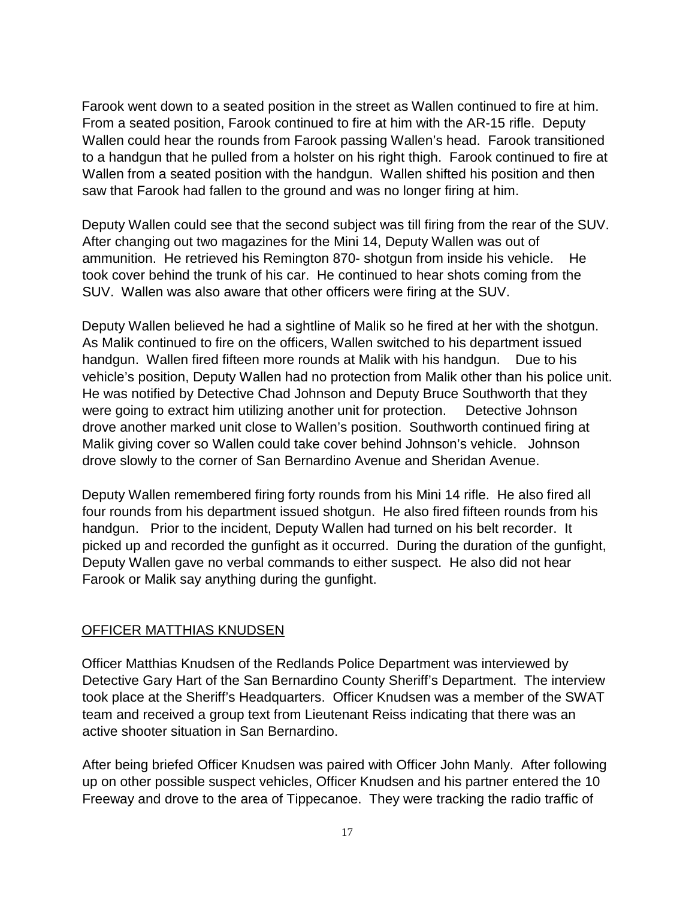Farook went down to a seated position in the street as Wallen continued to fire at him. From a seated position, Farook continued to fire at him with the AR-15 rifle. Deputy Wallen could hear the rounds from Farook passing Wallen's head. Farook transitioned to a handgun that he pulled from a holster on his right thigh. Farook continued to fire at Wallen from a seated position with the handgun. Wallen shifted his position and then saw that Farook had fallen to the ground and was no longer firing at him.

Deputy Wallen could see that the second subject was till firing from the rear of the SUV. After changing out two magazines for the Mini 14, Deputy Wallen was out of ammunition. He retrieved his Remington 870- shotgun from inside his vehicle. He took cover behind the trunk of his car. He continued to hear shots coming from the SUV. Wallen was also aware that other officers were firing at the SUV.

Deputy Wallen believed he had a sightline of Malik so he fired at her with the shotgun. As Malik continued to fire on the officers, Wallen switched to his department issued handgun. Wallen fired fifteen more rounds at Malik with his handgun. Due to his vehicle's position, Deputy Wallen had no protection from Malik other than his police unit. He was notified by Detective Chad Johnson and Deputy Bruce Southworth that they were going to extract him utilizing another unit for protection. Detective Johnson drove another marked unit close to Wallen's position. Southworth continued firing at Malik giving cover so Wallen could take cover behind Johnson's vehicle. Johnson drove slowly to the corner of San Bernardino Avenue and Sheridan Avenue.

Deputy Wallen remembered firing forty rounds from his Mini 14 rifle. He also fired all four rounds from his department issued shotgun. He also fired fifteen rounds from his handgun. Prior to the incident, Deputy Wallen had turned on his belt recorder. It picked up and recorded the gunfight as it occurred. During the duration of the gunfight, Deputy Wallen gave no verbal commands to either suspect. He also did not hear Farook or Malik say anything during the gunfight.

## OFFICER MATTHIAS KNUDSEN

Officer Matthias Knudsen of the Redlands Police Department was interviewed by Detective Gary Hart of the San Bernardino County Sheriff's Department. The interview took place at the Sheriff's Headquarters. Officer Knudsen was a member of the SWAT team and received a group text from Lieutenant Reiss indicating that there was an active shooter situation in San Bernardino.

After being briefed Officer Knudsen was paired with Officer John Manly. After following up on other possible suspect vehicles, Officer Knudsen and his partner entered the 10 Freeway and drove to the area of Tippecanoe. They were tracking the radio traffic of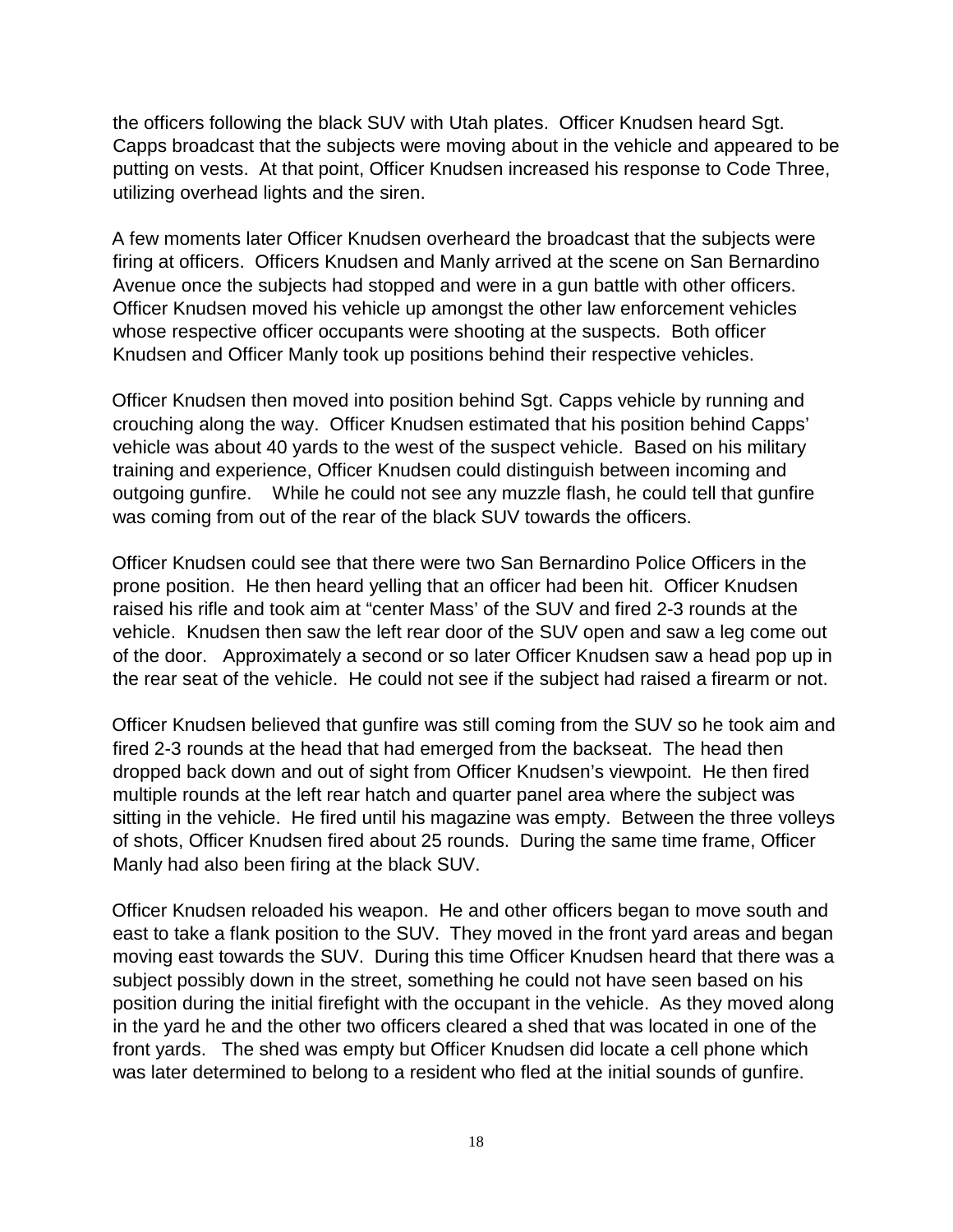the officers following the black SUV with Utah plates. Officer Knudsen heard Sgt. Capps broadcast that the subjects were moving about in the vehicle and appeared to be putting on vests. At that point, Officer Knudsen increased his response to Code Three, utilizing overhead lights and the siren.

A few moments later Officer Knudsen overheard the broadcast that the subjects were firing at officers. Officers Knudsen and Manly arrived at the scene on San Bernardino Avenue once the subjects had stopped and were in a gun battle with other officers. Officer Knudsen moved his vehicle up amongst the other law enforcement vehicles whose respective officer occupants were shooting at the suspects. Both officer Knudsen and Officer Manly took up positions behind their respective vehicles.

Officer Knudsen then moved into position behind Sgt. Capps vehicle by running and crouching along the way. Officer Knudsen estimated that his position behind Capps' vehicle was about 40 yards to the west of the suspect vehicle. Based on his military training and experience, Officer Knudsen could distinguish between incoming and outgoing gunfire. While he could not see any muzzle flash, he could tell that gunfire was coming from out of the rear of the black SUV towards the officers.

Officer Knudsen could see that there were two San Bernardino Police Officers in the prone position. He then heard yelling that an officer had been hit. Officer Knudsen raised his rifle and took aim at "center Mass' of the SUV and fired 2-3 rounds at the vehicle. Knudsen then saw the left rear door of the SUV open and saw a leg come out of the door. Approximately a second or so later Officer Knudsen saw a head pop up in the rear seat of the vehicle. He could not see if the subject had raised a firearm or not.

Officer Knudsen believed that gunfire was still coming from the SUV so he took aim and fired 2-3 rounds at the head that had emerged from the backseat. The head then dropped back down and out of sight from Officer Knudsen's viewpoint. He then fired multiple rounds at the left rear hatch and quarter panel area where the subject was sitting in the vehicle. He fired until his magazine was empty. Between the three volleys of shots, Officer Knudsen fired about 25 rounds. During the same time frame, Officer Manly had also been firing at the black SUV.

Officer Knudsen reloaded his weapon. He and other officers began to move south and east to take a flank position to the SUV. They moved in the front yard areas and began moving east towards the SUV. During this time Officer Knudsen heard that there was a subject possibly down in the street, something he could not have seen based on his position during the initial firefight with the occupant in the vehicle. As they moved along in the yard he and the other two officers cleared a shed that was located in one of the front yards. The shed was empty but Officer Knudsen did locate a cell phone which was later determined to belong to a resident who fled at the initial sounds of gunfire.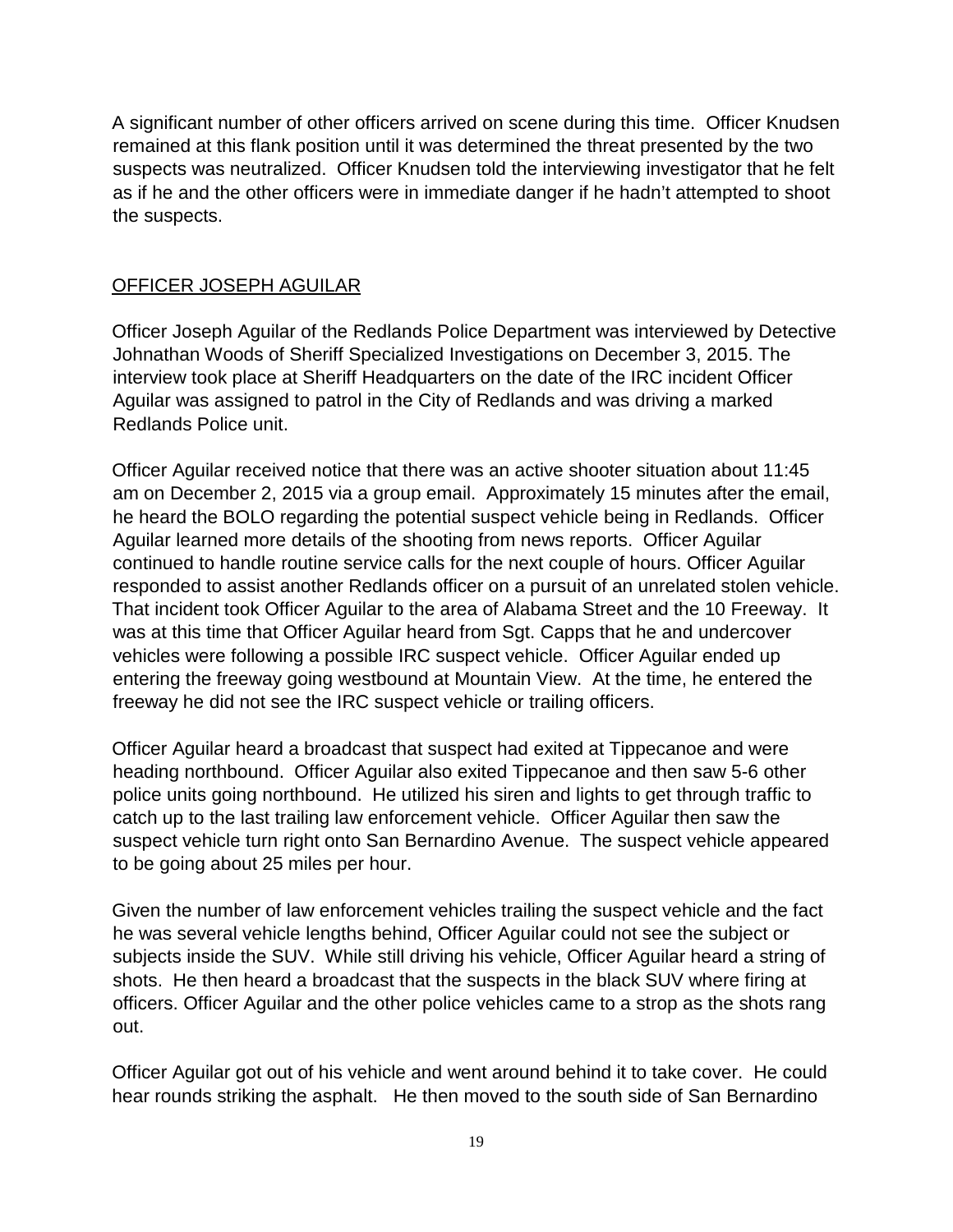A significant number of other officers arrived on scene during this time. Officer Knudsen remained at this flank position until it was determined the threat presented by the two suspects was neutralized. Officer Knudsen told the interviewing investigator that he felt as if he and the other officers were in immediate danger if he hadn't attempted to shoot the suspects.

## OFFICER JOSEPH AGUILAR

Officer Joseph Aguilar of the Redlands Police Department was interviewed by Detective Johnathan Woods of Sheriff Specialized Investigations on December 3, 2015. The interview took place at Sheriff Headquarters on the date of the IRC incident Officer Aguilar was assigned to patrol in the City of Redlands and was driving a marked Redlands Police unit.

Officer Aguilar received notice that there was an active shooter situation about 11:45 am on December 2, 2015 via a group email. Approximately 15 minutes after the email, he heard the BOLO regarding the potential suspect vehicle being in Redlands. Officer Aguilar learned more details of the shooting from news reports. Officer Aguilar continued to handle routine service calls for the next couple of hours. Officer Aguilar responded to assist another Redlands officer on a pursuit of an unrelated stolen vehicle. That incident took Officer Aguilar to the area of Alabama Street and the 10 Freeway. It was at this time that Officer Aguilar heard from Sgt. Capps that he and undercover vehicles were following a possible IRC suspect vehicle. Officer Aguilar ended up entering the freeway going westbound at Mountain View. At the time, he entered the freeway he did not see the IRC suspect vehicle or trailing officers.

Officer Aguilar heard a broadcast that suspect had exited at Tippecanoe and were heading northbound. Officer Aguilar also exited Tippecanoe and then saw 5-6 other police units going northbound. He utilized his siren and lights to get through traffic to catch up to the last trailing law enforcement vehicle. Officer Aguilar then saw the suspect vehicle turn right onto San Bernardino Avenue. The suspect vehicle appeared to be going about 25 miles per hour.

Given the number of law enforcement vehicles trailing the suspect vehicle and the fact he was several vehicle lengths behind, Officer Aguilar could not see the subject or subjects inside the SUV. While still driving his vehicle, Officer Aguilar heard a string of shots. He then heard a broadcast that the suspects in the black SUV where firing at officers. Officer Aguilar and the other police vehicles came to a strop as the shots rang out.

Officer Aguilar got out of his vehicle and went around behind it to take cover. He could hear rounds striking the asphalt. He then moved to the south side of San Bernardino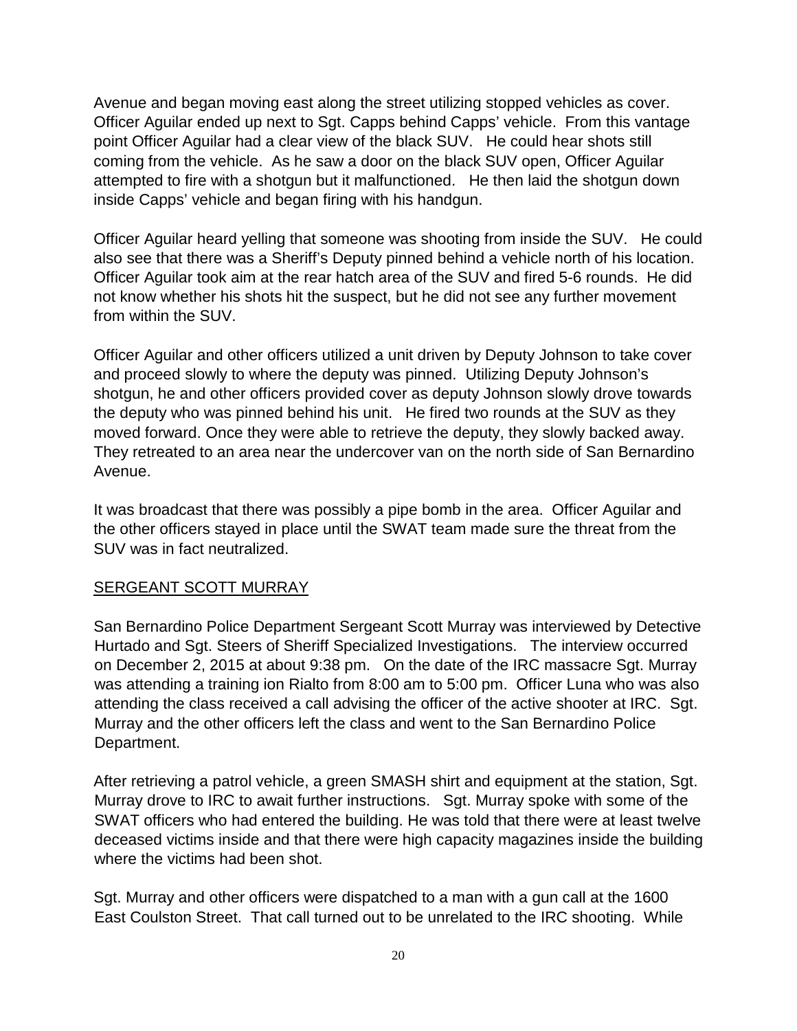Avenue and began moving east along the street utilizing stopped vehicles as cover. Officer Aguilar ended up next to Sgt. Capps behind Capps' vehicle. From this vantage point Officer Aguilar had a clear view of the black SUV. He could hear shots still coming from the vehicle. As he saw a door on the black SUV open, Officer Aguilar attempted to fire with a shotgun but it malfunctioned. He then laid the shotgun down inside Capps' vehicle and began firing with his handgun.

Officer Aguilar heard yelling that someone was shooting from inside the SUV. He could also see that there was a Sheriff's Deputy pinned behind a vehicle north of his location. Officer Aguilar took aim at the rear hatch area of the SUV and fired 5-6 rounds. He did not know whether his shots hit the suspect, but he did not see any further movement from within the SUV.

Officer Aguilar and other officers utilized a unit driven by Deputy Johnson to take cover and proceed slowly to where the deputy was pinned. Utilizing Deputy Johnson's shotgun, he and other officers provided cover as deputy Johnson slowly drove towards the deputy who was pinned behind his unit. He fired two rounds at the SUV as they moved forward. Once they were able to retrieve the deputy, they slowly backed away. They retreated to an area near the undercover van on the north side of San Bernardino Avenue.

It was broadcast that there was possibly a pipe bomb in the area. Officer Aguilar and the other officers stayed in place until the SWAT team made sure the threat from the SUV was in fact neutralized.

## SERGEANT SCOTT MURRAY

San Bernardino Police Department Sergeant Scott Murray was interviewed by Detective Hurtado and Sgt. Steers of Sheriff Specialized Investigations. The interview occurred on December 2, 2015 at about 9:38 pm. On the date of the IRC massacre Sgt. Murray was attending a training ion Rialto from 8:00 am to 5:00 pm. Officer Luna who was also attending the class received a call advising the officer of the active shooter at IRC. Sgt. Murray and the other officers left the class and went to the San Bernardino Police Department.

After retrieving a patrol vehicle, a green SMASH shirt and equipment at the station, Sgt. Murray drove to IRC to await further instructions. Sgt. Murray spoke with some of the SWAT officers who had entered the building. He was told that there were at least twelve deceased victims inside and that there were high capacity magazines inside the building where the victims had been shot.

Sgt. Murray and other officers were dispatched to a man with a gun call at the 1600 East Coulston Street. That call turned out to be unrelated to the IRC shooting. While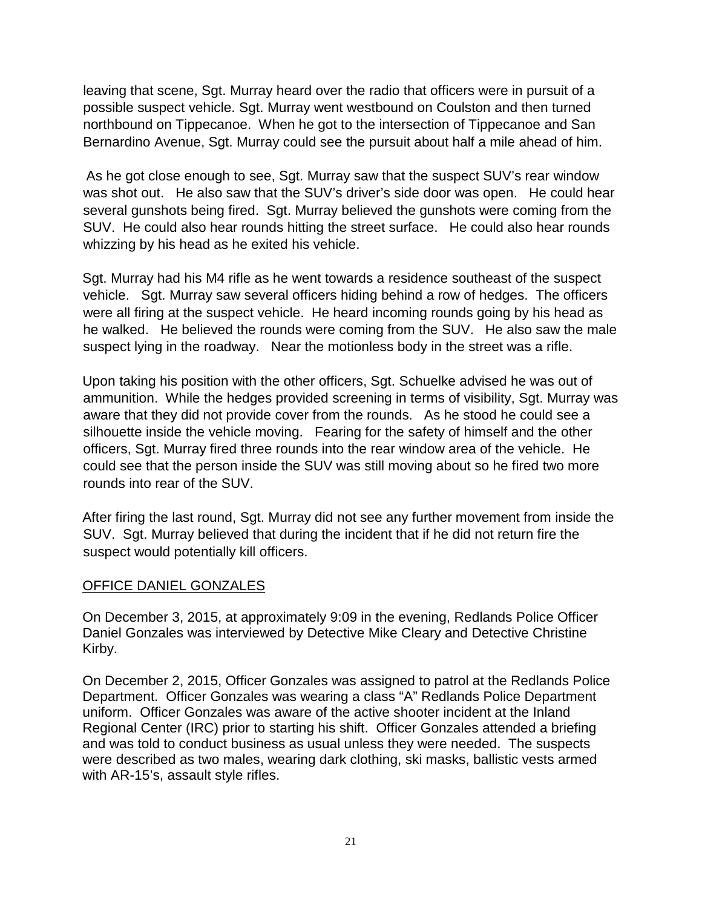leaving that scene, Sgt. Murray heard over the radio that officers were in pursuit of a possible suspect vehicle. Sgt. Murray went westbound on Coulston and then turned northbound on Tippecanoe. When he got to the intersection of Tippecanoe and San Bernardino Avenue, Sgt. Murray could see the pursuit about half a mile ahead of him.

As he got close enough to see, Sgt. Murray saw that the suspect SUV's rear window was shot out. He also saw that the SUV's driver's side door was open. He could hear several gunshots being fired. Sgt. Murray believed the gunshots were coming from the SUV. He could also hear rounds hitting the street surface. He could also hear rounds whizzing by his head as he exited his vehicle.

Sgt. Murray had his M4 rifle as he went towards a residence southeast of the suspect vehicle. Sgt. Murray saw several officers hiding behind a row of hedges. The officers were all firing at the suspect vehicle. He heard incoming rounds going by his head as he walked. He believed the rounds were coming from the SUV. He also saw the male suspect lying in the roadway. Near the motionless body in the street was a rifle.

Upon taking his position with the other officers, Sgt. Schuelke advised he was out of ammunition. While the hedges provided screening in terms of visibility, Sgt. Murray was aware that they did not provide cover from the rounds. As he stood he could see a silhouette inside the vehicle moving. Fearing for the safety of himself and the other officers, Sgt. Murray fired three rounds into the rear window area of the vehicle. He could see that the person inside the SUV was still moving about so he fired two more rounds into rear of the SUV.

After firing the last round, Sgt. Murray did not see any further movement from inside the SUV. Sgt. Murray believed that during the incident that if he did not return fire the suspect would potentially kill officers.

OFFICE DANIEL GONZALES

On December 3, 2015, at approximately 9:09 in the evening, Redlands Police Officer Daniel Gonzales was interviewed by Detective Mike Cleary and Detective Christine Kirby.

On December 2, 2015, Officer Gonzales was assigned to patrol at the Redlands Police Department. Officer Gonzales was wearing a class "A" Redlands Police Department uniform. Officer Gonzales was aware of the active shooter incident at the Inland Regional Center (IRC) prior to starting his shift. Officer Gonzales attended a briefing and was told to conduct business as usual unless they were needed. The suspects were described as two males, wearing dark clothing, ski masks, ballistic vests armed with AR-15's, assault style rifles.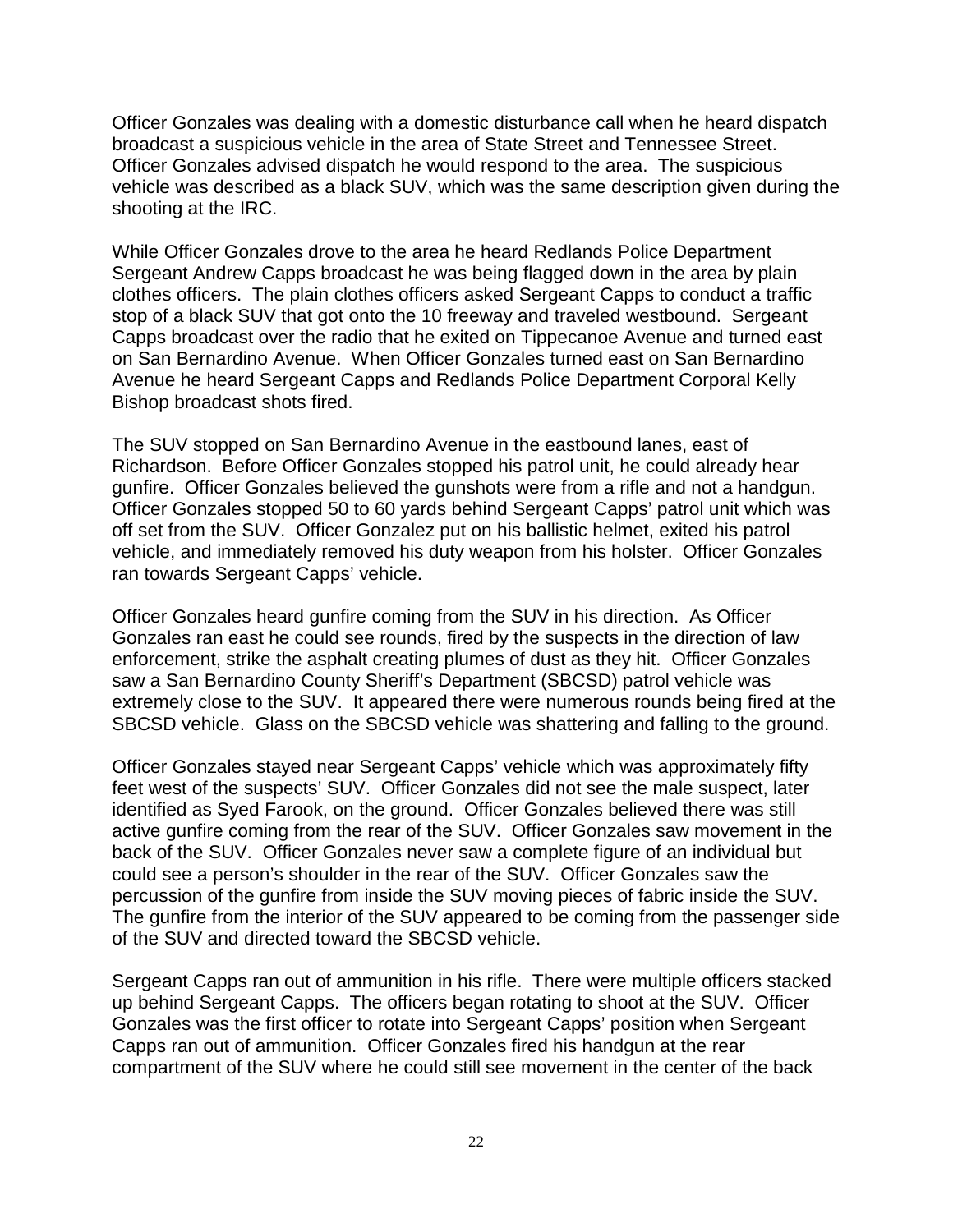Officer Gonzales was dealing with a domestic disturbance call when he heard dispatch broadcast a suspicious vehicle in the area of State Street and Tennessee Street. Officer Gonzales advised dispatch he would respond to the area. The suspicious vehicle was described as a black SUV, which was the same description given during the shooting at the IRC.

While Officer Gonzales drove to the area he heard Redlands Police Department Sergeant Andrew Capps broadcast he was being flagged down in the area by plain clothes officers. The plain clothes officers asked Sergeant Capps to conduct a traffic stop of a black SUV that got onto the 10 freeway and traveled westbound. Sergeant Capps broadcast over the radio that he exited on Tippecanoe Avenue and turned east on San Bernardino Avenue. When Officer Gonzales turned east on San Bernardino Avenue he heard Sergeant Capps and Redlands Police Department Corporal Kelly Bishop broadcast shots fired.

The SUV stopped on San Bernardino Avenue in the eastbound lanes, east of Richardson. Before Officer Gonzales stopped his patrol unit, he could already hear gunfire. Officer Gonzales believed the gunshots were from a rifle and not a handgun. Officer Gonzales stopped 50 to 60 yards behind Sergeant Capps' patrol unit which was off set from the SUV. Officer Gonzalez put on his ballistic helmet, exited his patrol vehicle, and immediately removed his duty weapon from his holster. Officer Gonzales ran towards Sergeant Capps' vehicle.

Officer Gonzales heard gunfire coming from the SUV in his direction. As Officer Gonzales ran east he could see rounds, fired by the suspects in the direction of law enforcement, strike the asphalt creating plumes of dust as they hit. Officer Gonzales saw a San Bernardino County Sheriff's Department (SBCSD) patrol vehicle was extremely close to the SUV. It appeared there were numerous rounds being fired at the SBCSD vehicle. Glass on the SBCSD vehicle was shattering and falling to the ground.

Officer Gonzales stayed near Sergeant Capps' vehicle which was approximately fifty feet west of the suspects' SUV. Officer Gonzales did not see the male suspect, later identified as Syed Farook, on the ground. Officer Gonzales believed there was still active gunfire coming from the rear of the SUV. Officer Gonzales saw movement in the back of the SUV. Officer Gonzales never saw a complete figure of an individual but could see a person's shoulder in the rear of the SUV. Officer Gonzales saw the percussion of the gunfire from inside the SUV moving pieces of fabric inside the SUV. The gunfire from the interior of the SUV appeared to be coming from the passenger side of the SUV and directed toward the SBCSD vehicle.

Sergeant Capps ran out of ammunition in his rifle. There were multiple officers stacked up behind Sergeant Capps. The officers began rotating to shoot at the SUV. Officer Gonzales was the first officer to rotate into Sergeant Capps' position when Sergeant Capps ran out of ammunition. Officer Gonzales fired his handgun at the rear compartment of the SUV where he could still see movement in the center of the back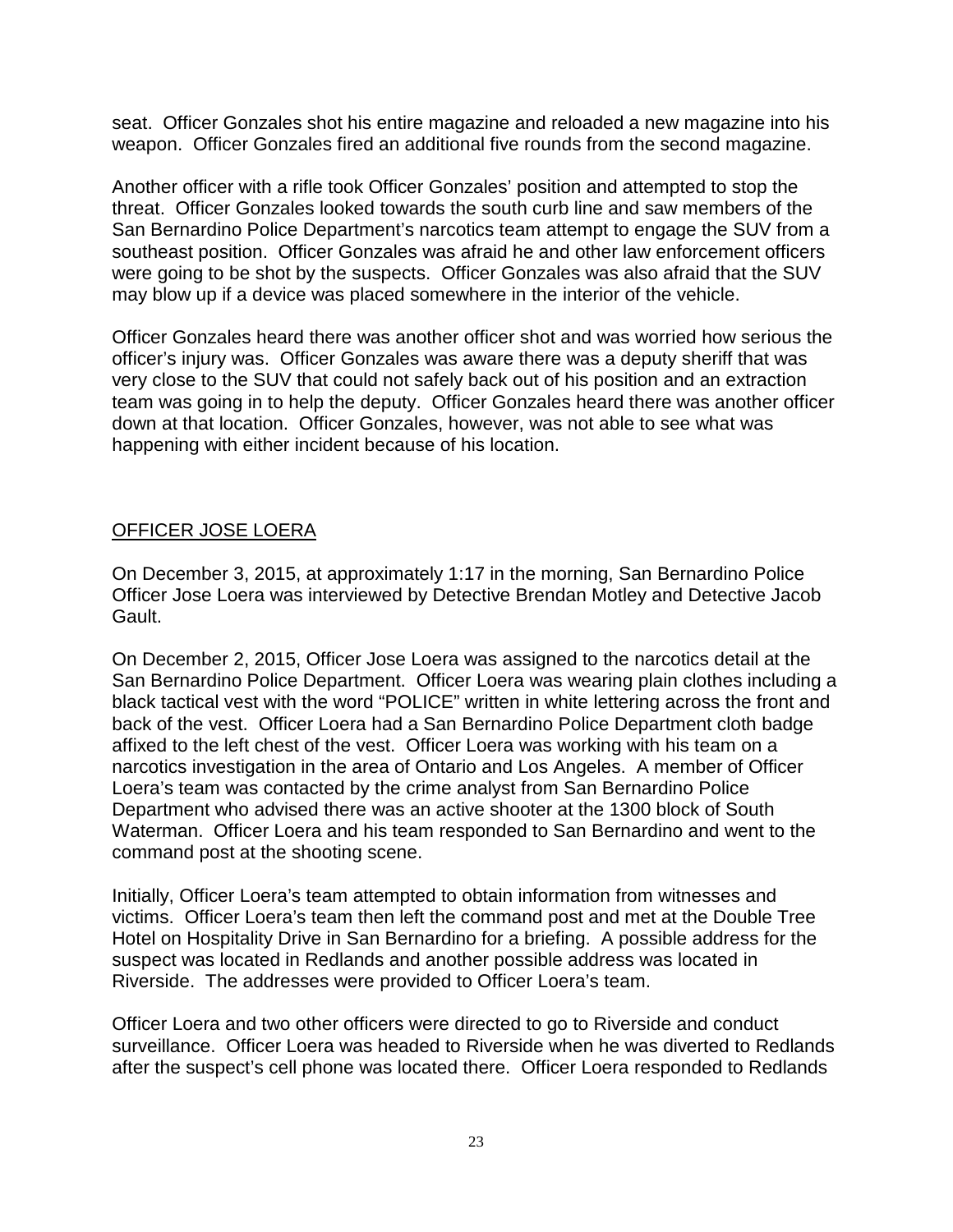seat. Officer Gonzales shot his entire magazine and reloaded a new magazine into his weapon. Officer Gonzales fired an additional five rounds from the second magazine.

Another officer with a rifle took Officer Gonzales' position and attempted to stop the threat. Officer Gonzales looked towards the south curb line and saw members of the San Bernardino Police Department's narcotics team attempt to engage the SUV from a southeast position. Officer Gonzales was afraid he and other law enforcement officers were going to be shot by the suspects. Officer Gonzales was also afraid that the SUV may blow up if a device was placed somewhere in the interior of the vehicle.

Officer Gonzales heard there was another officer shot and was worried how serious the officer's injury was. Officer Gonzales was aware there was a deputy sheriff that was very close to the SUV that could not safely back out of his position and an extraction team was going in to help the deputy. Officer Gonzales heard there was another officer down at that location. Officer Gonzales, however, was not able to see what was happening with either incident because of his location.

## <u>OFFICER JOSE LOERA</u>

On December 3, 2015, at approximately 1:17 in the morning, San Bernardino Police Officer Jose Loera was interviewed by Detective Brendan Motley and Detective Jacob Gault.

On December 2, 2015, Officer Jose Loera was assigned to the narcotics detail at the San Bernardino Police Department. Officer Loera was wearing plain clothes including a black tactical vest with the word "POLICE" written in white lettering across the front and back of the vest. Officer Loera had a San Bernardino Police Department cloth badge affixed to the left chest of the vest. Officer Loera was working with his team on a narcotics investigation in the area of Ontario and Los Angeles. A member of Officer Loera's team was contacted by the crime analyst from San Bernardino Police Department who advised there was an active shooter at the 1300 block of South Waterman. Officer Loera and his team responded to San Bernardino and went to the command post at the shooting scene.

Initially, Officer Loera's team attempted to obtain information from witnesses and victims. Officer Loera's team then left the command post and met at the Double Tree Hotel on Hospitality Drive in San Bernardino for a briefing. A possible address for the suspect was located in Redlands and another possible address was located in Riverside. The addresses were provided to Officer Loera's team.

Officer Loera and two other officers were directed to go to Riverside and conduct surveillance. Officer Loera was headed to Riverside when he was diverted to Redlands after the suspect's cell phone was located there. Officer Loera responded to Redlands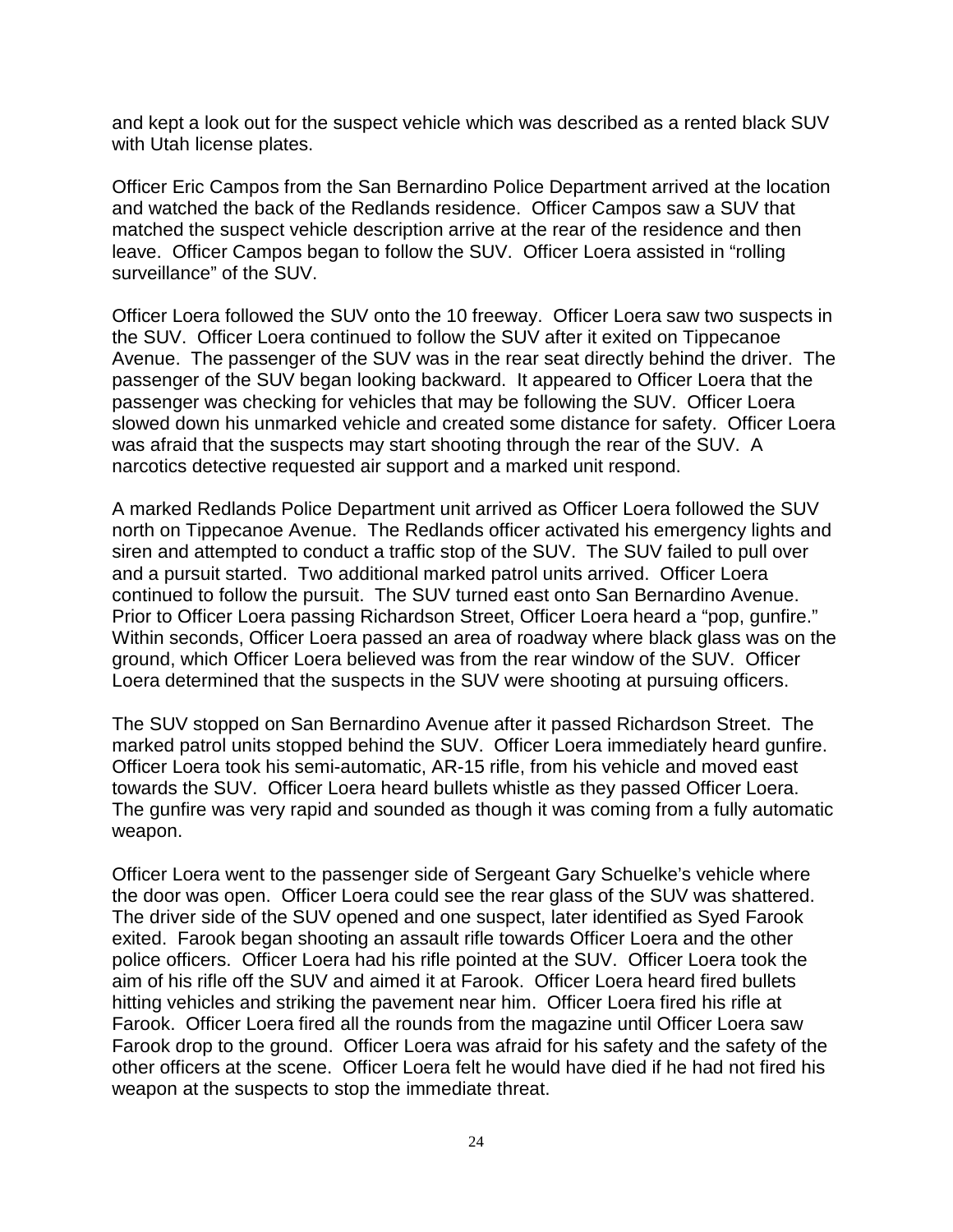and kept a look out for the suspect vehicle which was described as a rented black SUV with Utah license plates.

Officer Eric Campos from the San Bernardino Police Department arrived at the location and watched the back of the Redlands residence. Officer Campos saw a SUV that matched the suspect vehicle description arrive at the rear of the residence and then leave. Officer Campos began to follow the SUV. Officer Loera assisted in "rolling surveillance" of the SUV.

Officer Loera followed the SUV onto the 10 freeway. Officer Loera saw two suspects in the SUV. Officer Loera continued to follow the SUV after it exited on Tippecanoe Avenue. The passenger of the SUV was in the rear seat directly behind the driver. The passenger of the SUV began looking backward. It appeared to Officer Loera that the passenger was checking for vehicles that may be following the SUV. Officer Loera slowed down his unmarked vehicle and created some distance for safety. Officer Loera was afraid that the suspects may start shooting through the rear of the SUV. A narcotics detective requested air support and a marked unit respond.

A marked Redlands Police Department unit arrived as Officer Loera followed the SUV north on Tippecanoe Avenue. The Redlands officer activated his emergency lights and siren and attempted to conduct a traffic stop of the SUV. The SUV failed to pull over and a pursuit started. Two additional marked patrol units arrived. Officer Loera continued to follow the pursuit. The SUV turned east onto San Bernardino Avenue. Prior to Officer Loera passing Richardson Street, Officer Loera heard a "pop, gunfire." Within seconds, Officer Loera passed an area of roadway where black glass was on the ground, which Officer Loera believed was from the rear window of the SUV. Officer Loera determined that the suspects in the SUV were shooting at pursuing officers.

The SUV stopped on San Bernardino Avenue after it passed Richardson Street. The marked patrol units stopped behind the SUV. Officer Loera immediately heard gunfire. Officer Loera took his semi-automatic, AR-15 rifle, from his vehicle and moved east towards the SUV. Officer Loera heard bullets whistle as they passed Officer Loera. The gunfire was very rapid and sounded as though it was coming from a fully automatic weapon.

Officer Loera went to the passenger side of Sergeant Gary Schuelke's vehicle where the door was open. Officer Loera could see the rear glass of the SUV was shattered. The driver side of the SUV opened and one suspect, later identified as Syed Farook exited. Farook began shooting an assault rifle towards Officer Loera and the other police officers. Officer Loera had his rifle pointed at the SUV. Officer Loera took the aim of his rifle off the SUV and aimed it at Farook. Officer Loera heard fired bullets hitting vehicles and striking the pavement near him. Officer Loera fired his rifle at Farook. Officer Loera fired all the rounds from the magazine until Officer Loera saw Farook drop to the ground. Officer Loera was afraid for his safety and the safety of the other officers at the scene. Officer Loera felt he would have died if he had not fired his weapon at the suspects to stop the immediate threat.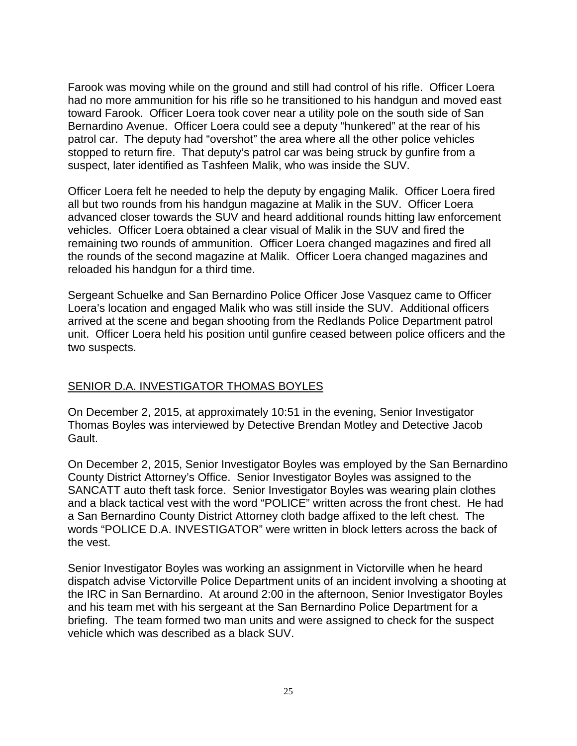Farook was moving while on the ground and still had control of his rifle. Officer Loera had no more ammunition for his rifle so he transitioned to his handgun and moved east toward Farook. Officer Loera took cover near a utility pole on the south side of San Bernardino Avenue. Officer Loera could see a deputy "hunkered" at the rear of his patrol car. The deputy had "overshot" the area where all the other police vehicles stopped to return fire. That deputy's patrol car was being struck by gunfire from a suspect, later identified as Tashfeen Malik, who was inside the SUV.

Officer Loera felt he needed to help the deputy by engaging Malik. Officer Loera fired all but two rounds from his handgun magazine at Malik in the SUV. Officer Loera advanced closer towards the SUV and heard additional rounds hitting law enforcement vehicles. Officer Loera obtained a clear visual of Malik in the SUV and fired the remaining two rounds of ammunition. Officer Loera changed magazines and fired all the rounds of the second magazine at Malik. Officer Loera changed magazines and reloaded his handgun for a third time.

Sergeant Schuelke and San Bernardino Police Officer Jose Vasquez came to Officer Loera's location and engaged Malik who was still inside the SUV. Additional officers arrived at the scene and began shooting from the Redlands Police Department patrol unit. Officer Loera held his position until gunfire ceased between police officers and the two suspects.

## SENIOR D.A. INVESTIGATOR THOMAS BOYLES

On December 2, 2015, at approximately 10:51 in the evening, Senior Investigator Thomas Boyles was interviewed by Detective Brendan Motley and Detective Jacob Gault.

On December 2, 2015, Senior Investigator Boyles was employed by the San Bernardino County District Attorney's Office. Senior Investigator Boyles was assigned to the SANCATT auto theft task force. Senior Investigator Boyles was wearing plain clothes and a black tactical vest with the word "POLICE" written across the front chest. He had a San Bernardino County District Attorney cloth badge affixed to the left chest. The words "POLICE D.A. INVESTIGATOR" were written in block letters across the back of the vest.

Senior Investigator Boyles was working an assignment in Victorville when he heard dispatch advise Victorville Police Department units of an incident involving a shooting at the IRC in San Bernardino. At around 2:00 in the afternoon, Senior Investigator Boyles and his team met with his sergeant at the San Bernardino Police Department for a briefing. The team formed two man units and were assigned to check for the suspect vehicle which was described as a black SUV.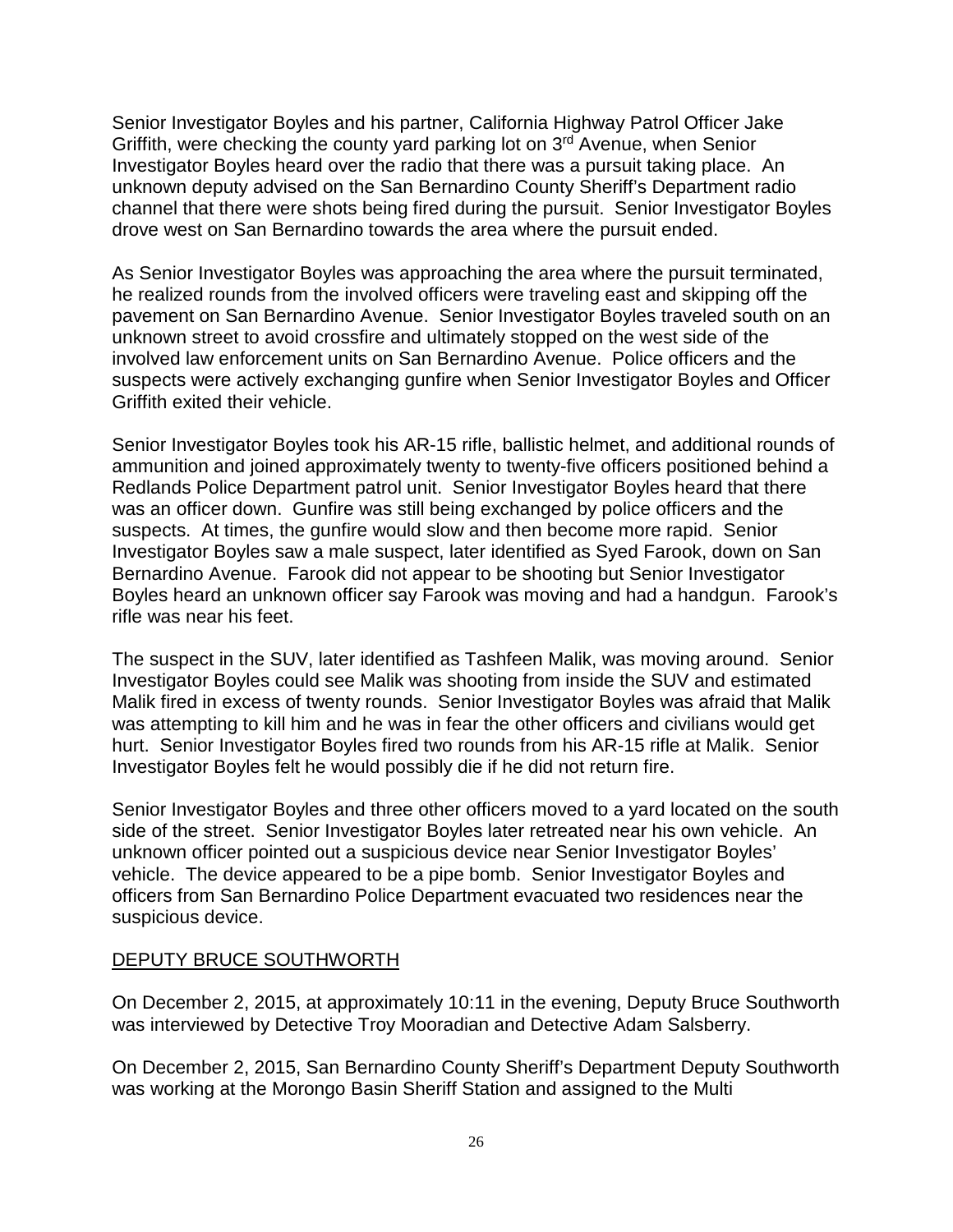Senior Investigator Boyles and his partner, California Highway Patrol Officer Jake Griffith, were checking the county yard parking lot on 3rd Avenue, when Senior Investigator Boyles heard over the radio that there was a pursuit taking place. An unknown deputy advised on the San Bernardino County Sheriff's Department radio channel that there were shots being fired during the pursuit. Senior Investigator Boyles drove west on San Bernardino towards the area where the pursuit ended.

As Senior Investigator Boyles was approaching the area where the pursuit terminated, he realized rounds from the involved officers were traveling east and skipping off the pavement on San Bernardino Avenue. Senior Investigator Boyles traveled south on an unknown street to avoid crossfire and ultimately stopped on the west side of the involved law enforcement units on San Bernardino Avenue. Police officers and the suspects were actively exchanging gunfire when Senior Investigator Boyles and Officer Griffith exited their vehicle.

Senior Investigator Boyles took his AR-15 rifle, ballistic helmet, and additional rounds of ammunition and joined approximately twenty to twenty-five officers positioned behind a Redlands Police Department patrol unit. Senior Investigator Boyles heard that there was an officer down. Gunfire was still being exchanged by police officers and the suspects. At times, the gunfire would slow and then become more rapid. Senior Investigator Boyles saw a male suspect, later identified as Syed Farook, down on San Bernardino Avenue. Farook did not appear to be shooting but Senior Investigator Boyles heard an unknown officer say Farook was moving and had a handgun. Farook's rifle was near his feet.

The suspect in the SUV, later identified as Tashfeen Malik, was moving around. Senior Investigator Boyles could see Malik was shooting from inside the SUV and estimated Malik fired in excess of twenty rounds. Senior Investigator Boyles was afraid that Malik was attempting to kill him and he was in fear the other officers and civilians would get hurt. Senior Investigator Boyles fired two rounds from his AR-15 rifle at Malik. Senior Investigator Boyles felt he would possibly die if he did not return fire.

Senior Investigator Boyles and three other officers moved to a yard located on the south side of the street. Senior Investigator Boyles later retreated near his own vehicle. An unknown officer pointed out a suspicious device near Senior Investigator Boyles' vehicle. The device appeared to be a pipe bomb. Senior Investigator Boyles and officers from San Bernardino Police Department evacuated two residences near the suspicious device.

## DEPUTY BRUCE SOUTHWORTH

On December 2, 2015, at approximately 10:11 in the evening, Deputy Bruce Southworth was interviewed by Detective Troy Mooradian and Detective Adam Salsberry.

On December 2, 2015, San Bernardino County Sheriff's Department Deputy Southworth was working at the Morongo Basin Sheriff Station and assigned to the Multi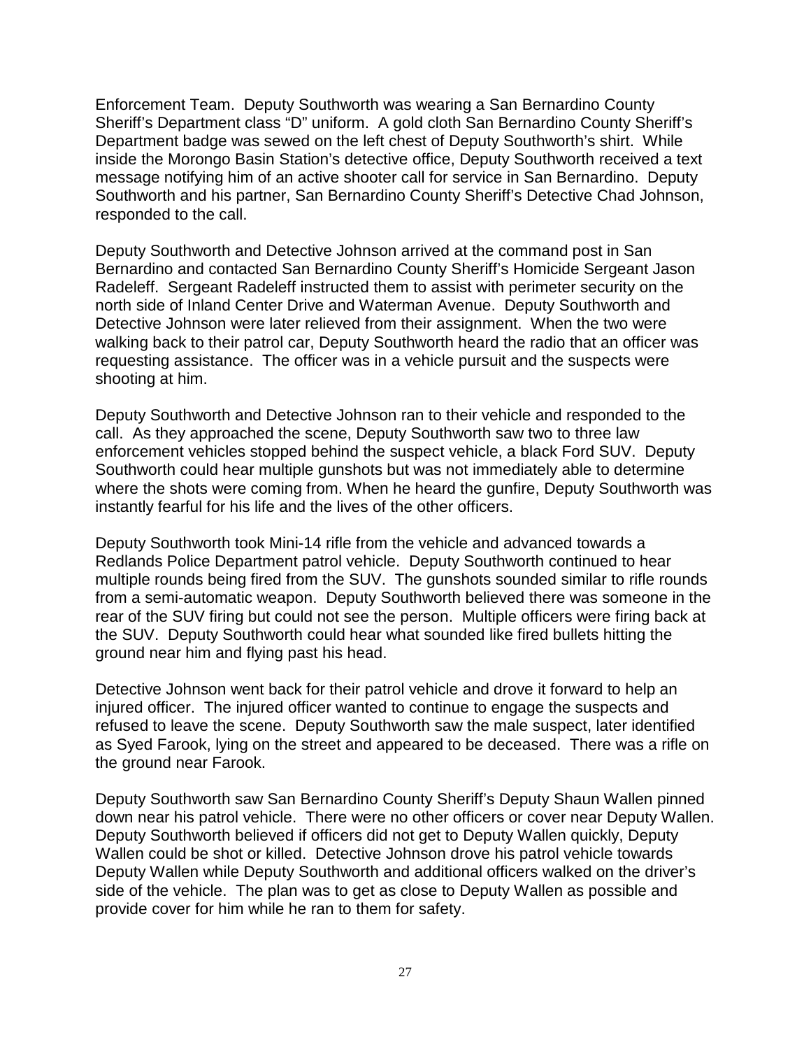Enforcement Team. Deputy Southworth was wearing a San Bernardino County Sheriff's Department class "D" uniform. A gold cloth San Bernardino County Sheriff's Department badge was sewed on the left chest of Deputy Southworth's shirt. While inside the Morongo Basin Station's detective office, Deputy Southworth received a text message notifying him of an active shooter call for service in San Bernardino. Deputy Southworth and his partner, San Bernardino County Sheriff's Detective Chad Johnson, responded to the call.

Deputy Southworth and Detective Johnson arrived at the command post in San Bernardino and contacted San Bernardino County Sheriff's Homicide Sergeant Jason Radeleff. Sergeant Radeleff instructed them to assist with perimeter security on the north side of Inland Center Drive and Waterman Avenue. Deputy Southworth and Detective Johnson were later relieved from their assignment. When the two were walking back to their patrol car, Deputy Southworth heard the radio that an officer was requesting assistance. The officer was in a vehicle pursuit and the suspects were shooting at him.

Deputy Southworth and Detective Johnson ran to their vehicle and responded to the call. As they approached the scene, Deputy Southworth saw two to three law enforcement vehicles stopped behind the suspect vehicle, a black Ford SUV. Deputy Southworth could hear multiple gunshots but was not immediately able to determine where the shots were coming from. When he heard the gunfire, Deputy Southworth was instantly fearful for his life and the lives of the other officers.

Deputy Southworth took Mini-14 rifle from the vehicle and advanced towards a Redlands Police Department patrol vehicle. Deputy Southworth continued to hear multiple rounds being fired from the SUV. The gunshots sounded similar to rifle rounds from a semi-automatic weapon. Deputy Southworth believed there was someone in the rear of the SUV firing but could not see the person. Multiple officers were firing back at the SUV. Deputy Southworth could hear what sounded like fired bullets hitting the ground near him and flying past his head.

Detective Johnson went back for their patrol vehicle and drove it forward to help an injured officer. The injured officer wanted to continue to engage the suspects and refused to leave the scene. Deputy Southworth saw the male suspect, later identified as Syed Farook, lying on the street and appeared to be deceased. There was a rifle on the ground near Farook.

Deputy Southworth saw San Bernardino County Sheriff's Deputy Shaun Wallen pinned down near his patrol vehicle. There were no other officers or cover near Deputy Wallen. Deputy Southworth believed if officers did not get to Deputy Wallen quickly, Deputy Wallen could be shot or killed. Detective Johnson drove his patrol vehicle towards Deputy Wallen while Deputy Southworth and additional officers walked on the driver's side of the vehicle. The plan was to get as close to Deputy Wallen as possible and provide cover for him while he ran to them for safety.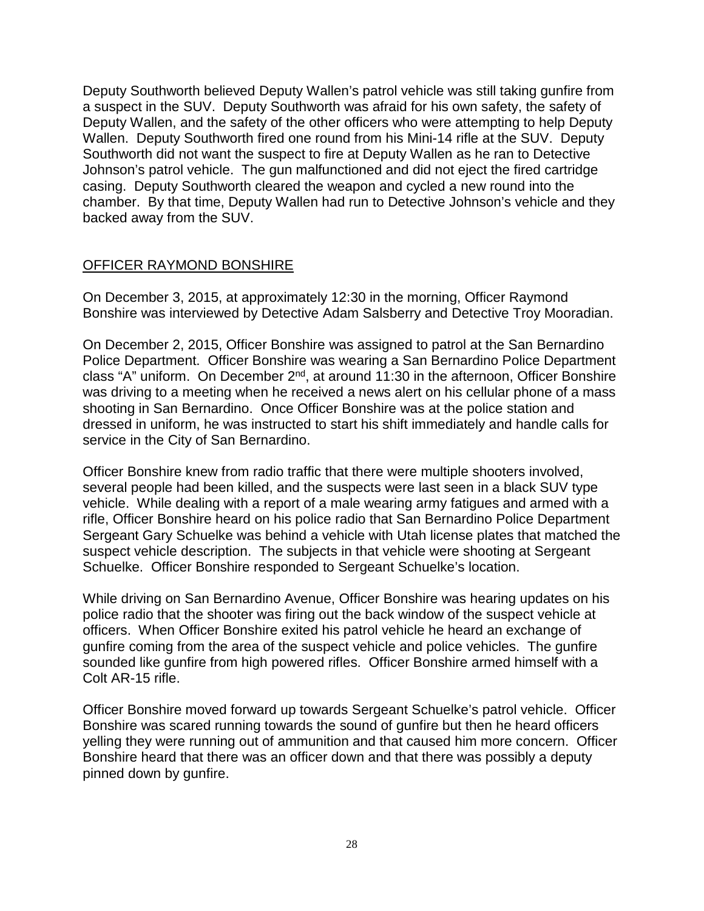Deputy Southworth believed Deputy Wallen's patrol vehicle was still taking gunfire from a suspect in the SUV. Deputy Southworth was afraid for his own safety, the safety of Deputy Wallen, and the safety of the other officers who were attempting to help Deputy Wallen. Deputy Southworth fired one round from his Mini-14 rifle at the SUV. Deputy Southworth did not want the suspect to fire at Deputy Wallen as he ran to Detective Johnson's patrol vehicle. The gun malfunctioned and did not eject the fired cartridge casing. Deputy Southworth cleared the weapon and cycled a new round into the chamber. By that time, Deputy Wallen had run to Detective Johnson's vehicle and they backed away from the SUV.

## OFFICER RAYMOND BONSHIRE

On December 3, 2015, at approximately 12:30 in the morning, Officer Raymond Bonshire was interviewed by Detective Adam Salsberry and Detective Troy Mooradian.

On December 2, 2015, Officer Bonshire was assigned to patrol at the San Bernardino Police Department. Officer Bonshire was wearing a San Bernardino Police Department class "A" uniform. On December 2nd, at around 11:30 in the afternoon, Officer Bonshire was driving to a meeting when he received a news alert on his cellular phone of a mass shooting in San Bernardino. Once Officer Bonshire was at the police station and dressed in uniform, he was instructed to start his shift immediately and handle calls for service in the City of San Bernardino.

Officer Bonshire knew from radio traffic that there were multiple shooters involved, several people had been killed, and the suspects were last seen in a black SUV type vehicle. While dealing with a report of a male wearing army fatigues and armed with a rifle, Officer Bonshire heard on his police radio that San Bernardino Police Department Sergeant Gary Schuelke was behind a vehicle with Utah license plates that matched the suspect vehicle description. The subjects in that vehicle were shooting at Sergeant Schuelke. Officer Bonshire responded to Sergeant Schuelke's location.

While driving on San Bernardino Avenue, Officer Bonshire was hearing updates on his police radio that the shooter was firing out the back window of the suspect vehicle at officers. When Officer Bonshire exited his patrol vehicle he heard an exchange of gunfire coming from the area of the suspect vehicle and police vehicles. The gunfire sounded like gunfire from high powered rifles. Officer Bonshire armed himself with a Colt AR-15 rifle.

Officer Bonshire moved forward up towards Sergeant Schuelke's patrol vehicle. Officer Bonshire was scared running towards the sound of gunfire but then he heard officers yelling they were running out of ammunition and that caused him more concern. Officer Bonshire heard that there was an officer down and that there was possibly a deputy pinned down by gunfire.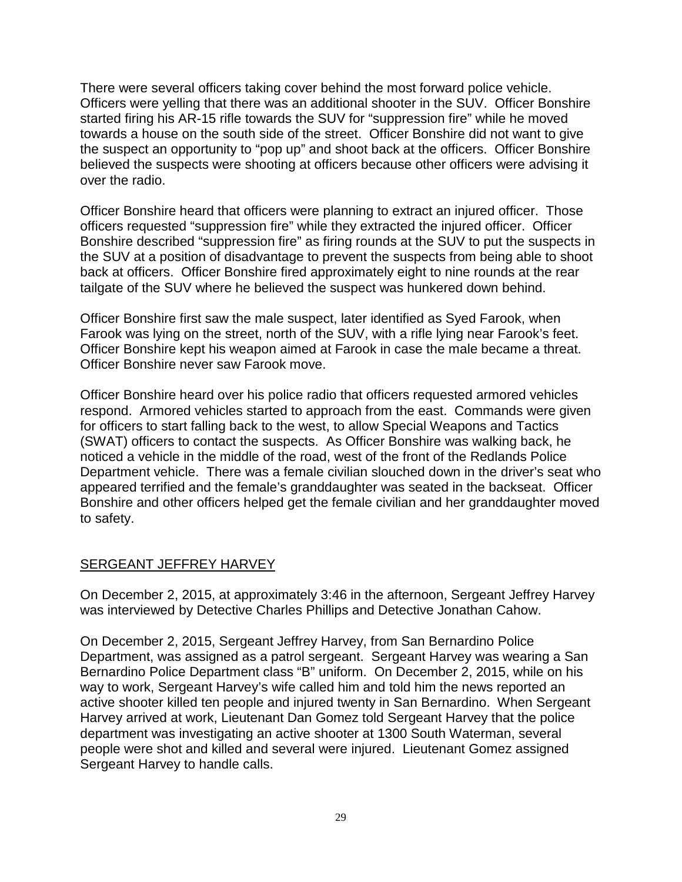There were several officers taking cover behind the most forward police vehicle. Officers were yelling that there was an additional shooter in the SUV. Officer Bonshire started firing his AR-15 rifle towards the SUV for "suppression fire" while he moved towards a house on the south side of the street. Officer Bonshire did not want to give the suspect an opportunity to "pop up" and shoot back at the officers. Officer Bonshire believed the suspects were shooting at officers because other officers were advising it over the radio.

Officer Bonshire heard that officers were planning to extract an injured officer. Those officers requested "suppression fire" while they extracted the injured officer. Officer Bonshire described "suppression fire" as firing rounds at the SUV to put the suspects in the SUV at a position of disadvantage to prevent the suspects from being able to shoot back at officers. Officer Bonshire fired approximately eight to nine rounds at the rear tailgate of the SUV where he believed the suspect was hunkered down behind.

Officer Bonshire first saw the male suspect, later identified as Syed Farook, when Farook was lying on the street, north of the SUV, with a rifle lying near Farook's feet. Officer Bonshire kept his weapon aimed at Farook in case the male became a threat. Officer Bonshire never saw Farook move.

Officer Bonshire heard over his police radio that officers requested armored vehicles respond. Armored vehicles started to approach from the east. Commands were given for officers to start falling back to the west, to allow Special Weapons and Tactics (SWAT) officers to contact the suspects. As Officer Bonshire was walking back, he noticed a vehicle in the middle of the road, west of the front of the Redlands Police Department vehicle. There was a female civilian slouched down in the driver's seat who appeared terrified and the female's granddaughter was seated in the backseat. Officer Bonshire and other officers helped get the female civilian and her granddaughter moved to safety.

## SERGEANT JEFFREY HARVEY

On December 2, 2015, at approximately 3:46 in the afternoon, Sergeant Jeffrey Harvey was interviewed by Detective Charles Phillips and Detective Jonathan Cahow.

On December 2, 2015, Sergeant Jeffrey Harvey, from San Bernardino Police Department, was assigned as a patrol sergeant. Sergeant Harvey was wearing a San Bernardino Police Department class "B" uniform. On December 2, 2015, while on his way to work, Sergeant Harvey's wife called him and told him the news reported an active shooter killed ten people and injured twenty in San Bernardino. When Sergeant Harvey arrived at work, Lieutenant Dan Gomez told Sergeant Harvey that the police department was investigating an active shooter at 1300 South Waterman, several people were shot and killed and several were injured. Lieutenant Gomez assigned Sergeant Harvey to handle calls.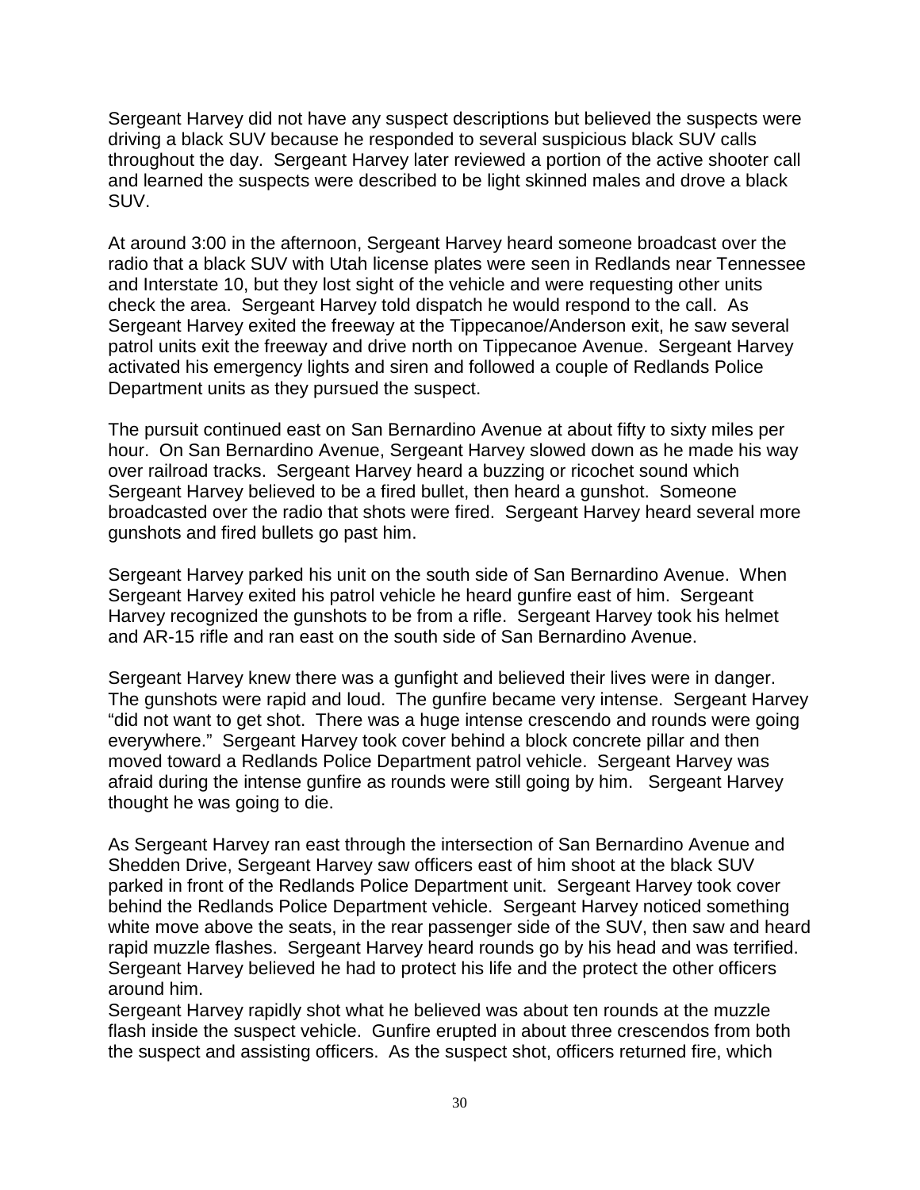Sergeant Harvey did not have any suspect descriptions but believed the suspects were driving a black SUV because he responded to several suspicious black SUV calls throughout the day. Sergeant Harvey later reviewed a portion of the active shooter call and learned the suspects were described to be light skinned males and drove a black SUV.

At around 3:00 in the afternoon, Sergeant Harvey heard someone broadcast over the radio that a black SUV with Utah license plates were seen in Redlands near Tennessee and Interstate 10, but they lost sight of the vehicle and were requesting other units check the area. Sergeant Harvey told dispatch he would respond to the call. As Sergeant Harvey exited the freeway at the Tippecanoe/Anderson exit, he saw several patrol units exit the freeway and drive north on Tippecanoe Avenue. Sergeant Harvey activated his emergency lights and siren and followed a couple of Redlands Police Department units as they pursued the suspect.

The pursuit continued east on San Bernardino Avenue at about fifty to sixty miles per hour. On San Bernardino Avenue, Sergeant Harvey slowed down as he made his way over railroad tracks. Sergeant Harvey heard a buzzing or ricochet sound which Sergeant Harvey believed to be a fired bullet, then heard a gunshot. Someone broadcasted over the radio that shots were fired. Sergeant Harvey heard several more gunshots and fired bullets go past him.

Sergeant Harvey parked his unit on the south side of San Bernardino Avenue. When Sergeant Harvey exited his patrol vehicle he heard gunfire east of him. Sergeant Harvey recognized the gunshots to be from a rifle. Sergeant Harvey took his helmet and AR-15 rifle and ran east on the south side of San Bernardino Avenue.

Sergeant Harvey knew there was a gunfight and believed their lives were in danger. The gunshots were rapid and loud. The gunfire became very intense. Sergeant Harvey "did not want to get shot. There was a huge intense crescendo and rounds were going everywhere." Sergeant Harvey took cover behind a block concrete pillar and then moved toward a Redlands Police Department patrol vehicle. Sergeant Harvey was afraid during the intense gunfire as rounds were still going by him. Sergeant Harvey thought he was going to die.

As Sergeant Harvey ran east through the intersection of San Bernardino Avenue and Shedden Drive, Sergeant Harvey saw officers east of him shoot at the black SUV parked in front of the Redlands Police Department unit. Sergeant Harvey took cover behind the Redlands Police Department vehicle. Sergeant Harvey noticed something white move above the seats, in the rear passenger side of the SUV, then saw and heard rapid muzzle flashes. Sergeant Harvey heard rounds go by his head and was terrified. Sergeant Harvey believed he had to protect his life and the protect the other officers around him.

Sergeant Harvey rapidly shot what he believed was about ten rounds at the muzzle flash inside the suspect vehicle. Gunfire erupted in about three crescendos from both the suspect and assisting officers. As the suspect shot, officers returned fire, which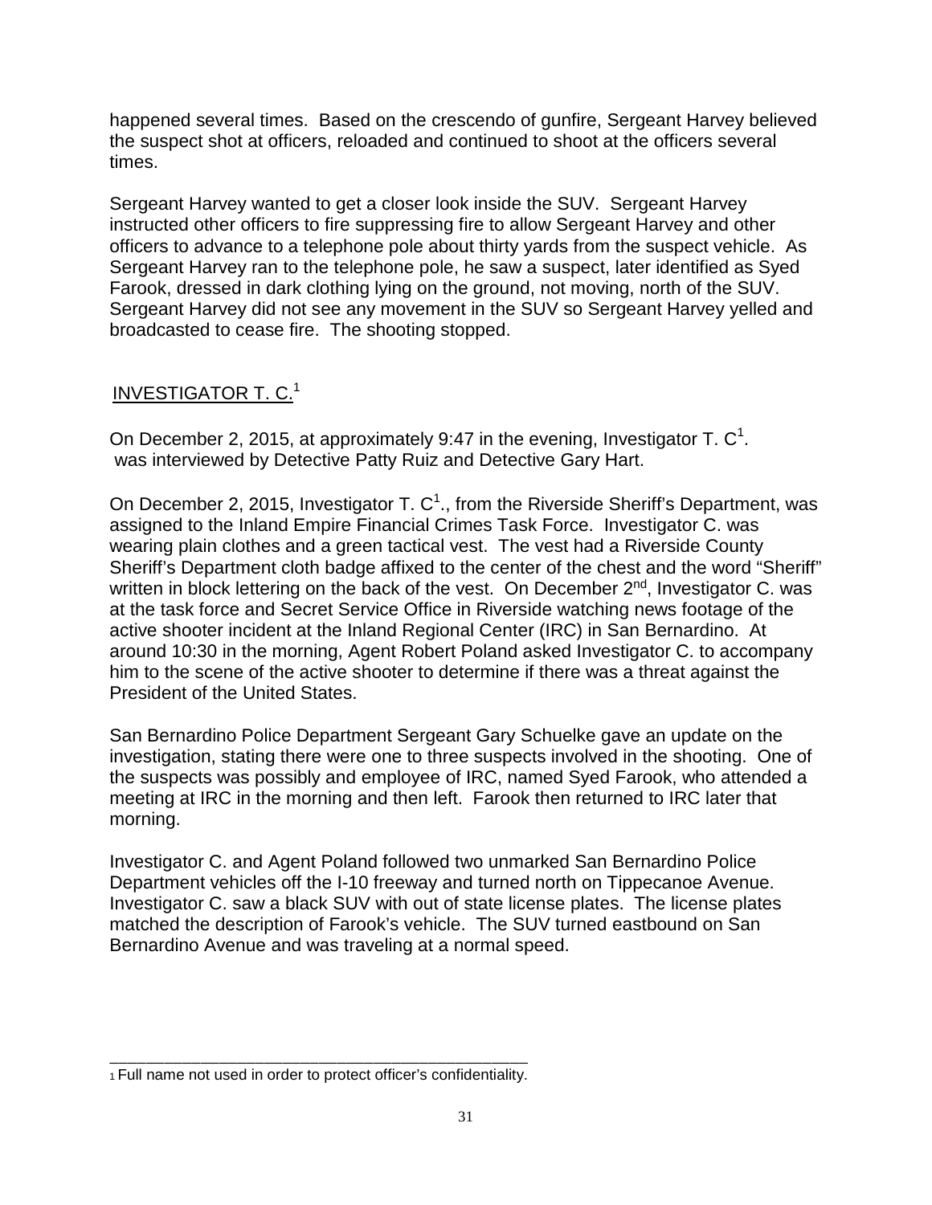happened several times. Based on the crescendo of gunfire, Sergeant Harvey believed the suspect shot at officers, reloaded and continued to shoot at the officers several times.

Sergeant Harvey wanted to get a closer look inside the SUV. Sergeant Harvey instructed other officers to fire suppressing fire to allow Sergeant Harvey and other officers to advance to a telephone pole about thirty yards from the suspect vehicle. As Sergeant Harvey ran to the telephone pole, he saw a suspect, later identified as Syed Farook, dressed in dark clothing lying on the ground, not moving, north of the SUV. Sergeant Harvey did not see any movement in the SUV so Sergeant Harvey yelled and broadcasted to cease fire. The shooting stopped.

## INVESTIGATOR T. C.[1]

On December 2, 2015, at approximately 9:47 in the evening, Investigator T. C[1]. was interviewed by Detective Patty Ruiz and Detective Gary Hart.

On December 2, 2015, Investigator T. C[1]., from the Riverside Sheriff's Department, was assigned to the Inland Empire Financial Crimes Task Force. Investigator C. was wearing plain clothes and a green tactical vest. The vest had a Riverside County Sheriff's Department cloth badge affixed to the center of the chest and the word "Sheriff" written in block lettering on the back of the vest. On December 2nd, Investigator C. was at the task force and Secret Service Office in Riverside watching news footage of the active shooter incident at the Inland Regional Center (IRC) in San Bernardino. At around 10:30 in the morning, Agent Robert Poland asked Investigator C. to accompany him to the scene of the active shooter to determine if there was a threat against the President of the United States.

San Bernardino Police Department Sergeant Gary Schuelke gave an update on the investigation, stating there were one to three suspects involved in the shooting. One of the suspects was possibly and employee of IRC, named Syed Farook, who attended a meeting at IRC in the morning and then left. Farook then returned to IRC later that morning.

Investigator C. and Agent Poland followed two unmarked San Bernardino Police Department vehicles off the I-10 freeway and turned north on Tippecanoe Avenue. Investigator C. saw a black SUV with out of state license plates. The license plates matched the description of Farook's vehicle. The SUV turned eastbound on San Bernardino Avenue and was traveling at a normal speed.

---

[1] Full name not used in order to protect officer's confidentiality.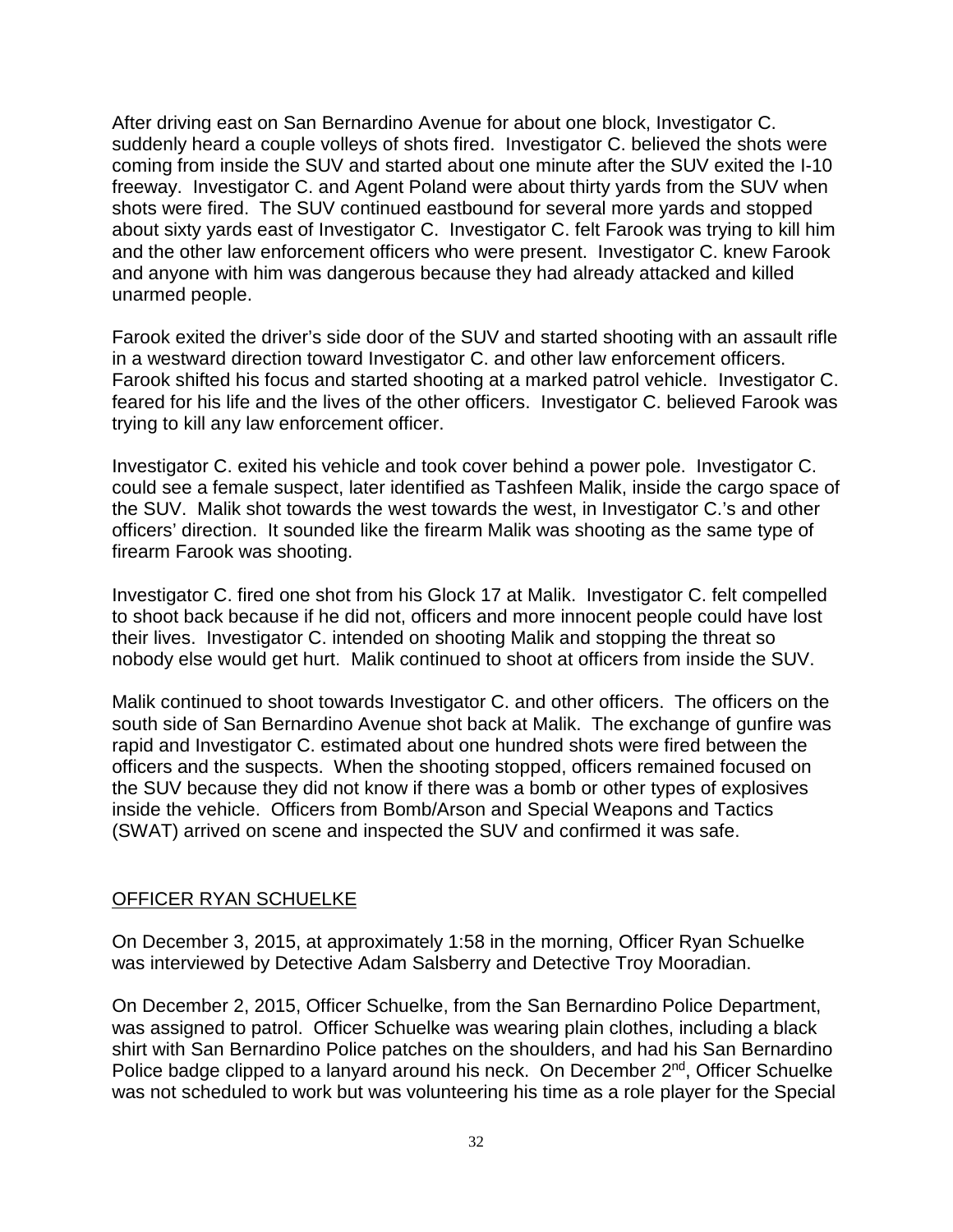After driving east on San Bernardino Avenue for about one block, Investigator C. suddenly heard a couple volleys of shots fired. Investigator C. believed the shots were coming from inside the SUV and started about one minute after the SUV exited the I-10 freeway. Investigator C. and Agent Poland were about thirty yards from the SUV when shots were fired. The SUV continued eastbound for several more yards and stopped about sixty yards east of Investigator C. Investigator C. felt Farook was trying to kill him and the other law enforcement officers who were present. Investigator C. knew Farook and anyone with him was dangerous because they had already attacked and killed unarmed people.

Farook exited the driver's side door of the SUV and started shooting with an assault rifle in a westward direction toward Investigator C. and other law enforcement officers. Farook shifted his focus and started shooting at a marked patrol vehicle. Investigator C. feared for his life and the lives of the other officers. Investigator C. believed Farook was trying to kill any law enforcement officer.

Investigator C. exited his vehicle and took cover behind a power pole. Investigator C. could see a female suspect, later identified as Tashfeen Malik, inside the cargo space of the SUV. Malik shot towards the west towards the west, in Investigator C.'s and other officers' direction. It sounded like the firearm Malik was shooting as the same type of firearm Farook was shooting.

Investigator C. fired one shot from his Glock 17 at Malik. Investigator C. felt compelled to shoot back because if he did not, officers and more innocent people could have lost their lives. Investigator C. intended on shooting Malik and stopping the threat so nobody else would get hurt. Malik continued to shoot at officers from inside the SUV.

Malik continued to shoot towards Investigator C. and other officers. The officers on the south side of San Bernardino Avenue shot back at Malik. The exchange of gunfire was rapid and Investigator C. estimated about one hundred shots were fired between the officers and the suspects. When the shooting stopped, officers remained focused on the SUV because they did not know if there was a bomb or other types of explosives inside the vehicle. Officers from Bomb/Arson and Special Weapons and Tactics (SWAT) arrived on scene and inspected the SUV and confirmed it was safe.

## OFFICER RYAN SCHUELKE

On December 3, 2015, at approximately 1:58 in the morning, Officer Ryan Schuelke was interviewed by Detective Adam Salsberry and Detective Troy Mooradian.

On December 2, 2015, Officer Schuelke, from the San Bernardino Police Department, was assigned to patrol. Officer Schuelke was wearing plain clothes, including a black shirt with San Bernardino Police patches on the shoulders, and had his San Bernardino Police badge clipped to a lanyard around his neck. On December 2nd, Officer Schuelke was not scheduled to work but was volunteering his time as a role player for the Special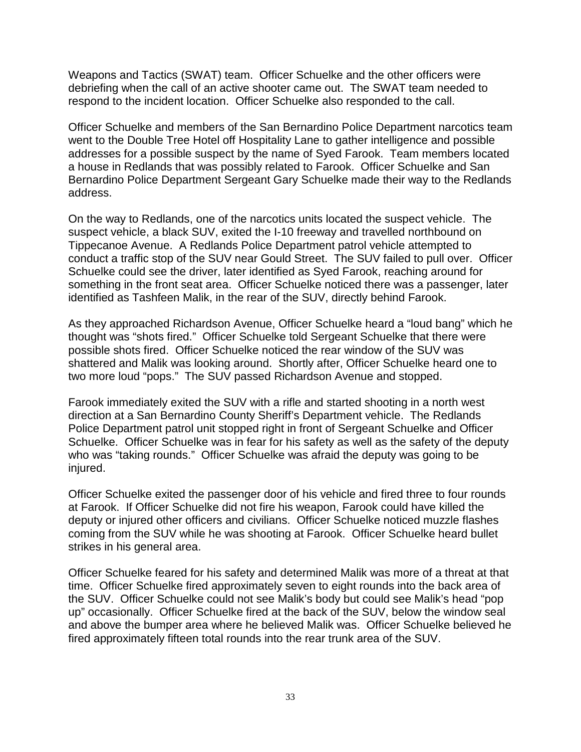Weapons and Tactics (SWAT) team. Officer Schuelke and the other officers were debriefing when the call of an active shooter came out. The SWAT team needed to respond to the incident location. Officer Schuelke also responded to the call.

Officer Schuelke and members of the San Bernardino Police Department narcotics team went to the Double Tree Hotel off Hospitality Lane to gather intelligence and possible addresses for a possible suspect by the name of Syed Farook. Team members located a house in Redlands that was possibly related to Farook. Officer Schuelke and San Bernardino Police Department Sergeant Gary Schuelke made their way to the Redlands address.

On the way to Redlands, one of the narcotics units located the suspect vehicle. The suspect vehicle, a black SUV, exited the I-10 freeway and travelled northbound on Tippecanoe Avenue. A Redlands Police Department patrol vehicle attempted to conduct a traffic stop of the SUV near Gould Street. The SUV failed to pull over. Officer Schuelke could see the driver, later identified as Syed Farook, reaching around for something in the front seat area. Officer Schuelke noticed there was a passenger, later identified as Tashfeen Malik, in the rear of the SUV, directly behind Farook.

As they approached Richardson Avenue, Officer Schuelke heard a "loud bang" which he thought was "shots fired." Officer Schuelke told Sergeant Schuelke that there were possible shots fired. Officer Schuelke noticed the rear window of the SUV was shattered and Malik was looking around. Shortly after, Officer Schuelke heard one to two more loud "pops." The SUV passed Richardson Avenue and stopped.

Farook immediately exited the SUV with a rifle and started shooting in a north west direction at a San Bernardino County Sheriff's Department vehicle. The Redlands Police Department patrol unit stopped right in front of Sergeant Schuelke and Officer Schuelke. Officer Schuelke was in fear for his safety as well as the safety of the deputy who was "taking rounds." Officer Schuelke was afraid the deputy was going to be injured.

Officer Schuelke exited the passenger door of his vehicle and fired three to four rounds at Farook. If Officer Schuelke did not fire his weapon, Farook could have killed the deputy or injured other officers and civilians. Officer Schuelke noticed muzzle flashes coming from the SUV while he was shooting at Farook. Officer Schuelke heard bullet strikes in his general area.

Officer Schuelke feared for his safety and determined Malik was more of a threat at that time. Officer Schuelke fired approximately seven to eight rounds into the back area of the SUV. Officer Schuelke could not see Malik's body but could see Malik's head "pop up" occasionally. Officer Schuelke fired at the back of the SUV, below the window seal and above the bumper area where he believed Malik was. Officer Schuelke believed he fired approximately fifteen total rounds into the rear trunk area of the SUV.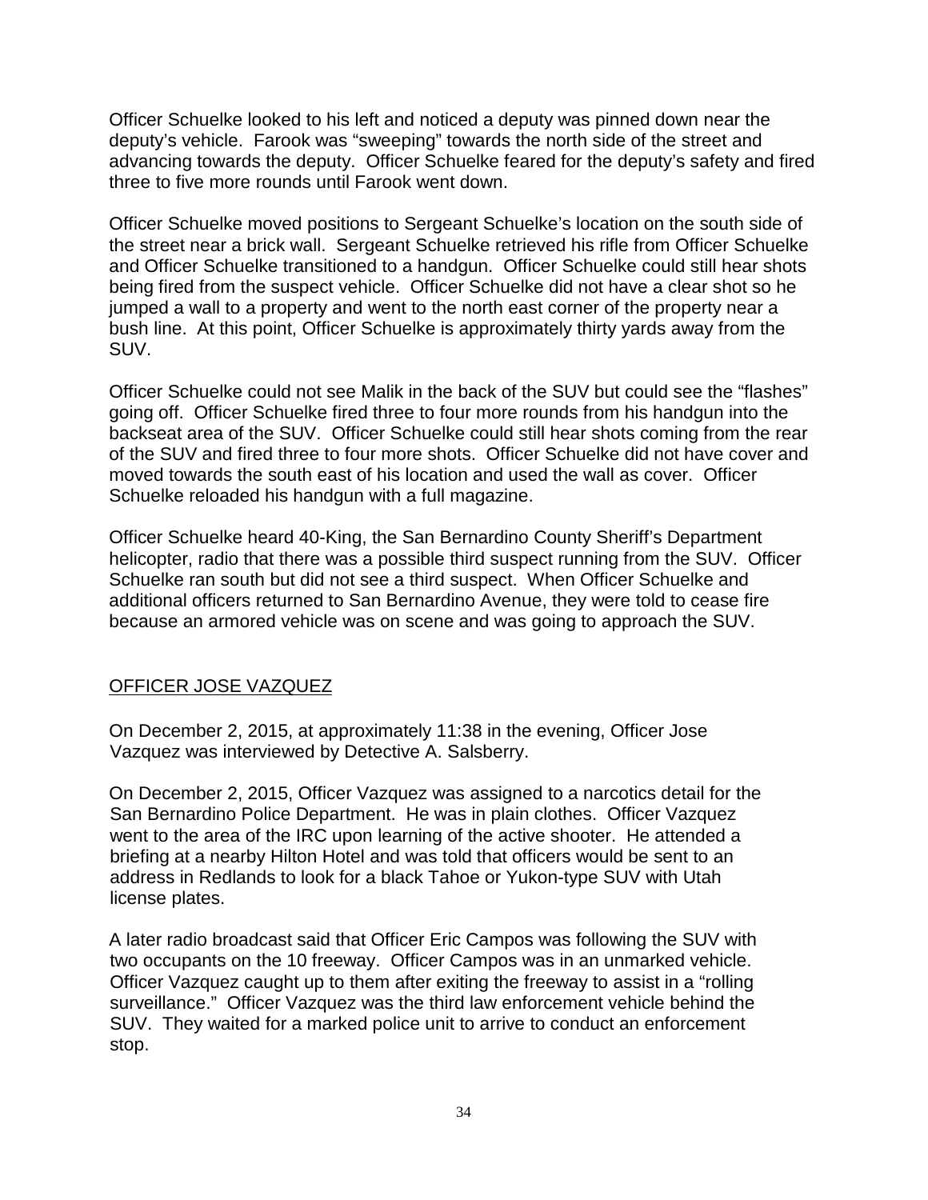Officer Schuelke looked to his left and noticed a deputy was pinned down near the deputy's vehicle. Farook was "sweeping" towards the north side of the street and advancing towards the deputy. Officer Schuelke feared for the deputy's safety and fired three to five more rounds until Farook went down.

Officer Schuelke moved positions to Sergeant Schuelke's location on the south side of the street near a brick wall. Sergeant Schuelke retrieved his rifle from Officer Schuelke and Officer Schuelke transitioned to a handgun. Officer Schuelke could still hear shots being fired from the suspect vehicle. Officer Schuelke did not have a clear shot so he jumped a wall to a property and went to the north east corner of the property near a bush line. At this point, Officer Schuelke is approximately thirty yards away from the SUV.

Officer Schuelke could not see Malik in the back of the SUV but could see the "flashes" going off. Officer Schuelke fired three to four more rounds from his handgun into the backseat area of the SUV. Officer Schuelke could still hear shots coming from the rear of the SUV and fired three to four more shots. Officer Schuelke did not have cover and moved towards the south east of his location and used the wall as cover. Officer Schuelke reloaded his handgun with a full magazine.

Officer Schuelke heard 40-King, the San Bernardino County Sheriff's Department helicopter, radio that there was a possible third suspect running from the SUV. Officer Schuelke ran south but did not see a third suspect. When Officer Schuelke and additional officers returned to San Bernardino Avenue, they were told to cease fire because an armored vehicle was on scene and was going to approach the SUV.

## OFFICER JOSE VAZQUEZ

On December 2, 2015, at approximately 11:38 in the evening, Officer Jose Vazquez was interviewed by Detective A. Salsberry.

On December 2, 2015, Officer Vazquez was assigned to a narcotics detail for the San Bernardino Police Department. He was in plain clothes. Officer Vazquez went to the area of the IRC upon learning of the active shooter. He attended a briefing at a nearby Hilton Hotel and was told that officers would be sent to an address in Redlands to look for a black Tahoe or Yukon-type SUV with Utah license plates.

A later radio broadcast said that Officer Eric Campos was following the SUV with two occupants on the 10 freeway. Officer Campos was in an unmarked vehicle. Officer Vazquez caught up to them after exiting the freeway to assist in a "rolling surveillance." Officer Vazquez was the third law enforcement vehicle behind the SUV. They waited for a marked police unit to arrive to conduct an enforcement stop.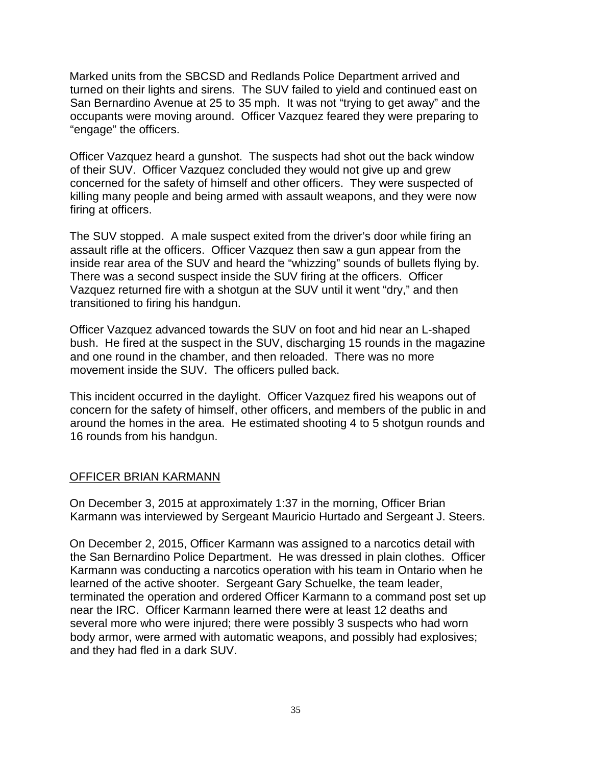Marked units from the SBCSD and Redlands Police Department arrived and turned on their lights and sirens. The SUV failed to yield and continued east on San Bernardino Avenue at 25 to 35 mph. It was not "trying to get away" and the occupants were moving around. Officer Vazquez feared they were preparing to "engage" the officers.

Officer Vazquez heard a gunshot. The suspects had shot out the back window of their SUV. Officer Vazquez concluded they would not give up and grew concerned for the safety of himself and other officers. They were suspected of killing many people and being armed with assault weapons, and they were now firing at officers.

The SUV stopped. A male suspect exited from the driver's door while firing an assault rifle at the officers. Officer Vazquez then saw a gun appear from the inside rear area of the SUV and heard the "whizzing" sounds of bullets flying by. There was a second suspect inside the SUV firing at the officers. Officer Vazquez returned fire with a shotgun at the SUV until it went "dry," and then transitioned to firing his handgun.

Officer Vazquez advanced towards the SUV on foot and hid near an L-shaped bush. He fired at the suspect in the SUV, discharging 15 rounds in the magazine and one round in the chamber, and then reloaded. There was no more movement inside the SUV. The officers pulled back.

This incident occurred in the daylight. Officer Vazquez fired his weapons out of concern for the safety of himself, other officers, and members of the public in and around the homes in the area. He estimated shooting 4 to 5 shotgun rounds and 16 rounds from his handgun.

## OFFICER BRIAN KARMANN

On December 3, 2015 at approximately 1:37 in the morning, Officer Brian Karmann was interviewed by Sergeant Mauricio Hurtado and Sergeant J. Steers.

On December 2, 2015, Officer Karmann was assigned to a narcotics detail with the San Bernardino Police Department. He was dressed in plain clothes. Officer Karmann was conducting a narcotics operation with his team in Ontario when he learned of the active shooter. Sergeant Gary Schuelke, the team leader, terminated the operation and ordered Officer Karmann to a command post set up near the IRC. Officer Karmann learned there were at least 12 deaths and several more who were injured; there were possibly 3 suspects who had worn body armor, were armed with automatic weapons, and possibly had explosives; and they had fled in a dark SUV.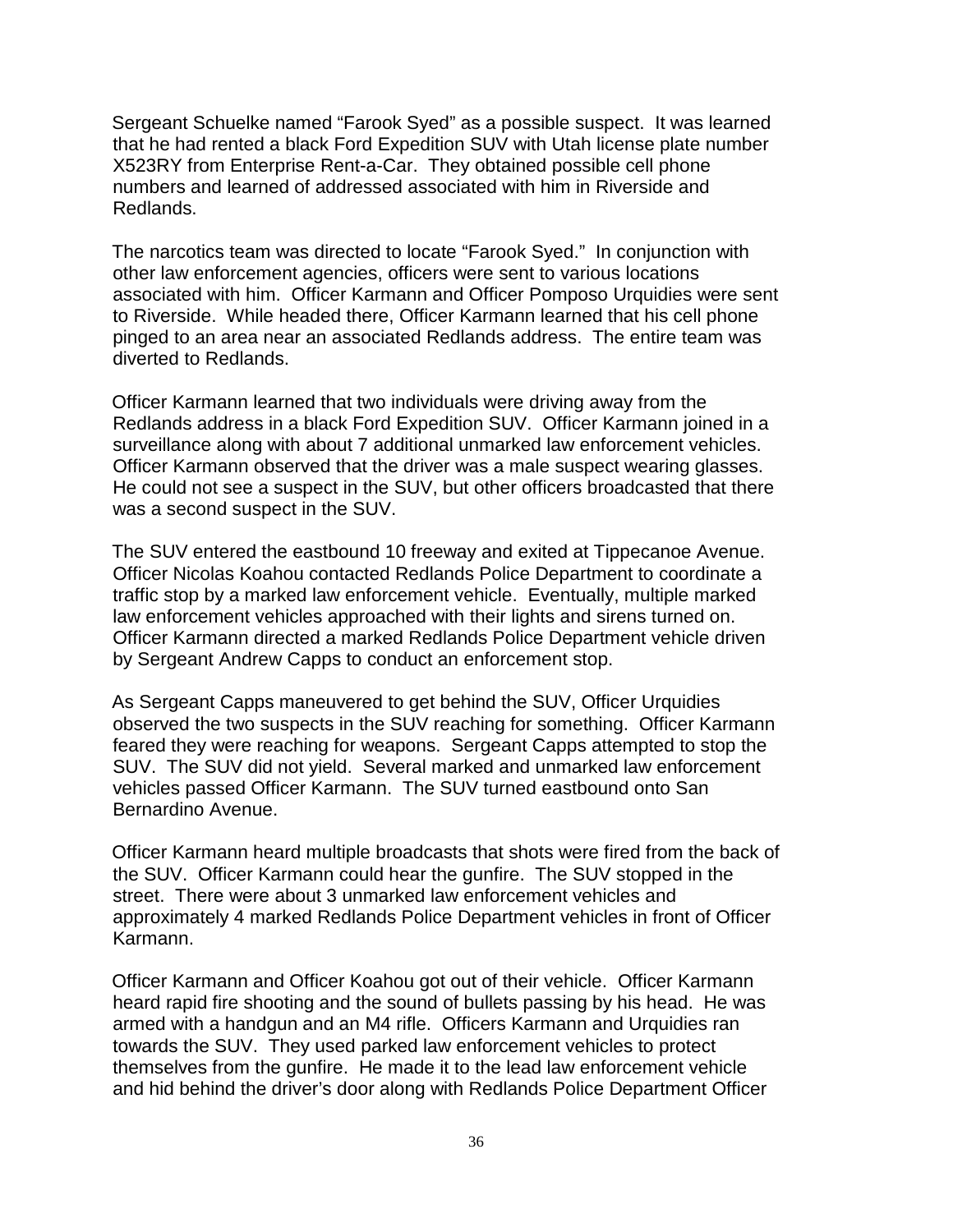Sergeant Schuelke named "Farook Syed" as a possible suspect. It was learned that he had rented a black Ford Expedition SUV with Utah license plate number X523RY from Enterprise Rent-a-Car. They obtained possible cell phone numbers and learned of addressed associated with him in Riverside and Redlands.

The narcotics team was directed to locate "Farook Syed." In conjunction with other law enforcement agencies, officers were sent to various locations associated with him. Officer Karmann and Officer Pomposo Urquidies were sent to Riverside. While headed there, Officer Karmann learned that his cell phone pinged to an area near an associated Redlands address. The entire team was diverted to Redlands.

Officer Karmann learned that two individuals were driving away from the Redlands address in a black Ford Expedition SUV. Officer Karmann joined in a surveillance along with about 7 additional unmarked law enforcement vehicles. Officer Karmann observed that the driver was a male suspect wearing glasses. He could not see a suspect in the SUV, but other officers broadcasted that there was a second suspect in the SUV.

The SUV entered the eastbound 10 freeway and exited at Tippecanoe Avenue. Officer Nicolas Koahou contacted Redlands Police Department to coordinate a traffic stop by a marked law enforcement vehicle. Eventually, multiple marked law enforcement vehicles approached with their lights and sirens turned on. Officer Karmann directed a marked Redlands Police Department vehicle driven by Sergeant Andrew Capps to conduct an enforcement stop.

As Sergeant Capps maneuvered to get behind the SUV, Officer Urquidies observed the two suspects in the SUV reaching for something. Officer Karmann feared they were reaching for weapons. Sergeant Capps attempted to stop the SUV. The SUV did not yield. Several marked and unmarked law enforcement vehicles passed Officer Karmann. The SUV turned eastbound onto San Bernardino Avenue.

Officer Karmann heard multiple broadcasts that shots were fired from the back of the SUV. Officer Karmann could hear the gunfire. The SUV stopped in the street. There were about 3 unmarked law enforcement vehicles and approximately 4 marked Redlands Police Department vehicles in front of Officer Karmann.

Officer Karmann and Officer Koahou got out of their vehicle. Officer Karmann heard rapid fire shooting and the sound of bullets passing by his head. He was armed with a handgun and an M4 rifle. Officers Karmann and Urquidies ran towards the SUV. They used parked law enforcement vehicles to protect themselves from the gunfire. He made it to the lead law enforcement vehicle and hid behind the driver's door along with Redlands Police Department Officer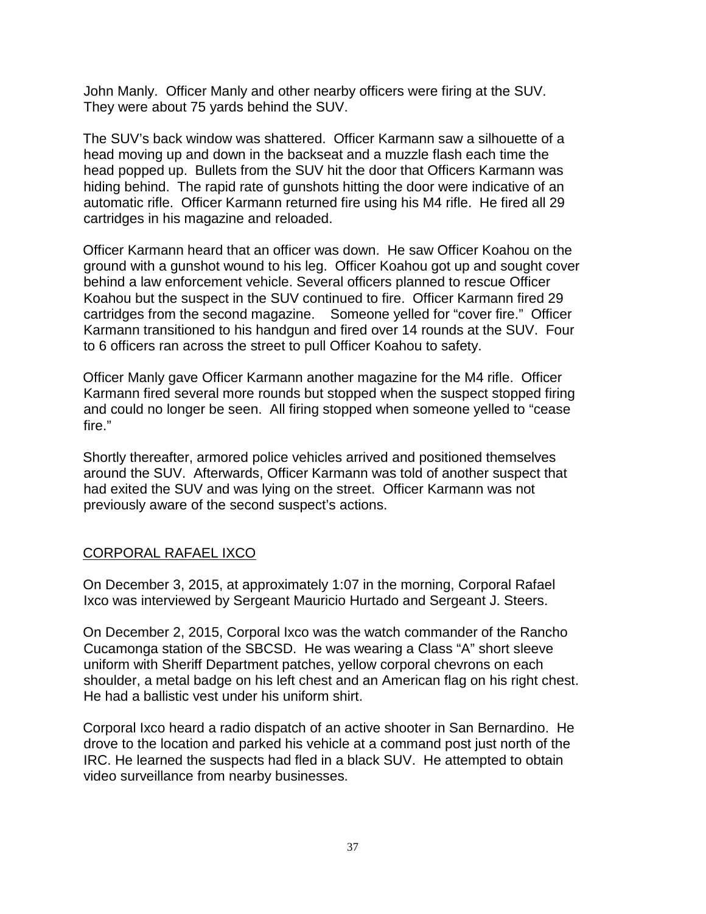John Manly. Officer Manly and other nearby officers were firing at the SUV. They were about 75 yards behind the SUV.

The SUV's back window was shattered. Officer Karmann saw a silhouette of a head moving up and down in the backseat and a muzzle flash each time the head popped up. Bullets from the SUV hit the door that Officers Karmann was hiding behind. The rapid rate of gunshots hitting the door were indicative of an automatic rifle. Officer Karmann returned fire using his M4 rifle. He fired all 29 cartridges in his magazine and reloaded.

Officer Karmann heard that an officer was down. He saw Officer Koahou on the ground with a gunshot wound to his leg. Officer Koahou got up and sought cover behind a law enforcement vehicle. Several officers planned to rescue Officer Koahou but the suspect in the SUV continued to fire. Officer Karmann fired 29 cartridges from the second magazine. Someone yelled for "cover fire." Officer Karmann transitioned to his handgun and fired over 14 rounds at the SUV. Four to 6 officers ran across the street to pull Officer Koahou to safety.

Officer Manly gave Officer Karmann another magazine for the M4 rifle. Officer Karmann fired several more rounds but stopped when the suspect stopped firing and could no longer be seen. All firing stopped when someone yelled to "cease fire."

Shortly thereafter, armored police vehicles arrived and positioned themselves around the SUV. Afterwards, Officer Karmann was told of another suspect that had exited the SUV and was lying on the street. Officer Karmann was not previously aware of the second suspect's actions.

## CORPORAL RAFAEL IXCO

On December 3, 2015, at approximately 1:07 in the morning, Corporal Rafael Ixco was interviewed by Sergeant Mauricio Hurtado and Sergeant J. Steers.

On December 2, 2015, Corporal Ixco was the watch commander of the Rancho Cucamonga station of the SBCSD. He was wearing a Class "A" short sleeve uniform with Sheriff Department patches, yellow corporal chevrons on each shoulder, a metal badge on his left chest and an American flag on his right chest. He had a ballistic vest under his uniform shirt.

Corporal Ixco heard a radio dispatch of an active shooter in San Bernardino. He drove to the location and parked his vehicle at a command post just north of the IRC. He learned the suspects had fled in a black SUV. He attempted to obtain video surveillance from nearby businesses.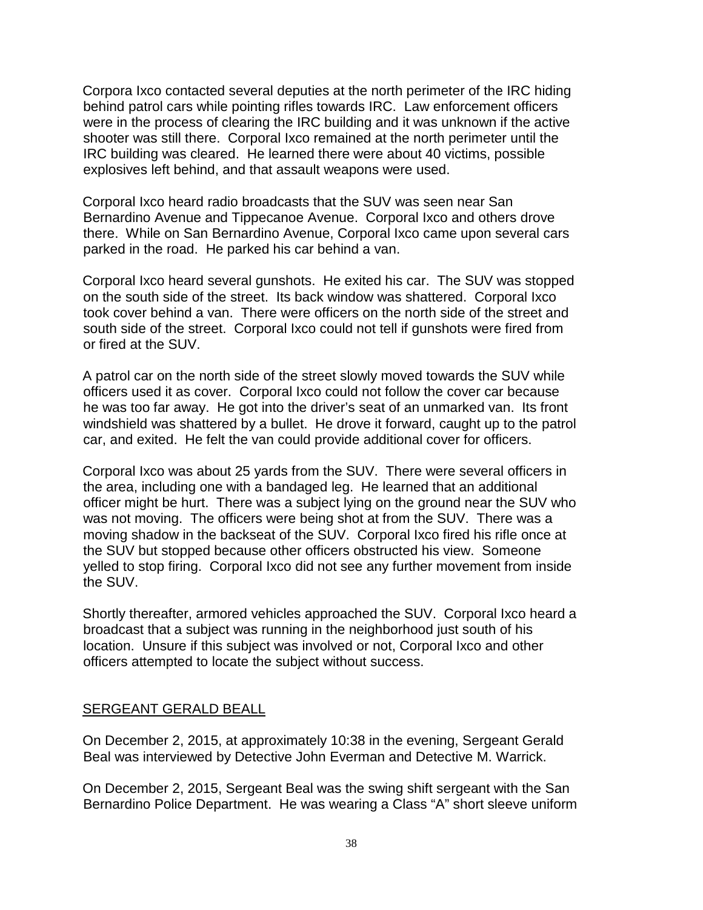Corpora Ixco contacted several deputies at the north perimeter of the IRC hiding behind patrol cars while pointing rifles towards IRC. Law enforcement officers were in the process of clearing the IRC building and it was unknown if the active shooter was still there. Corporal Ixco remained at the north perimeter until the IRC building was cleared. He learned there were about 40 victims, possible explosives left behind, and that assault weapons were used.

Corporal Ixco heard radio broadcasts that the SUV was seen near San Bernardino Avenue and Tippecanoe Avenue. Corporal Ixco and others drove there. While on San Bernardino Avenue, Corporal Ixco came upon several cars parked in the road. He parked his car behind a van.

Corporal Ixco heard several gunshots. He exited his car. The SUV was stopped on the south side of the street. Its back window was shattered. Corporal Ixco took cover behind a van. There were officers on the north side of the street and south side of the street. Corporal Ixco could not tell if gunshots were fired from or fired at the SUV.

A patrol car on the north side of the street slowly moved towards the SUV while officers used it as cover. Corporal Ixco could not follow the cover car because he was too far away. He got into the driver's seat of an unmarked van. Its front windshield was shattered by a bullet. He drove it forward, caught up to the patrol car, and exited. He felt the van could provide additional cover for officers.

Corporal Ixco was about 25 yards from the SUV. There were several officers in the area, including one with a bandaged leg. He learned that an additional officer might be hurt. There was a subject lying on the ground near the SUV who was not moving. The officers were being shot at from the SUV. There was a moving shadow in the backseat of the SUV. Corporal Ixco fired his rifle once at the SUV but stopped because other officers obstructed his view. Someone yelled to stop firing. Corporal Ixco did not see any further movement from inside the SUV.

Shortly thereafter, armored vehicles approached the SUV. Corporal Ixco heard a broadcast that a subject was running in the neighborhood just south of his location. Unsure if this subject was involved or not, Corporal Ixco and other officers attempted to locate the subject without success.

## SERGEANT GERALD BEALL

On December 2, 2015, at approximately 10:38 in the evening, Sergeant Gerald Beal was interviewed by Detective John Everman and Detective M. Warrick.

On December 2, 2015, Sergeant Beal was the swing shift sergeant with the San Bernardino Police Department. He was wearing a Class "A" short sleeve uniform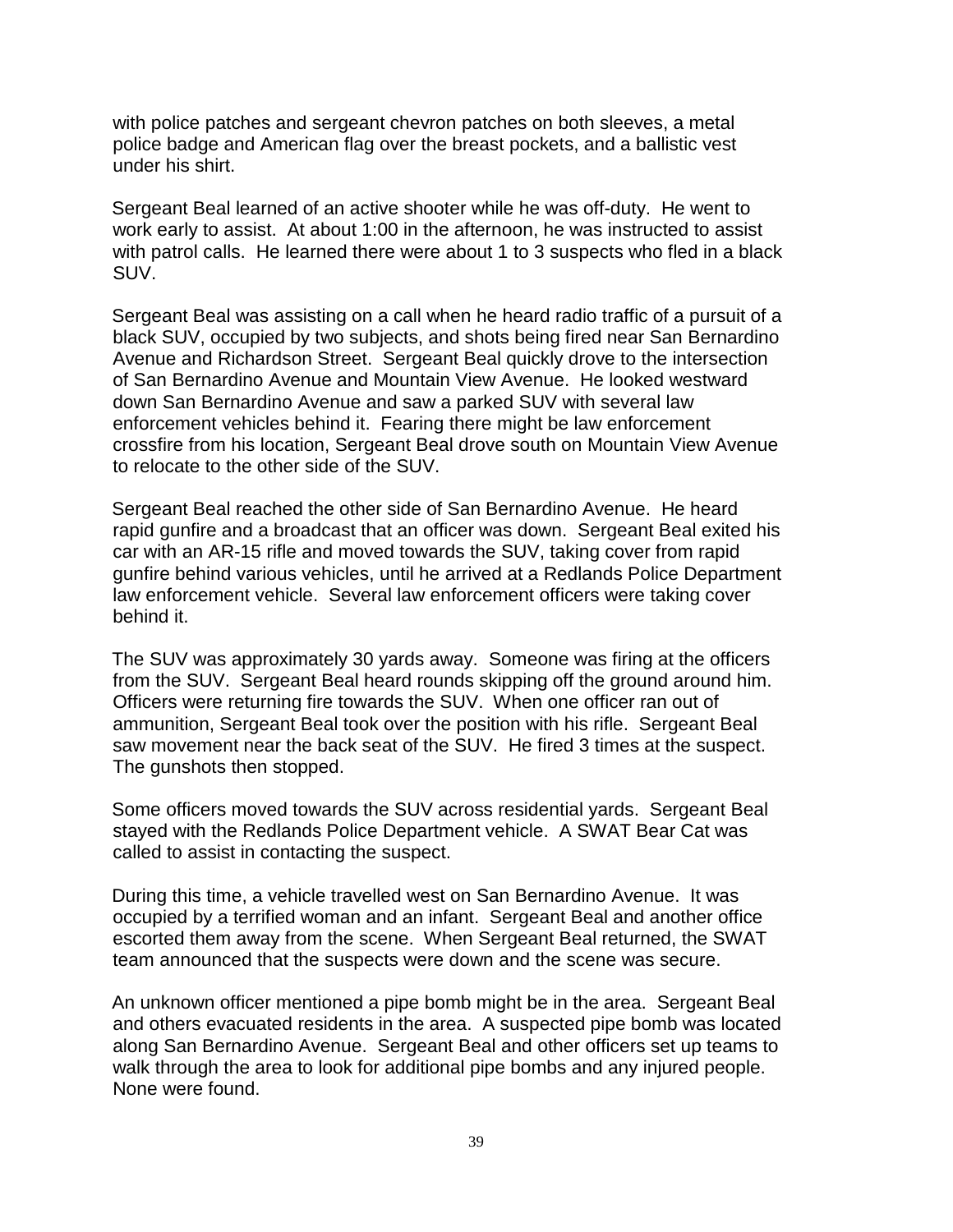with police patches and sergeant chevron patches on both sleeves, a metal police badge and American flag over the breast pockets, and a ballistic vest under his shirt.

Sergeant Beal learned of an active shooter while he was off-duty. He went to work early to assist. At about 1:00 in the afternoon, he was instructed to assist with patrol calls. He learned there were about 1 to 3 suspects who fled in a black SUV.

Sergeant Beal was assisting on a call when he heard radio traffic of a pursuit of a black SUV, occupied by two subjects, and shots being fired near San Bernardino Avenue and Richardson Street. Sergeant Beal quickly drove to the intersection of San Bernardino Avenue and Mountain View Avenue. He looked westward down San Bernardino Avenue and saw a parked SUV with several law enforcement vehicles behind it. Fearing there might be law enforcement crossfire from his location, Sergeant Beal drove south on Mountain View Avenue to relocate to the other side of the SUV.

Sergeant Beal reached the other side of San Bernardino Avenue. He heard rapid gunfire and a broadcast that an officer was down. Sergeant Beal exited his car with an AR-15 rifle and moved towards the SUV, taking cover from rapid gunfire behind various vehicles, until he arrived at a Redlands Police Department law enforcement vehicle. Several law enforcement officers were taking cover behind it.

The SUV was approximately 30 yards away. Someone was firing at the officers from the SUV. Sergeant Beal heard rounds skipping off the ground around him. Officers were returning fire towards the SUV. When one officer ran out of ammunition, Sergeant Beal took over the position with his rifle. Sergeant Beal saw movement near the back seat of the SUV. He fired 3 times at the suspect. The gunshots then stopped.

Some officers moved towards the SUV across residential yards. Sergeant Beal stayed with the Redlands Police Department vehicle. A SWAT Bear Cat was called to assist in contacting the suspect.

During this time, a vehicle travelled west on San Bernardino Avenue. It was occupied by a terrified woman and an infant. Sergeant Beal and another office escorted them away from the scene. When Sergeant Beal returned, the SWAT team announced that the suspects were down and the scene was secure.

An unknown officer mentioned a pipe bomb might be in the area. Sergeant Beal and others evacuated residents in the area. A suspected pipe bomb was located along San Bernardino Avenue. Sergeant Beal and other officers set up teams to walk through the area to look for additional pipe bombs and any injured people. None were found.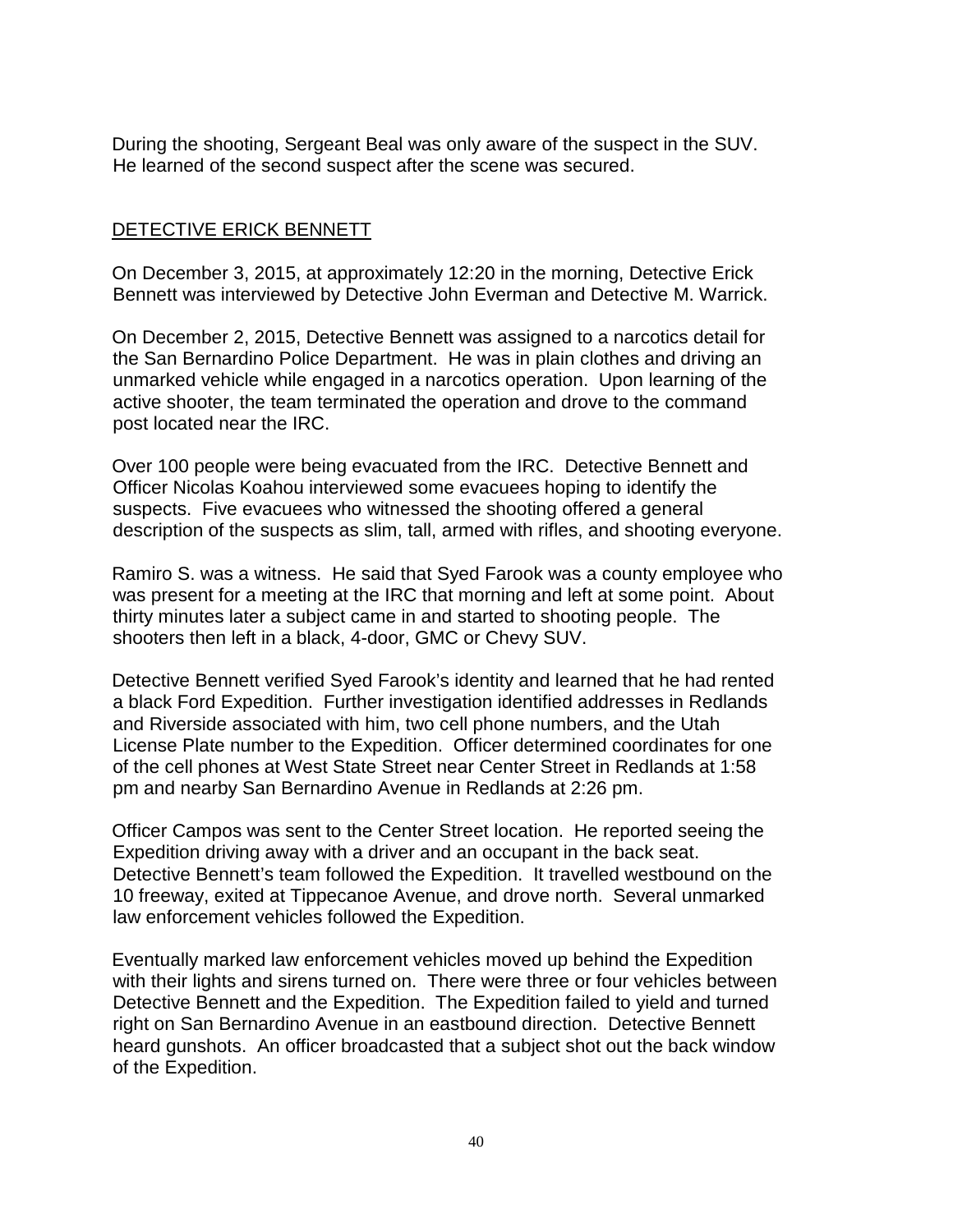During the shooting, Sergeant Beal was only aware of the suspect in the SUV. He learned of the second suspect after the scene was secured.

## DETECTIVE ERICK BENNETT

On December 3, 2015, at approximately 12:20 in the morning, Detective Erick Bennett was interviewed by Detective John Everman and Detective M. Warrick.

On December 2, 2015, Detective Bennett was assigned to a narcotics detail for the San Bernardino Police Department. He was in plain clothes and driving an unmarked vehicle while engaged in a narcotics operation. Upon learning of the active shooter, the team terminated the operation and drove to the command post located near the IRC.

Over 100 people were being evacuated from the IRC. Detective Bennett and Officer Nicolas Koahou interviewed some evacuees hoping to identify the suspects. Five evacuees who witnessed the shooting offered a general description of the suspects as slim, tall, armed with rifles, and shooting everyone.

Ramiro S. was a witness. He said that Syed Farook was a county employee who was present for a meeting at the IRC that morning and left at some point. About thirty minutes later a subject came in and started to shooting people. The shooters then left in a black, 4-door, GMC or Chevy SUV.

Detective Bennett verified Syed Farook's identity and learned that he had rented a black Ford Expedition. Further investigation identified addresses in Redlands and Riverside associated with him, two cell phone numbers, and the Utah License Plate number to the Expedition. Officer determined coordinates for one of the cell phones at West State Street near Center Street in Redlands at 1:58 pm and nearby San Bernardino Avenue in Redlands at 2:26 pm.

Officer Campos was sent to the Center Street location. He reported seeing the Expedition driving away with a driver and an occupant in the back seat. Detective Bennett's team followed the Expedition. It travelled westbound on the 10 freeway, exited at Tippecanoe Avenue, and drove north. Several unmarked law enforcement vehicles followed the Expedition.

Eventually marked law enforcement vehicles moved up behind the Expedition with their lights and sirens turned on. There were three or four vehicles between Detective Bennett and the Expedition. The Expedition failed to yield and turned right on San Bernardino Avenue in an eastbound direction. Detective Bennett heard gunshots. An officer broadcasted that a subject shot out the back window of the Expedition.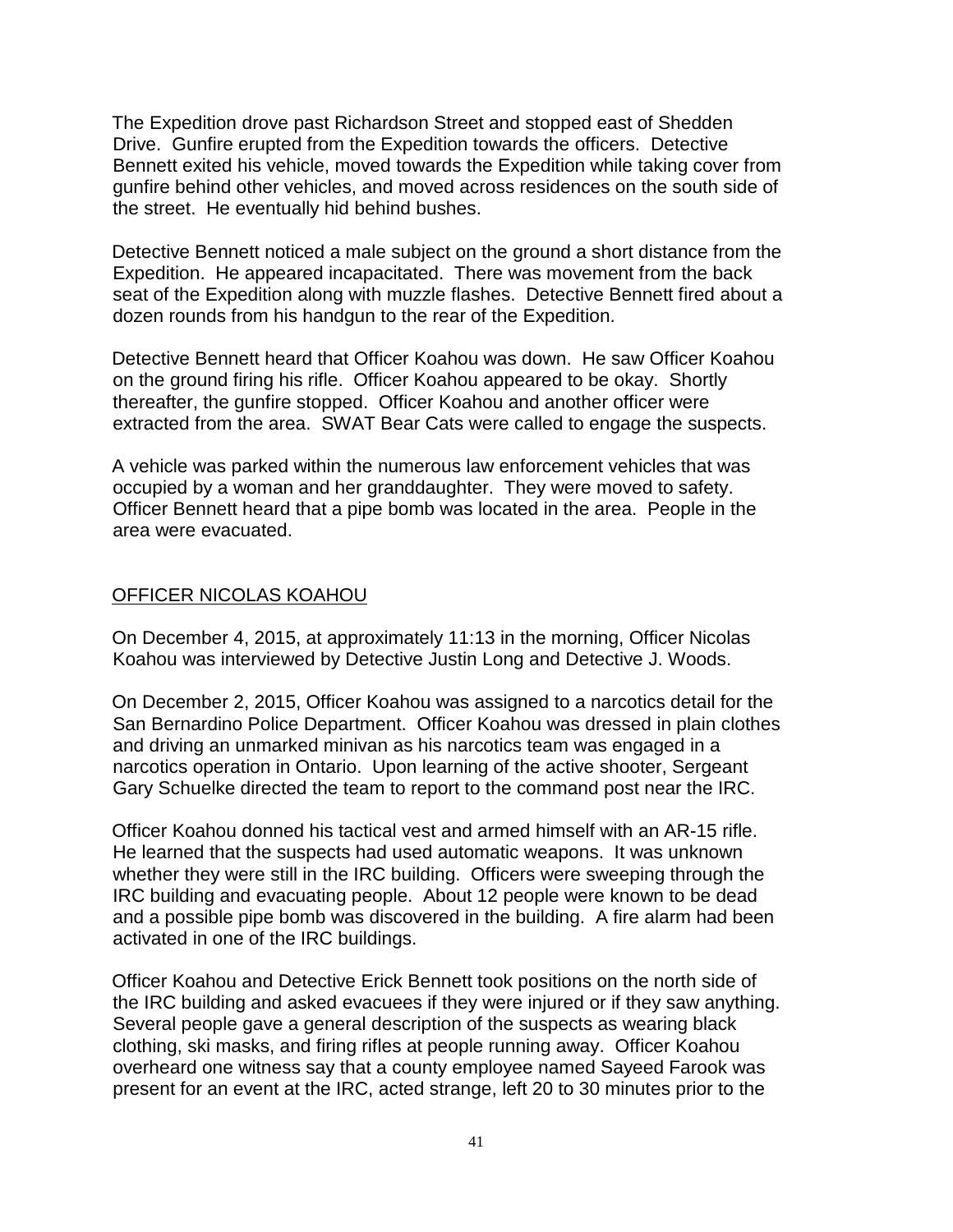The Expedition drove past Richardson Street and stopped east of Shedden Drive. Gunfire erupted from the Expedition towards the officers. Detective Bennett exited his vehicle, moved towards the Expedition while taking cover from gunfire behind other vehicles, and moved across residences on the south side of the street. He eventually hid behind bushes.

Detective Bennett noticed a male subject on the ground a short distance from the Expedition. He appeared incapacitated. There was movement from the back seat of the Expedition along with muzzle flashes. Detective Bennett fired about a dozen rounds from his handgun to the rear of the Expedition.

Detective Bennett heard that Officer Koahou was down. He saw Officer Koahou on the ground firing his rifle. Officer Koahou appeared to be okay. Shortly thereafter, the gunfire stopped. Officer Koahou and another officer were extracted from the area. SWAT Bear Cats were called to engage the suspects.

A vehicle was parked within the numerous law enforcement vehicles that was occupied by a woman and her granddaughter. They were moved to safety. Officer Bennett heard that a pipe bomb was located in the area. People in the area were evacuated.

## OFFICER NICOLAS KOAHOU

On December 4, 2015, at approximately 11:13 in the morning, Officer Nicolas Koahou was interviewed by Detective Justin Long and Detective J. Woods.

On December 2, 2015, Officer Koahou was assigned to a narcotics detail for the San Bernardino Police Department. Officer Koahou was dressed in plain clothes and driving an unmarked minivan as his narcotics team was engaged in a narcotics operation in Ontario. Upon learning of the active shooter, Sergeant Gary Schuelke directed the team to report to the command post near the IRC.

Officer Koahou donned his tactical vest and armed himself with an AR-15 rifle. He learned that the suspects had used automatic weapons. It was unknown whether they were still in the IRC building. Officers were sweeping through the IRC building and evacuating people. About 12 people were known to be dead and a possible pipe bomb was discovered in the building. A fire alarm had been activated in one of the IRC buildings.

Officer Koahou and Detective Erick Bennett took positions on the north side of the IRC building and asked evacuees if they were injured or if they saw anything. Several people gave a general description of the suspects as wearing black clothing, ski masks, and firing rifles at people running away. Officer Koahou overheard one witness say that a county employee named Sayeed Farook was present for an event at the IRC, acted strange, left 20 to 30 minutes prior to the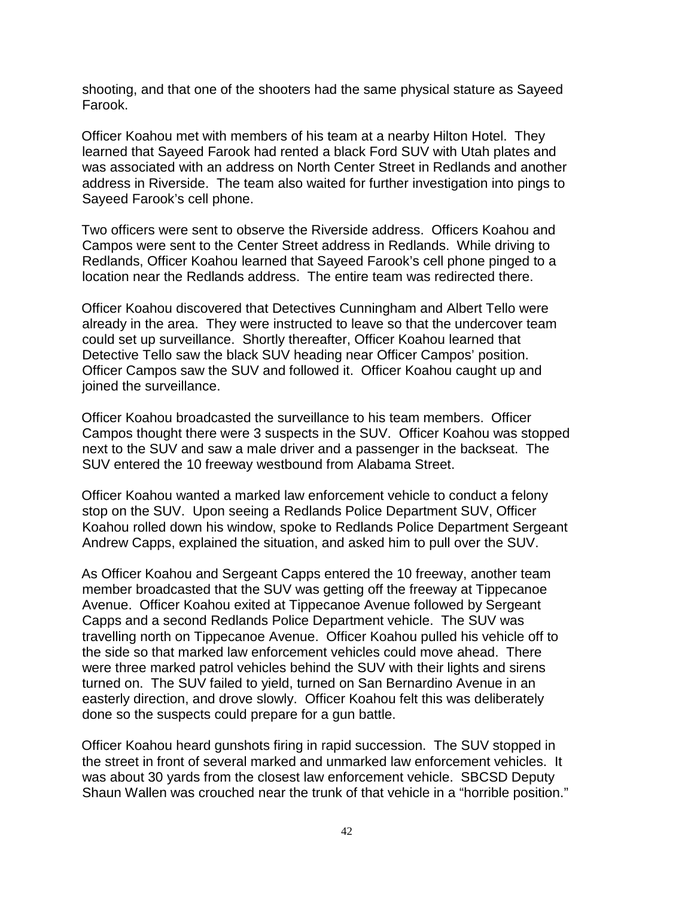shooting, and that one of the shooters had the same physical stature as Sayeed Farook.

Officer Koahou met with members of his team at a nearby Hilton Hotel. They learned that Sayeed Farook had rented a black Ford SUV with Utah plates and was associated with an address on North Center Street in Redlands and another address in Riverside. The team also waited for further investigation into pings to Sayeed Farook's cell phone.

Two officers were sent to observe the Riverside address. Officers Koahou and Campos were sent to the Center Street address in Redlands. While driving to Redlands, Officer Koahou learned that Sayeed Farook's cell phone pinged to a location near the Redlands address. The entire team was redirected there.

Officer Koahou discovered that Detectives Cunningham and Albert Tello were already in the area. They were instructed to leave so that the undercover team could set up surveillance. Shortly thereafter, Officer Koahou learned that Detective Tello saw the black SUV heading near Officer Campos' position. Officer Campos saw the SUV and followed it. Officer Koahou caught up and joined the surveillance.

Officer Koahou broadcasted the surveillance to his team members. Officer Campos thought there were 3 suspects in the SUV. Officer Koahou was stopped next to the SUV and saw a male driver and a passenger in the backseat. The SUV entered the 10 freeway westbound from Alabama Street.

Officer Koahou wanted a marked law enforcement vehicle to conduct a felony stop on the SUV. Upon seeing a Redlands Police Department SUV, Officer Koahou rolled down his window, spoke to Redlands Police Department Sergeant Andrew Capps, explained the situation, and asked him to pull over the SUV.

As Officer Koahou and Sergeant Capps entered the 10 freeway, another team member broadcasted that the SUV was getting off the freeway at Tippecanoe Avenue. Officer Koahou exited at Tippecanoe Avenue followed by Sergeant Capps and a second Redlands Police Department vehicle. The SUV was travelling north on Tippecanoe Avenue. Officer Koahou pulled his vehicle off to the side so that marked law enforcement vehicles could move ahead. There were three marked patrol vehicles behind the SUV with their lights and sirens turned on. The SUV failed to yield, turned on San Bernardino Avenue in an easterly direction, and drove slowly. Officer Koahou felt this was deliberately done so the suspects could prepare for a gun battle.

Officer Koahou heard gunshots firing in rapid succession. The SUV stopped in the street in front of several marked and unmarked law enforcement vehicles. It was about 30 yards from the closest law enforcement vehicle. SBCSD Deputy Shaun Wallen was crouched near the trunk of that vehicle in a "horrible position."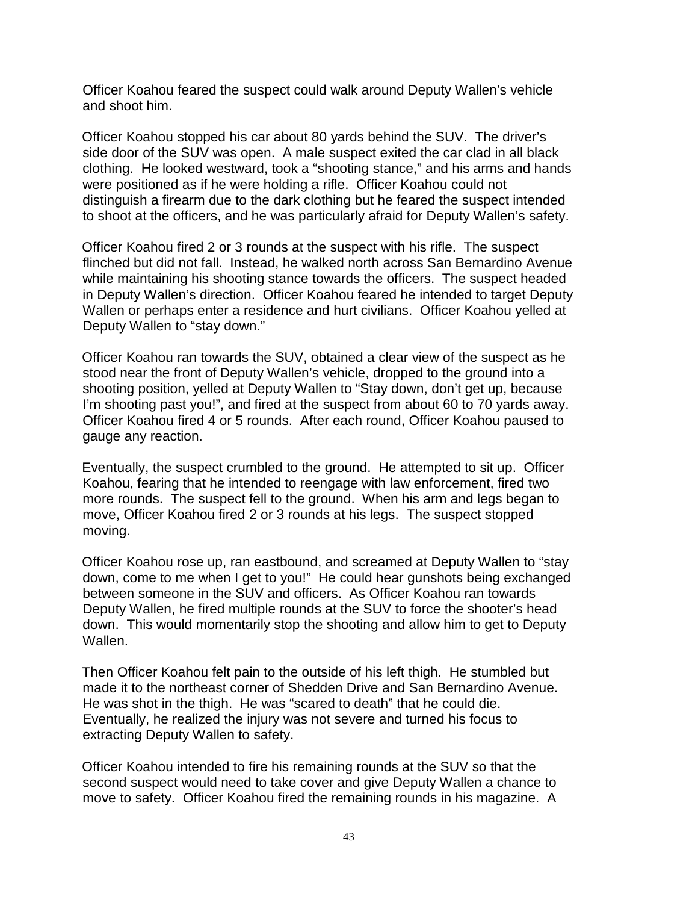Officer Koahou feared the suspect could walk around Deputy Wallen's vehicle and shoot him.

Officer Koahou stopped his car about 80 yards behind the SUV. The driver's side door of the SUV was open. A male suspect exited the car clad in all black clothing. He looked westward, took a "shooting stance," and his arms and hands were positioned as if he were holding a rifle. Officer Koahou could not distinguish a firearm due to the dark clothing but he feared the suspect intended to shoot at the officers, and he was particularly afraid for Deputy Wallen's safety.

Officer Koahou fired 2 or 3 rounds at the suspect with his rifle. The suspect flinched but did not fall. Instead, he walked north across San Bernardino Avenue while maintaining his shooting stance towards the officers. The suspect headed in Deputy Wallen's direction. Officer Koahou feared he intended to target Deputy Wallen or perhaps enter a residence and hurt civilians. Officer Koahou yelled at Deputy Wallen to "stay down."

Officer Koahou ran towards the SUV, obtained a clear view of the suspect as he stood near the front of Deputy Wallen's vehicle, dropped to the ground into a shooting position, yelled at Deputy Wallen to "Stay down, don't get up, because I'm shooting past you!", and fired at the suspect from about 60 to 70 yards away. Officer Koahou fired 4 or 5 rounds. After each round, Officer Koahou paused to gauge any reaction.

Eventually, the suspect crumbled to the ground. He attempted to sit up. Officer Koahou, fearing that he intended to reengage with law enforcement, fired two more rounds. The suspect fell to the ground. When his arm and legs began to move, Officer Koahou fired 2 or 3 rounds at his legs. The suspect stopped moving.

Officer Koahou rose up, ran eastbound, and screamed at Deputy Wallen to "stay down, come to me when I get to you!" He could hear gunshots being exchanged between someone in the SUV and officers. As Officer Koahou ran towards Deputy Wallen, he fired multiple rounds at the SUV to force the shooter's head down. This would momentarily stop the shooting and allow him to get to Deputy Wallen.

Then Officer Koahou felt pain to the outside of his left thigh. He stumbled but made it to the northeast corner of Shedden Drive and San Bernardino Avenue. He was shot in the thigh. He was "scared to death" that he could die. Eventually, he realized the injury was not severe and turned his focus to extracting Deputy Wallen to safety.

Officer Koahou intended to fire his remaining rounds at the SUV so that the second suspect would need to take cover and give Deputy Wallen a chance to move to safety. Officer Koahou fired the remaining rounds in his magazine. A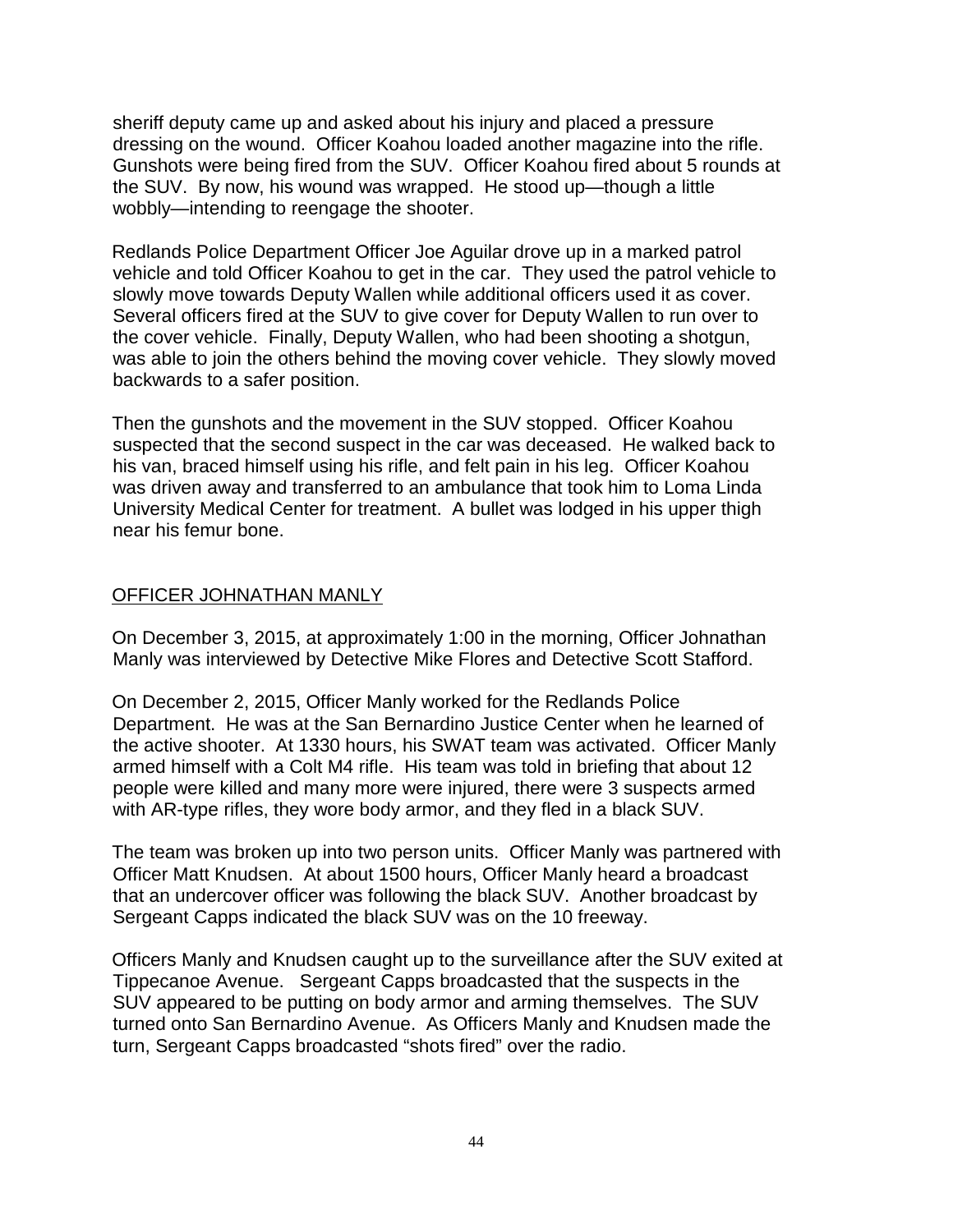sheriff deputy came up and asked about his injury and placed a pressure dressing on the wound. Officer Koahou loaded another magazine into the rifle. Gunshots were being fired from the SUV. Officer Koahou fired about 5 rounds at the SUV. By now, his wound was wrapped. He stood up—though a little wobbly—intending to reengage the shooter.

Redlands Police Department Officer Joe Aguilar drove up in a marked patrol vehicle and told Officer Koahou to get in the car. They used the patrol vehicle to slowly move towards Deputy Wallen while additional officers used it as cover. Several officers fired at the SUV to give cover for Deputy Wallen to run over to the cover vehicle. Finally, Deputy Wallen, who had been shooting a shotgun, was able to join the others behind the moving cover vehicle. They slowly moved backwards to a safer position.

Then the gunshots and the movement in the SUV stopped. Officer Koahou suspected that the second suspect in the car was deceased. He walked back to his van, braced himself using his rifle, and felt pain in his leg. Officer Koahou was driven away and transferred to an ambulance that took him to Loma Linda University Medical Center for treatment. A bullet was lodged in his upper thigh near his femur bone.

## OFFICER JOHNATHAN MANLY

On December 3, 2015, at approximately 1:00 in the morning, Officer Johnathan Manly was interviewed by Detective Mike Flores and Detective Scott Stafford.

On December 2, 2015, Officer Manly worked for the Redlands Police Department. He was at the San Bernardino Justice Center when he learned of the active shooter. At 1330 hours, his SWAT team was activated. Officer Manly armed himself with a Colt M4 rifle. His team was told in briefing that about 12 people were killed and many more were injured, there were 3 suspects armed with AR-type rifles, they wore body armor, and they fled in a black SUV.

The team was broken up into two person units. Officer Manly was partnered with Officer Matt Knudsen. At about 1500 hours, Officer Manly heard a broadcast that an undercover officer was following the black SUV. Another broadcast by Sergeant Capps indicated the black SUV was on the 10 freeway.

Officers Manly and Knudsen caught up to the surveillance after the SUV exited at Tippecanoe Avenue. Sergeant Capps broadcasted that the suspects in the SUV appeared to be putting on body armor and arming themselves. The SUV turned onto San Bernardino Avenue. As Officers Manly and Knudsen made the turn, Sergeant Capps broadcasted "shots fired" over the radio.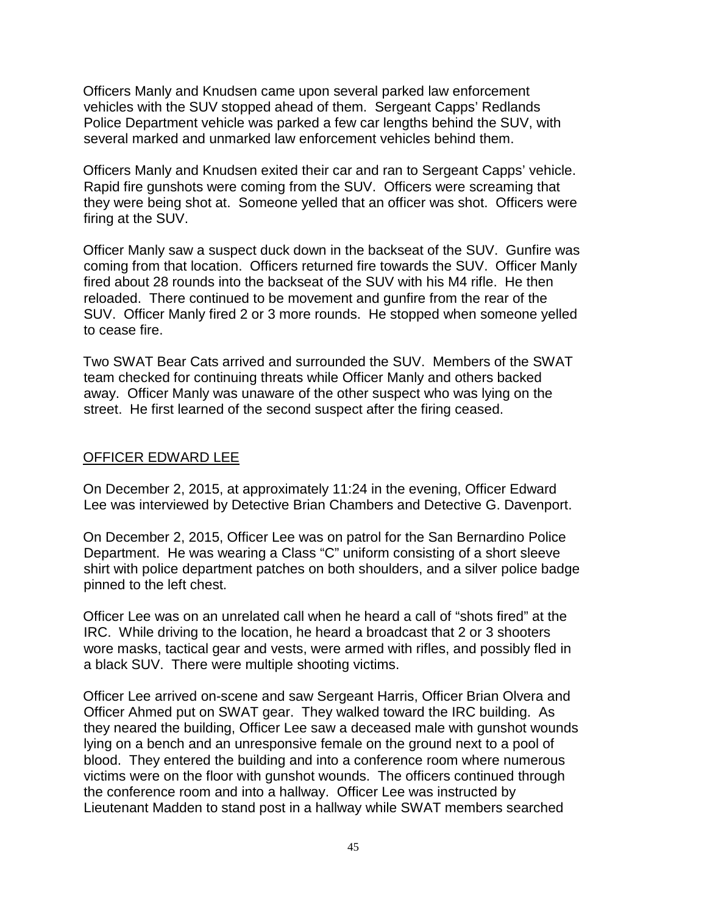Officers Manly and Knudsen came upon several parked law enforcement vehicles with the SUV stopped ahead of them. Sergeant Capps' Redlands Police Department vehicle was parked a few car lengths behind the SUV, with several marked and unmarked law enforcement vehicles behind them.

Officers Manly and Knudsen exited their car and ran to Sergeant Capps' vehicle. Rapid fire gunshots were coming from the SUV. Officers were screaming that they were being shot at. Someone yelled that an officer was shot. Officers were firing at the SUV.

Officer Manly saw a suspect duck down in the backseat of the SUV. Gunfire was coming from that location. Officers returned fire towards the SUV. Officer Manly fired about 28 rounds into the backseat of the SUV with his M4 rifle. He then reloaded. There continued to be movement and gunfire from the rear of the SUV. Officer Manly fired 2 or 3 more rounds. He stopped when someone yelled to cease fire.

Two SWAT Bear Cats arrived and surrounded the SUV. Members of the SWAT team checked for continuing threats while Officer Manly and others backed away. Officer Manly was unaware of the other suspect who was lying on the street. He first learned of the second suspect after the firing ceased.

<u>OFFICER EDWARD LEE</u>

On December 2, 2015, at approximately 11:24 in the evening, Officer Edward Lee was interviewed by Detective Brian Chambers and Detective G. Davenport.

On December 2, 2015, Officer Lee was on patrol for the San Bernardino Police Department. He was wearing a Class "C" uniform consisting of a short sleeve shirt with police department patches on both shoulders, and a silver police badge pinned to the left chest.

Officer Lee was on an unrelated call when he heard a call of "shots fired" at the IRC. While driving to the location, he heard a broadcast that 2 or 3 shooters wore masks, tactical gear and vests, were armed with rifles, and possibly fled in a black SUV. There were multiple shooting victims.

Officer Lee arrived on-scene and saw Sergeant Harris, Officer Brian Olvera and Officer Ahmed put on SWAT gear. They walked toward the IRC building. As they neared the building, Officer Lee saw a deceased male with gunshot wounds lying on a bench and an unresponsive female on the ground next to a pool of blood. They entered the building and into a conference room where numerous victims were on the floor with gunshot wounds. The officers continued through the conference room and into a hallway. Officer Lee was instructed by Lieutenant Madden to stand post in a hallway while SWAT members searched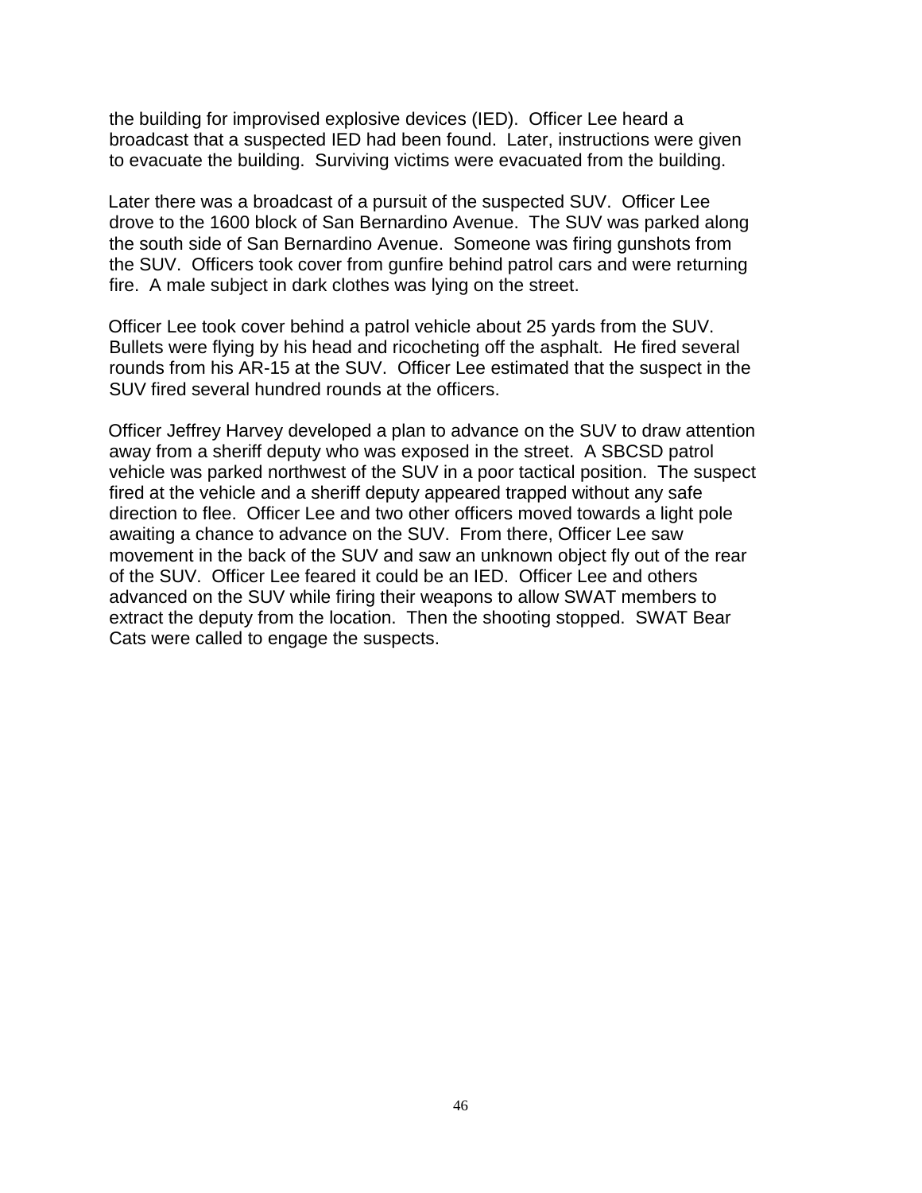the building for improvised explosive devices (IED). Officer Lee heard a broadcast that a suspected IED had been found. Later, instructions were given to evacuate the building. Surviving victims were evacuated from the building.

Later there was a broadcast of a pursuit of the suspected SUV. Officer Lee drove to the 1600 block of San Bernardino Avenue. The SUV was parked along the south side of San Bernardino Avenue. Someone was firing gunshots from the SUV. Officers took cover from gunfire behind patrol cars and were returning fire. A male subject in dark clothes was lying on the street.

Officer Lee took cover behind a patrol vehicle about 25 yards from the SUV. Bullets were flying by his head and ricocheting off the asphalt. He fired several rounds from his AR-15 at the SUV. Officer Lee estimated that the suspect in the SUV fired several hundred rounds at the officers.

Officer Jeffrey Harvey developed a plan to advance on the SUV to draw attention away from a sheriff deputy who was exposed in the street. A SBCSD patrol vehicle was parked northwest of the SUV in a poor tactical position. The suspect fired at the vehicle and a sheriff deputy appeared trapped without any safe direction to flee. Officer Lee and two other officers moved towards a light pole awaiting a chance to advance on the SUV. From there, Officer Lee saw movement in the back of the SUV and saw an unknown object fly out of the rear of the SUV. Officer Lee feared it could be an IED. Officer Lee and others advanced on the SUV while firing their weapons to allow SWAT members to extract the deputy from the location. Then the shooting stopped. SWAT Bear Cats were called to engage the suspects.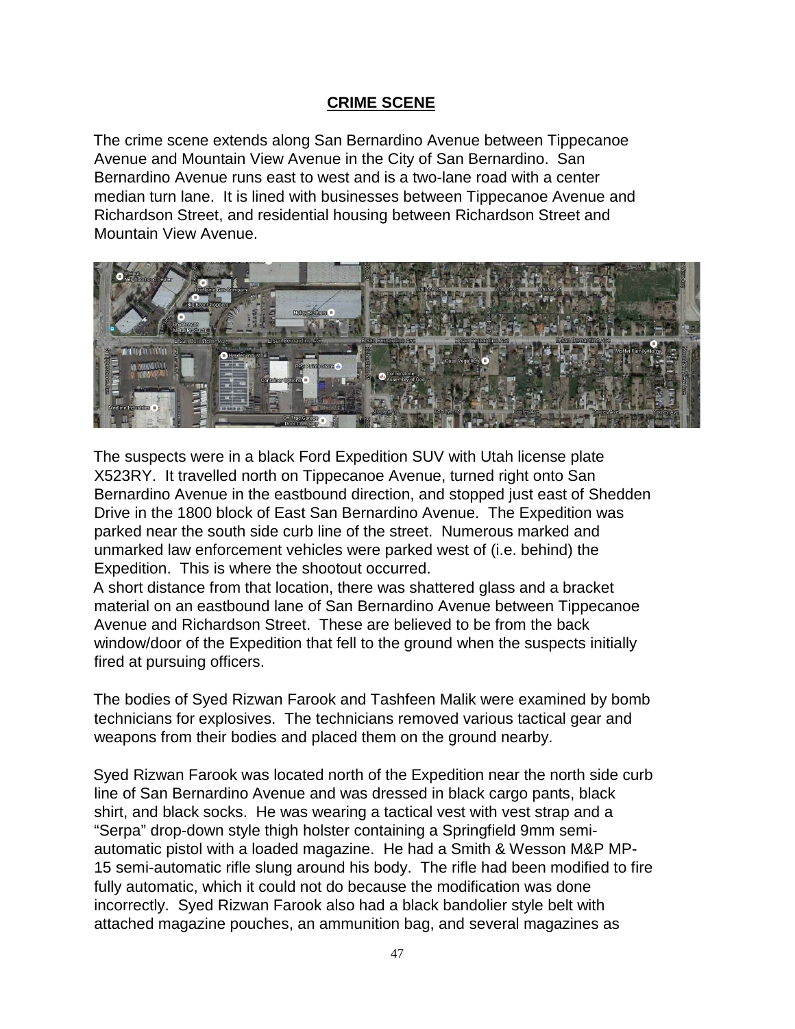**CRIME SCENE**

The crime scene extends along San Bernardino Avenue between Tippecanoe Avenue and Mountain View Avenue in the City of San Bernardino. San Bernardino Avenue runs east to west and is a two-lane road with a center median turn lane. It is lined with businesses between Tippecanoe Avenue and Richardson Street, and residential housing between Richardson Street and Mountain View Avenue.

The suspects were in a black Ford Expedition SUV with Utah license plate X523RY. It travelled north on Tippecanoe Avenue, turned right onto San Bernardino Avenue in the eastbound direction, and stopped just east of Shedden Drive in the 1800 block of East San Bernardino Avenue. The Expedition was parked near the south side curb line of the street. Numerous marked and unmarked law enforcement vehicles were parked west of (i.e. behind) the Expedition. This is where the shootout occurred.

A short distance from that location, there was shattered glass and a bracket material on an eastbound lane of San Bernardino Avenue between Tippecanoe Avenue and Richardson Street. These are believed to be from the back window/door of the Expedition that fell to the ground when the suspects initially fired at pursuing officers.

The bodies of Syed Rizwan Farook and Tashfeen Malik were examined by bomb technicians for explosives. The technicians removed various tactical gear and weapons from their bodies and placed them on the ground nearby.

Syed Rizwan Farook was located north of the Expedition near the north side curb line of San Bernardino Avenue and was dressed in black cargo pants, black shirt, and black socks. He was wearing a tactical vest with vest strap and a "Serpa" drop-down style thigh holster containing a Springfield 9mm semi-automatic pistol with a loaded magazine. He had a Smith & Wesson M&P MP-15 semi-automatic rifle slung around his body. The rifle had been modified to fire fully automatic, which it could not do because the modification was done incorrectly. Syed Rizwan Farook also had a black bandolier style belt with attached magazine pouches, an ammunition bag, and several magazines as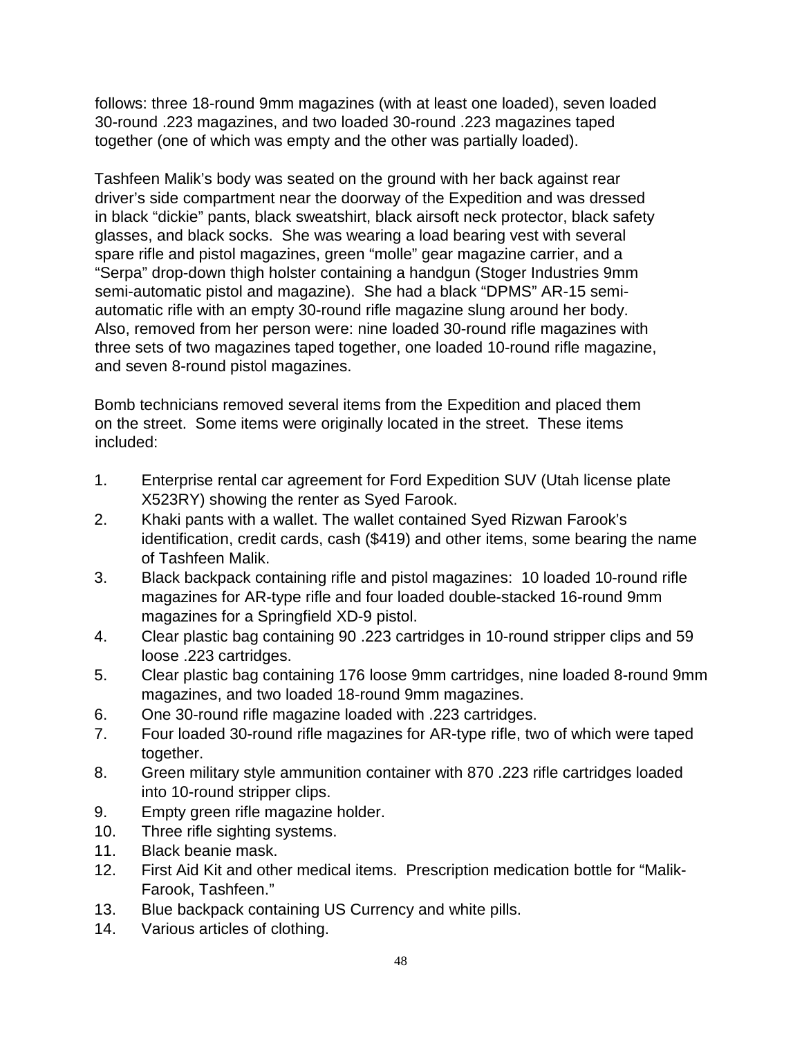follows: three 18-round 9mm magazines (with at least one loaded), seven loaded 30-round .223 magazines, and two loaded 30-round .223 magazines taped together (one of which was empty and the other was partially loaded).

Tashfeen Malik's body was seated on the ground with her back against rear driver's side compartment near the doorway of the Expedition and was dressed in black "dickie" pants, black sweatshirt, black airsoft neck protector, black safety glasses, and black socks. She was wearing a load bearing vest with several spare rifle and pistol magazines, green "molle" gear magazine carrier, and a "Serpa" drop-down thigh holster containing a handgun (Stoger Industries 9mm semi-automatic pistol and magazine). She had a black "DPMS" AR-15 semi-automatic rifle with an empty 30-round rifle magazine slung around her body. Also, removed from her person were: nine loaded 30-round rifle magazines with three sets of two magazines taped together, one loaded 10-round rifle magazine, and seven 8-round pistol magazines.

Bomb technicians removed several items from the Expedition and placed them on the street. Some items were originally located in the street. These items included:

1. Enterprise rental car agreement for Ford Expedition SUV (Utah license plate X523RY) showing the renter as Syed Farook.
2. Khaki pants with a wallet. The wallet contained Syed Rizwan Farook's identification, credit cards, cash ($419) and other items, some bearing the name of Tashfeen Malik.
3. Black backpack containing rifle and pistol magazines: 10 loaded 10-round rifle magazines for AR-type rifle and four loaded double-stacked 16-round 9mm magazines for a Springfield XD-9 pistol.
4. Clear plastic bag containing 90 .223 cartridges in 10-round stripper clips and 59 loose .223 cartridges.
5. Clear plastic bag containing 176 loose 9mm cartridges, nine loaded 8-round 9mm magazines, and two loaded 18-round 9mm magazines.
6. One 30-round rifle magazine loaded with .223 cartridges.
7. Four loaded 30-round rifle magazines for AR-type rifle, two of which were taped together.
8. Green military style ammunition container with 870 .223 rifle cartridges loaded into 10-round stripper clips.
9. Empty green rifle magazine holder.
10. Three rifle sighting systems.
11. Black beanie mask.
12. First Aid Kit and other medical items. Prescription medication bottle for "Malik-Farook, Tashfeen."
13. Blue backpack containing US Currency and white pills.
14. Various articles of clothing.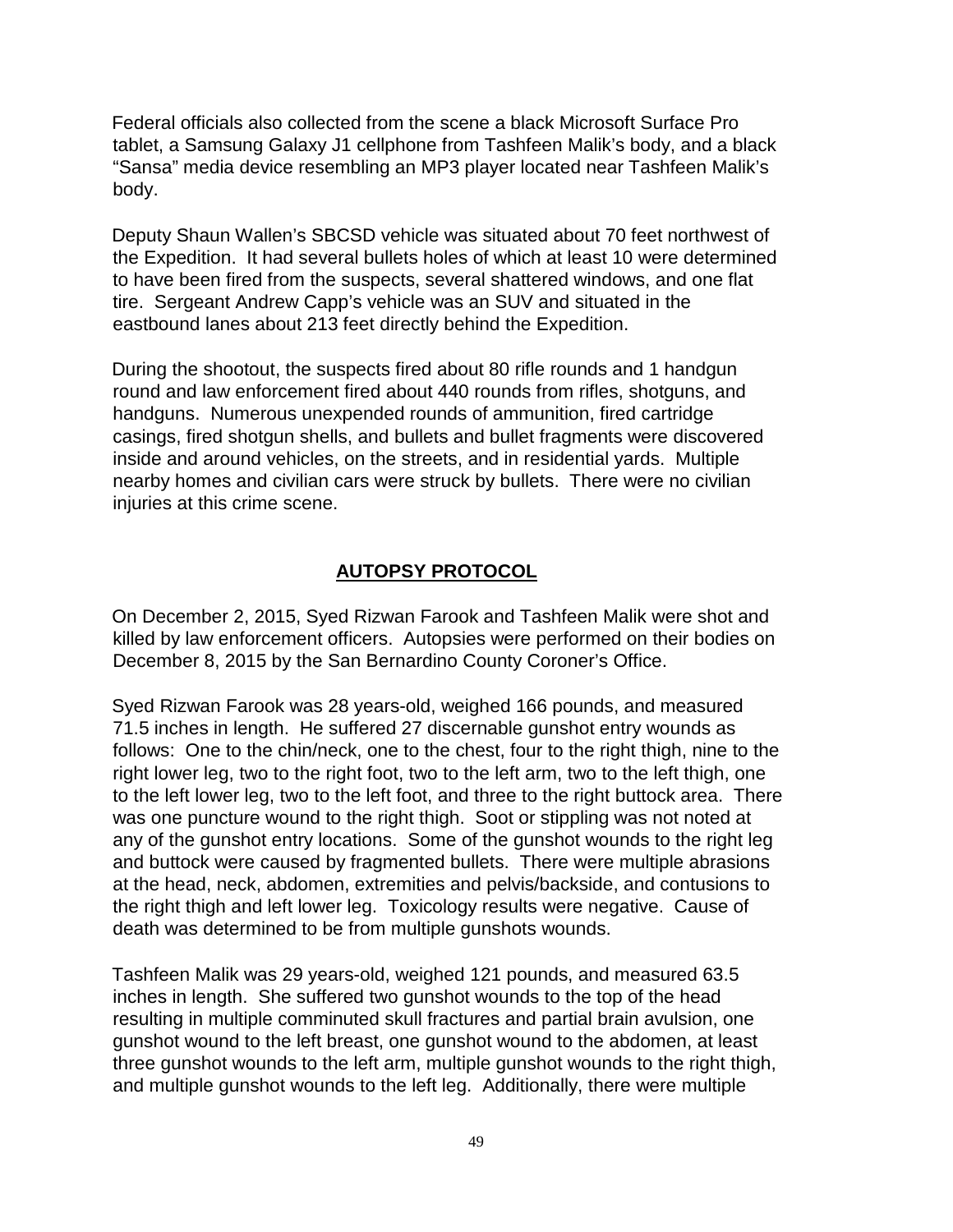Federal officials also collected from the scene a black Microsoft Surface Pro tablet, a Samsung Galaxy J1 cellphone from Tashfeen Malik's body, and a black "Sansa" media device resembling an MP3 player located near Tashfeen Malik's body.

Deputy Shaun Wallen's SBCSD vehicle was situated about 70 feet northwest of the Expedition. It had several bullets holes of which at least 10 were determined to have been fired from the suspects, several shattered windows, and one flat tire. Sergeant Andrew Capp's vehicle was an SUV and situated in the eastbound lanes about 213 feet directly behind the Expedition.

During the shootout, the suspects fired about 80 rifle rounds and 1 handgun round and law enforcement fired about 440 rounds from rifles, shotguns, and handguns. Numerous unexpended rounds of ammunition, fired cartridge casings, fired shotgun shells, and bullets and bullet fragments were discovered inside and around vehicles, on the streets, and in residential yards. Multiple nearby homes and civilian cars were struck by bullets. There were no civilian injuries at this crime scene.

## AUTOPSY PROTOCOL

On December 2, 2015, Syed Rizwan Farook and Tashfeen Malik were shot and killed by law enforcement officers. Autopsies were performed on their bodies on December 8, 2015 by the San Bernardino County Coroner's Office.

Syed Rizwan Farook was 28 years-old, weighed 166 pounds, and measured 71.5 inches in length. He suffered 27 discernable gunshot entry wounds as follows: One to the chin/neck, one to the chest, four to the right thigh, nine to the right lower leg, two to the right foot, two to the left arm, two to the left thigh, one to the left lower leg, two to the left foot, and three to the right buttock area. There was one puncture wound to the right thigh. Soot or stippling was not noted at any of the gunshot entry locations. Some of the gunshot wounds to the right leg and buttock were caused by fragmented bullets. There were multiple abrasions at the head, neck, abdomen, extremities and pelvis/backside, and contusions to the right thigh and left lower leg. Toxicology results were negative. Cause of death was determined to be from multiple gunshots wounds.

Tashfeen Malik was 29 years-old, weighed 121 pounds, and measured 63.5 inches in length. She suffered two gunshot wounds to the top of the head resulting in multiple comminuted skull fractures and partial brain avulsion, one gunshot wound to the left breast, one gunshot wound to the abdomen, at least three gunshot wounds to the left arm, multiple gunshot wounds to the right thigh, and multiple gunshot wounds to the left leg. Additionally, there were multiple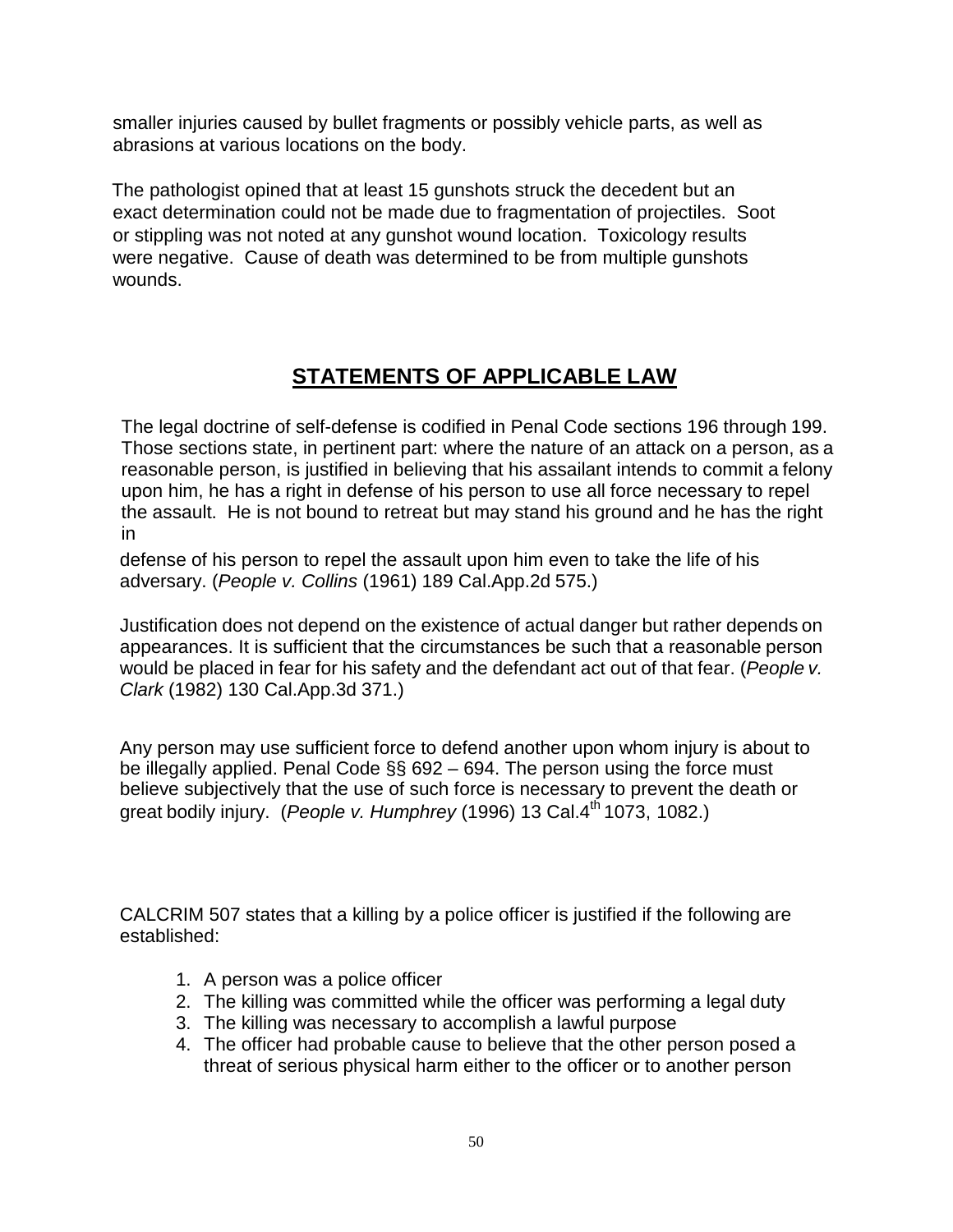smaller injuries caused by bullet fragments or possibly vehicle parts, as well as abrasions at various locations on the body.

The pathologist opined that at least 15 gunshots struck the decedent but an exact determination could not be made due to fragmentation of projectiles. Soot or stippling was not noted at any gunshot wound location. Toxicology results were negative. Cause of death was determined to be from multiple gunshots wounds.

## STATEMENTS OF APPLICABLE LAW

The legal doctrine of self-defense is codified in Penal Code sections 196 through 199. Those sections state, in pertinent part: where the nature of an attack on a person, as a reasonable person, is justified in believing that his assailant intends to commit a felony upon him, he has a right in defense of his person to use all force necessary to repel the assault. He is not bound to retreat but may stand his ground and he has the right in defense of his person to repel the assault upon him even to take the life of his adversary. (*People v. Collins* (1961) 189 Cal.App.2d 575.)

Justification does not depend on the existence of actual danger but rather depends on appearances. It is sufficient that the circumstances be such that a reasonable person would be placed in fear for his safety and the defendant act out of that fear. (*People v. Clark* (1982) 130 Cal.App.3d 371.)

Any person may use sufficient force to defend another upon whom injury is about to be illegally applied. Penal Code §§ 692 – 694. The person using the force must believe subjectively that the use of such force is necessary to prevent the death or great bodily injury. (*People v. Humphrey* (1996) 13 Cal.4th 1073, 1082.)

CALCRIM 507 states that a killing by a police officer is justified if the following are established:

1. A person was a police officer
2. The killing was committed while the officer was performing a legal duty
3. The killing was necessary to accomplish a lawful purpose
4. The officer had probable cause to believe that the other person posed a threat of serious physical harm either to the officer or to another person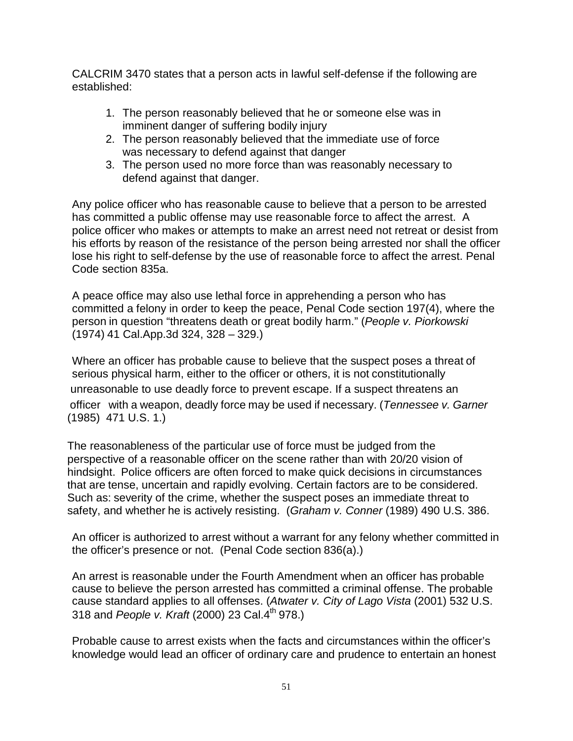CALCRIM 3470 states that a person acts in lawful self-defense if the following are established:

1. The person reasonably believed that he or someone else was in imminent danger of suffering bodily injury
2. The person reasonably believed that the immediate use of force was necessary to defend against that danger
3. The person used no more force than was reasonably necessary to defend against that danger.

Any police officer who has reasonable cause to believe that a person to be arrested has committed a public offense may use reasonable force to affect the arrest. A police officer who makes or attempts to make an arrest need not retreat or desist from his efforts by reason of the resistance of the person being arrested nor shall the officer lose his right to self-defense by the use of reasonable force to affect the arrest. Penal Code section 835a.

A peace office may also use lethal force in apprehending a person who has committed a felony in order to keep the peace, Penal Code section 197(4), where the person in question "threatens death or great bodily harm." (*People v. Piorkowski* (1974) 41 Cal.App.3d 324, 328 – 329.)

Where an officer has probable cause to believe that the suspect poses a threat of serious physical harm, either to the officer or others, it is not constitutionally unreasonable to use deadly force to prevent escape. If a suspect threatens an officer with a weapon, deadly force may be used if necessary. (*Tennessee v. Garner* (1985) 471 U.S. 1.)

The reasonableness of the particular use of force must be judged from the perspective of a reasonable officer on the scene rather than with 20/20 vision of hindsight. Police officers are often forced to make quick decisions in circumstances that are tense, uncertain and rapidly evolving. Certain factors are to be considered. Such as: severity of the crime, whether the suspect poses an immediate threat to safety, and whether he is actively resisting. (*Graham v. Conner* (1989) 490 U.S. 386.

An officer is authorized to arrest without a warrant for any felony whether committed in the officer's presence or not. (Penal Code section 836(a).)

An arrest is reasonable under the Fourth Amendment when an officer has probable cause to believe the person arrested has committed a criminal offense. The probable cause standard applies to all offenses. (*Atwater v. City of Lago Vista* (2001) 532 U.S. 318 and *People v. Kraft* (2000) 23 Cal.4th 978.)

Probable cause to arrest exists when the facts and circumstances within the officer's knowledge would lead an officer of ordinary care and prudence to entertain an honest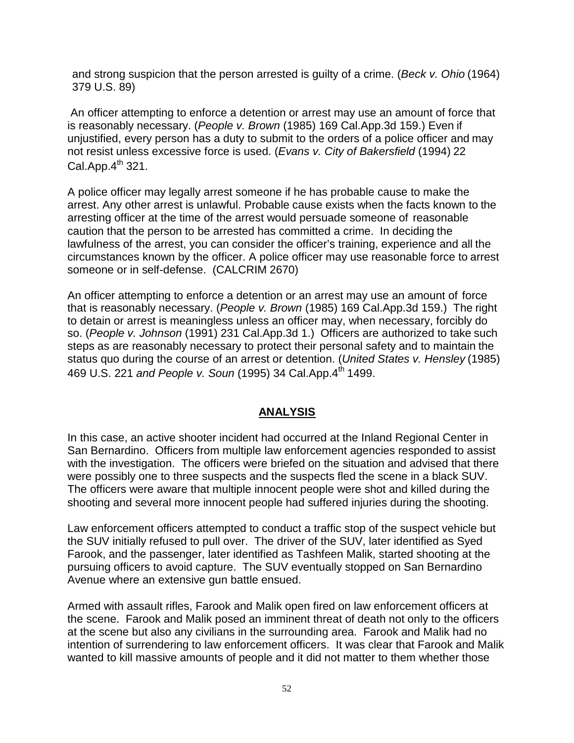and strong suspicion that the person arrested is guilty of a crime. (*Beck v. Ohio* (1964) 379 U.S. 89)

An officer attempting to enforce a detention or arrest may use an amount of force that is reasonably necessary. (*People v. Brown* (1985) 169 Cal.App.3d 159.) Even if unjustified, every person has a duty to submit to the orders of a police officer and may not resist unless excessive force is used. (*Evans v. City of Bakersfield* (1994) 22 Cal.App.4th 321.

A police officer may legally arrest someone if he has probable cause to make the arrest. Any other arrest is unlawful. Probable cause exists when the facts known to the arresting officer at the time of the arrest would persuade someone of reasonable caution that the person to be arrested has committed a crime. In deciding the lawfulness of the arrest, you can consider the officer's training, experience and all the circumstances known by the officer. A police officer may use reasonable force to arrest someone or in self-defense. (CALCRIM 2670)

An officer attempting to enforce a detention or an arrest may use an amount of force that is reasonably necessary. (*People v. Brown* (1985) 169 Cal.App.3d 159.) The right to detain or arrest is meaningless unless an officer may, when necessary, forcibly do so. (*People v. Johnson* (1991) 231 Cal.App.3d 1.) Officers are authorized to take such steps as are reasonably necessary to protect their personal safety and to maintain the status quo during the course of an arrest or detention. (*United States v. Hensley* (1985) 469 U.S. 221 *and People v. Soun* (1995) 34 Cal.App.4th 1499.

## ANALYSIS

In this case, an active shooter incident had occurred at the Inland Regional Center in San Bernardino. Officers from multiple law enforcement agencies responded to assist with the investigation. The officers were briefed on the situation and advised that there were possibly one to three suspects and the suspects fled the scene in a black SUV. The officers were aware that multiple innocent people were shot and killed during the shooting and several more innocent people had suffered injuries during the shooting.

Law enforcement officers attempted to conduct a traffic stop of the suspect vehicle but the SUV initially refused to pull over. The driver of the SUV, later identified as Syed Farook, and the passenger, later identified as Tashfeen Malik, started shooting at the pursuing officers to avoid capture. The SUV eventually stopped on San Bernardino Avenue where an extensive gun battle ensued.

Armed with assault rifles, Farook and Malik open fired on law enforcement officers at the scene. Farook and Malik posed an imminent threat of death not only to the officers at the scene but also any civilians in the surrounding area. Farook and Malik had no intention of surrendering to law enforcement officers. It was clear that Farook and Malik wanted to kill massive amounts of people and it did not matter to them whether those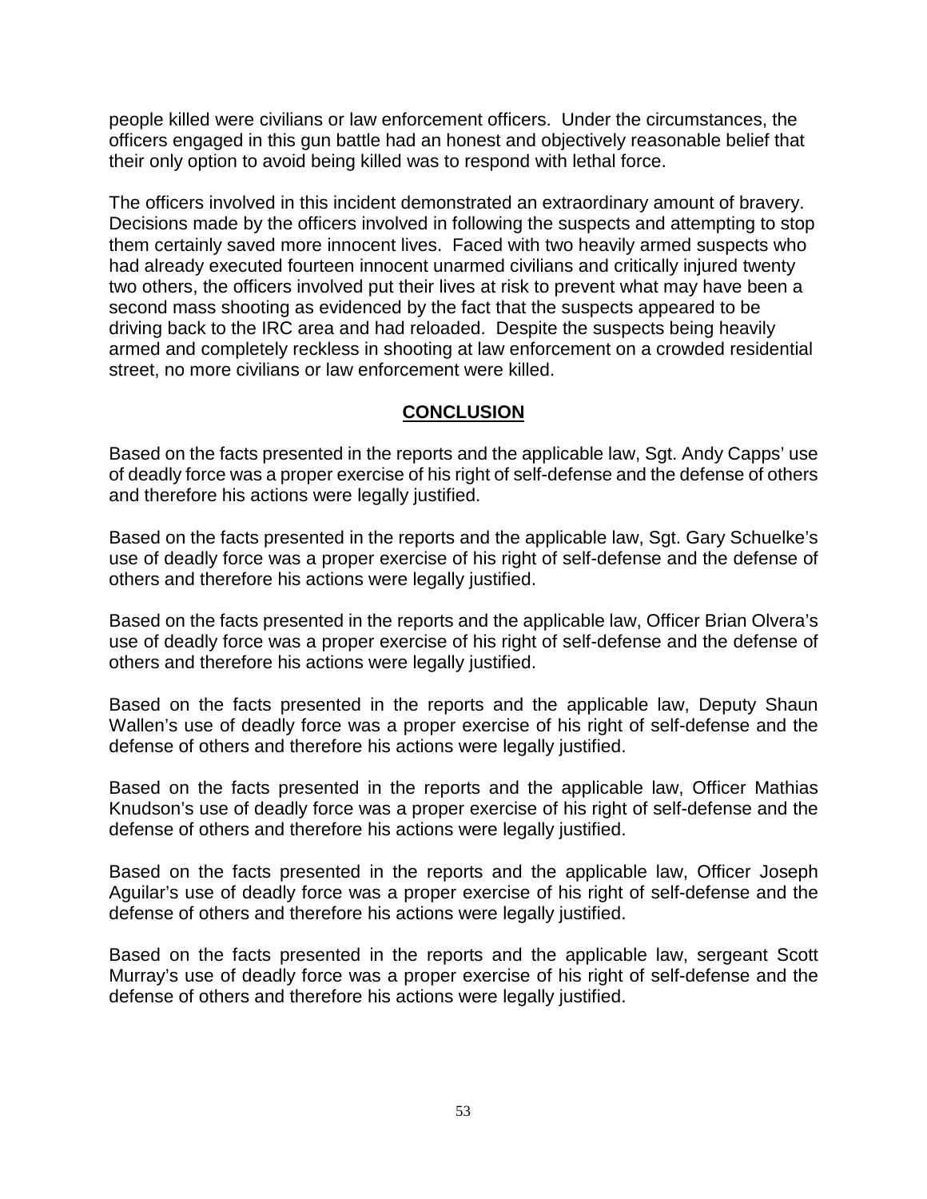people killed were civilians or law enforcement officers. Under the circumstances, the officers engaged in this gun battle had an honest and objectively reasonable belief that their only option to avoid being killed was to respond with lethal force.

The officers involved in this incident demonstrated an extraordinary amount of bravery. Decisions made by the officers involved in following the suspects and attempting to stop them certainly saved more innocent lives. Faced with two heavily armed suspects who had already executed fourteen innocent unarmed civilians and critically injured twenty two others, the officers involved put their lives at risk to prevent what may have been a second mass shooting as evidenced by the fact that the suspects appeared to be driving back to the IRC area and had reloaded. Despite the suspects being heavily armed and completely reckless in shooting at law enforcement on a crowded residential street, no more civilians or law enforcement were killed.

## **CONCLUSION**

Based on the facts presented in the reports and the applicable law, Sgt. Andy Capps' use of deadly force was a proper exercise of his right of self-defense and the defense of others and therefore his actions were legally justified.

Based on the facts presented in the reports and the applicable law, Sgt. Gary Schuelke's use of deadly force was a proper exercise of his right of self-defense and the defense of others and therefore his actions were legally justified.

Based on the facts presented in the reports and the applicable law, Officer Brian Olvera's use of deadly force was a proper exercise of his right of self-defense and the defense of others and therefore his actions were legally justified.

Based on the facts presented in the reports and the applicable law, Deputy Shaun Wallen's use of deadly force was a proper exercise of his right of self-defense and the defense of others and therefore his actions were legally justified.

Based on the facts presented in the reports and the applicable law, Officer Mathias Knudson's use of deadly force was a proper exercise of his right of self-defense and the defense of others and therefore his actions were legally justified.

Based on the facts presented in the reports and the applicable law, Officer Joseph Aguilar's use of deadly force was a proper exercise of his right of self-defense and the defense of others and therefore his actions were legally justified.

Based on the facts presented in the reports and the applicable law, sergeant Scott Murray's use of deadly force was a proper exercise of his right of self-defense and the defense of others and therefore his actions were legally justified.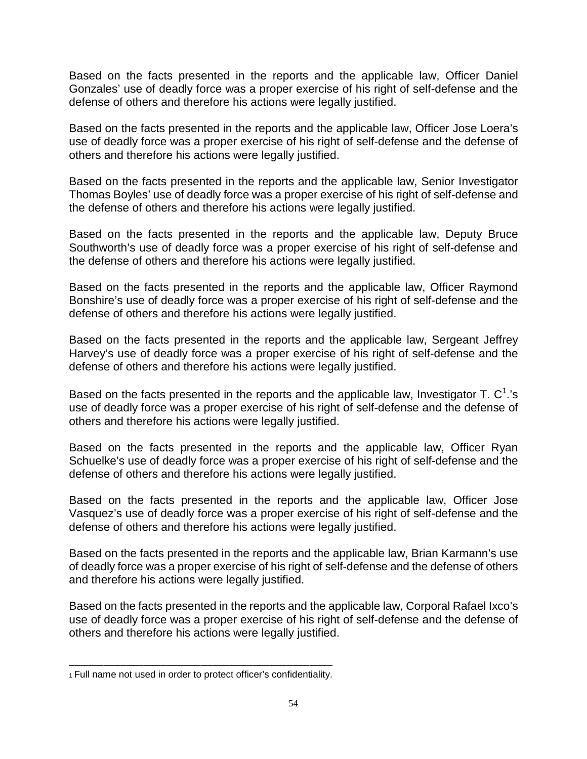Based on the facts presented in the reports and the applicable law, Officer Daniel Gonzales' use of deadly force was a proper exercise of his right of self-defense and the defense of others and therefore his actions were legally justified.

Based on the facts presented in the reports and the applicable law, Officer Jose Loera's use of deadly force was a proper exercise of his right of self-defense and the defense of others and therefore his actions were legally justified.

Based on the facts presented in the reports and the applicable law, Senior Investigator Thomas Boyles' use of deadly force was a proper exercise of his right of self-defense and the defense of others and therefore his actions were legally justified.

Based on the facts presented in the reports and the applicable law, Deputy Bruce Southworth's use of deadly force was a proper exercise of his right of self-defense and the defense of others and therefore his actions were legally justified.

Based on the facts presented in the reports and the applicable law, Officer Raymond Bonshire's use of deadly force was a proper exercise of his right of self-defense and the defense of others and therefore his actions were legally justified.

Based on the facts presented in the reports and the applicable law, Sergeant Jeffrey Harvey's use of deadly force was a proper exercise of his right of self-defense and the defense of others and therefore his actions were legally justified.

Based on the facts presented in the reports and the applicable law, Investigator T. C[1].'s use of deadly force was a proper exercise of his right of self-defense and the defense of others and therefore his actions were legally justified.

Based on the facts presented in the reports and the applicable law, Officer Ryan Schuelke's use of deadly force was a proper exercise of his right of self-defense and the defense of others and therefore his actions were legally justified.

Based on the facts presented in the reports and the applicable law, Officer Jose Vasquez's use of deadly force was a proper exercise of his right of self-defense and the defense of others and therefore his actions were legally justified.

Based on the facts presented in the reports and the applicable law, Brian Karmann's use of deadly force was a proper exercise of his right of self-defense and the defense of others and therefore his actions were legally justified.

Based on the facts presented in the reports and the applicable law, Corporal Rafael Ixco's use of deadly force was a proper exercise of his right of self-defense and the defense of others and therefore his actions were legally justified.

---

[1] Full name not used in order to protect officer's confidentiality.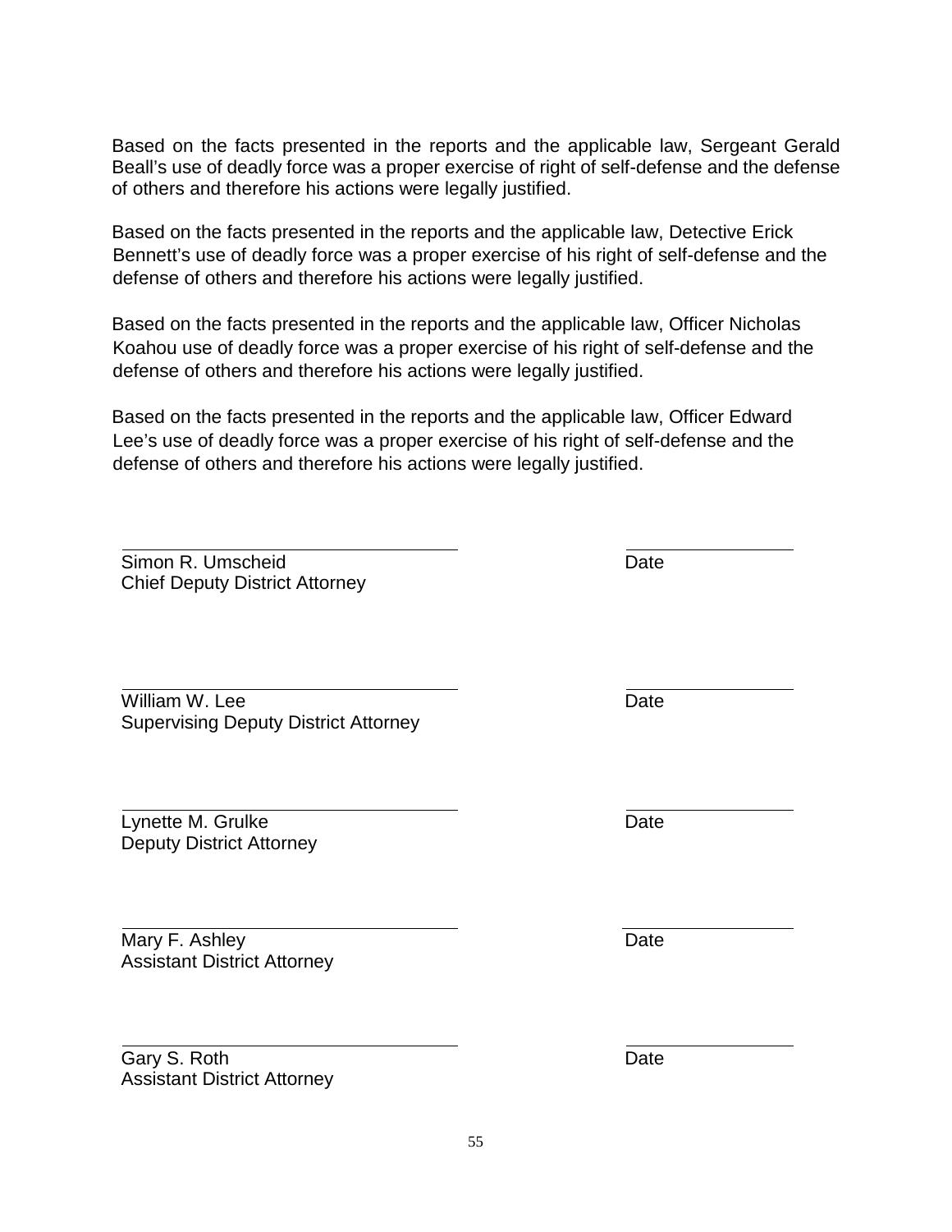Based on the facts presented in the reports and the applicable law, Sergeant Gerald Beall's use of deadly force was a proper exercise of right of self-defense and the defense of others and therefore his actions were legally justified.

Based on the facts presented in the reports and the applicable law, Detective Erick Bennett's use of deadly force was a proper exercise of his right of self-defense and the defense of others and therefore his actions were legally justified.

Based on the facts presented in the reports and the applicable law, Officer Nicholas Koahou use of deadly force was a proper exercise of his right of self-defense and the defense of others and therefore his actions were legally justified.

Based on the facts presented in the reports and the applicable law, Officer Edward Lee's use of deadly force was a proper exercise of his right of self-defense and the defense of others and therefore his actions were legally justified.

| | |
|---|---|
| Simon R. Umscheid<br>Chief Deputy District Attorney | Date |
| William W. Lee<br>Supervising Deputy District Attorney | Date |
| Lynette M. Grulke<br>Deputy District Attorney | Date |
| Mary F. Ashley<br>Assistant District Attorney | Date |
| Gary S. Roth<br>Assistant District Attorney | Date |